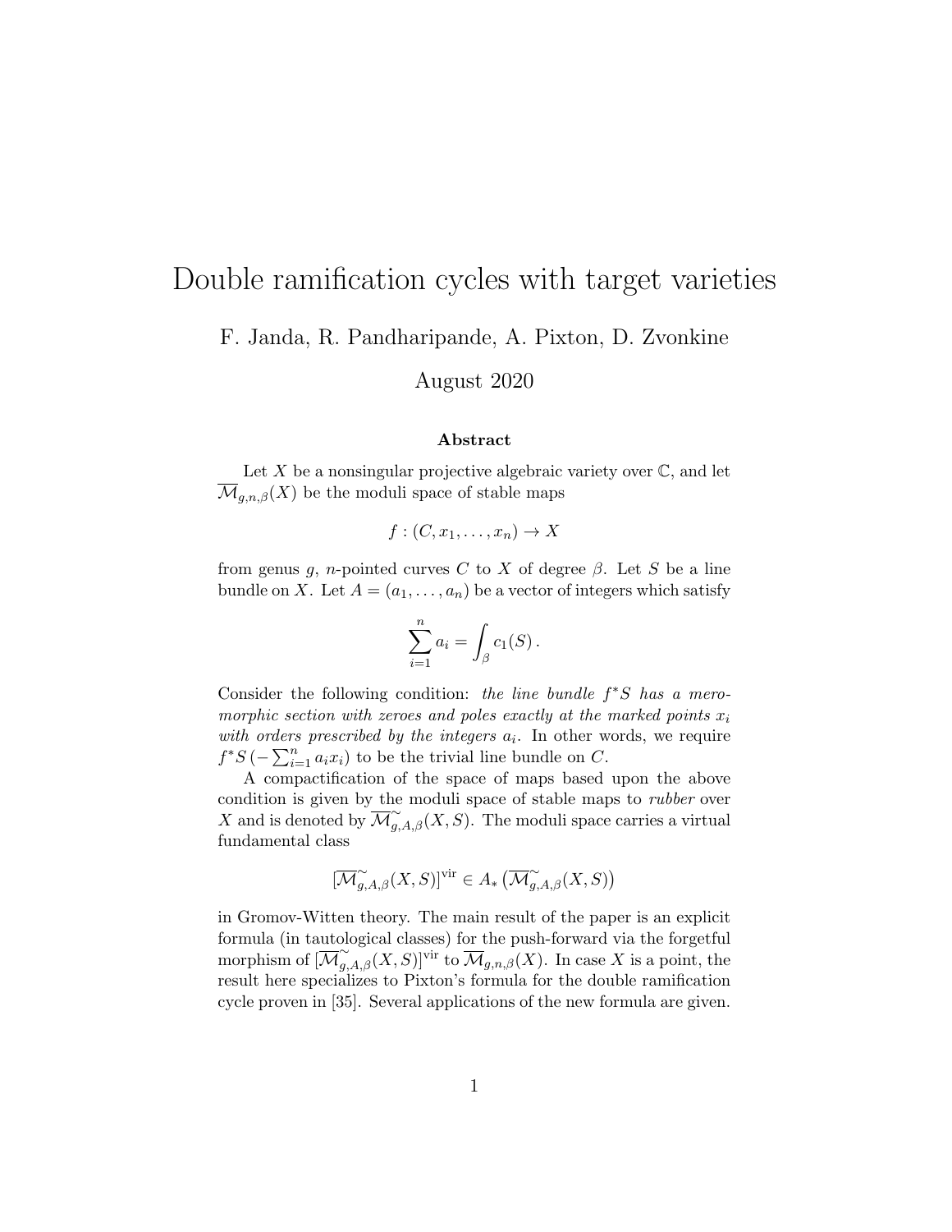# Double ramification cycles with target varieties

F. Janda, R. Pandharipande, A. Pixton, D. Zvonkine

August 2020

### Abstract

Let $X$ be a nonsingular projective algebraic variety over $\mathbb{C}$, and let $\overline{\mathcal{M}}_{g,n,\beta}(X)$ be the moduli space of stable maps

$$f : (C, x_1, \ldots, x_n) \to X$$

from genus $g$, $n$-pointed curves $C$ to $X$ of degree $\beta$. Let $S$ be a line bundle on $X$. Let $A = (a_1, \ldots, a_n)$ be a vector of integers which satisfy

$$\sum_{i=1}^{n} a_i = \int_{\beta} c_1(S)\,.$$

Consider the following condition: *the line bundle $f^*S$ has a meromorphic section with zeroes and poles exactly at the marked points $x_i$ with orders prescribed by the integers $a_i$.* In other words, we require $f^*S\,(-\sum_{i=1}^{n} a_i x_i)$ to be the trivial line bundle on $C$.

A compactification of the space of maps based upon the above condition is given by the moduli space of stable maps to *rubber* over $X$ and is denoted by $\overline{\mathcal{M}}^{\sim}_{g,A,\beta}(X,S)$. The moduli space carries a virtual fundamental class

$$[\overline{\mathcal{M}}^{\sim}_{g,A,\beta}(X,S)]^{\mathrm{vir}} \in A_*\left(\overline{\mathcal{M}}^{\sim}_{g,A,\beta}(X,S)\right)$$

in Gromov-Witten theory. The main result of the paper is an explicit formula (in tautological classes) for the push-forward via the forgetful morphism of $[\overline{\mathcal{M}}^{\sim}_{g,A,\beta}(X,S)]^{\mathrm{vir}}$ to $\overline{\mathcal{M}}_{g,n,\beta}(X)$. In case $X$ is a point, the result here specializes to Pixton's formula for the double ramification cycle proven in [35]. Several applications of the new formula are given.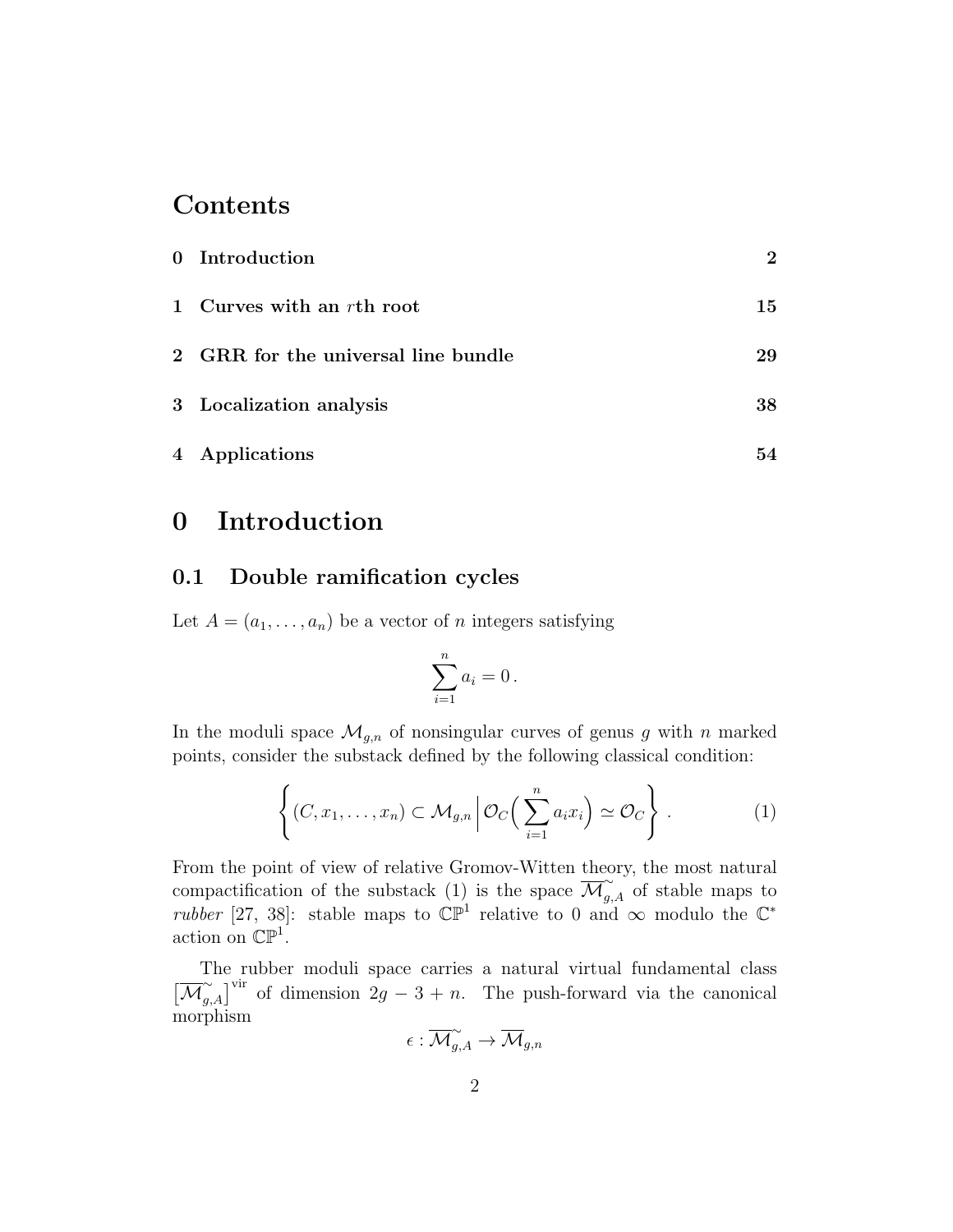# Contents

| | | |
|---|---|---|
| **0** | **Introduction** | **2** |
| **1** | **Curves with an $r$th root** | **15** |
| **2** | **GRR for the universal line bundle** | **29** |
| **3** | **Localization analysis** | **38** |
| **4** | **Applications** | **54** |

# 0 Introduction

## 0.1 Double ramification cycles

Let $A = (a_1, \ldots, a_n)$ be a vector of $n$ integers satisfying

$$\sum_{i=1}^{n} a_i = 0\,.$$

In the moduli space $\mathcal{M}_{g,n}$ of nonsingular curves of genus $g$ with $n$ marked points, consider the substack defined by the following classical condition:

$$\left\{ (C, x_1, \ldots, x_n) \subset \mathcal{M}_{g,n} \,\middle|\, \mathcal{O}_C\Big(\sum_{i=1}^{n} a_i x_i\Big) \simeq \mathcal{O}_C \right\}\,. \tag{1}$$

From the point of view of relative Gromov-Witten theory, the most natural compactification of the substack (1) is the space $\overline{\mathcal{M}}^{\sim}_{g,A}$ of stable maps to *rubber* [27, 38]: stable maps to $\mathbb{CP}^1$ relative to 0 and $\infty$ modulo the $\mathbb{C}^*$ action on $\mathbb{CP}^1$.

The rubber moduli space carries a natural virtual fundamental class $\big[\overline{\mathcal{M}}^{\sim}_{g,A}\big]^{\text{vir}}$ of dimension $2g - 3 + n$. The push-forward via the canonical morphism

$$\epsilon : \overline{\mathcal{M}}^{\sim}_{g,A} \to \overline{\mathcal{M}}_{g,n}$$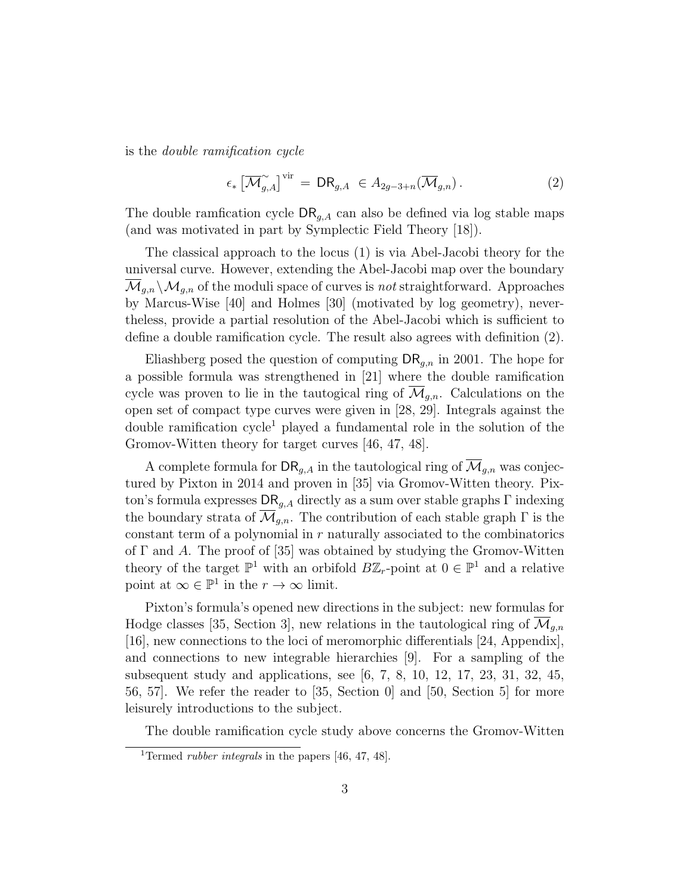is the *double ramification cycle*

$$\epsilon_* \left[\overline{\mathcal{M}}^{\sim}_{g,A}\right]^{\text{vir}} = \mathsf{DR}_{g,A} \in A_{2g-3+n}(\overline{\mathcal{M}}_{g,n})\,. \tag{2}$$

The double ramfication cycle $\mathsf{DR}_{g,A}$ can also be defined via log stable maps (and was motivated in part by Symplectic Field Theory [18]).

The classical approach to the locus (1) is via Abel-Jacobi theory for the universal curve. However, extending the Abel-Jacobi map over the boundary $\overline{\mathcal{M}}_{g,n}\backslash\mathcal{M}_{g,n}$ of the moduli space of curves is *not* straightforward. Approaches by Marcus-Wise [40] and Holmes [30] (motivated by log geometry), nevertheless, provide a partial resolution of the Abel-Jacobi which is sufficient to define a double ramification cycle. The result also agrees with definition (2).

Eliashberg posed the question of computing $\mathsf{DR}_{g,n}$ in 2001. The hope for a possible formula was strengthened in [21] where the double ramification cycle was proven to lie in the tautogical ring of $\overline{\mathcal{M}}_{g,n}$. Calculations on the open set of compact type curves were given in [28, 29]. Integrals against the double ramification cycle[1] played a fundamental role in the solution of the Gromov-Witten theory for target curves [46, 47, 48].

A complete formula for $\mathsf{DR}_{g,A}$ in the tautological ring of $\overline{\mathcal{M}}_{g,n}$ was conjectured by Pixton in 2014 and proven in [35] via Gromov-Witten theory. Pixton's formula expresses $\mathsf{DR}_{g,A}$ directly as a sum over stable graphs $\Gamma$ indexing the boundary strata of $\overline{\mathcal{M}}_{g,n}$. The contribution of each stable graph $\Gamma$ is the constant term of a polynomial in $r$ naturally associated to the combinatorics of $\Gamma$ and $A$. The proof of [35] was obtained by studying the Gromov-Witten theory of the target $\mathbb{P}^1$ with an orbifold $B\mathbb{Z}_r$-point at $0 \in \mathbb{P}^1$ and a relative point at $\infty \in \mathbb{P}^1$ in the $r \to \infty$ limit.

Pixton's formula's opened new directions in the subject: new formulas for Hodge classes [35, Section 3], new relations in the tautological ring of $\overline{\mathcal{M}}_{g,n}$ [16], new connections to the loci of meromorphic differentials [24, Appendix], and connections to new integrable hierarchies [9]. For a sampling of the subsequent study and applications, see [6, 7, 8, 10, 12, 17, 23, 31, 32, 45, 56, 57]. We refer the reader to [35, Section 0] and [50, Section 5] for more leisurely introductions to the subject.

The double ramification cycle study above concerns the Gromov-Witten

[1] Termed *rubber integrals* in the papers [46, 47, 48].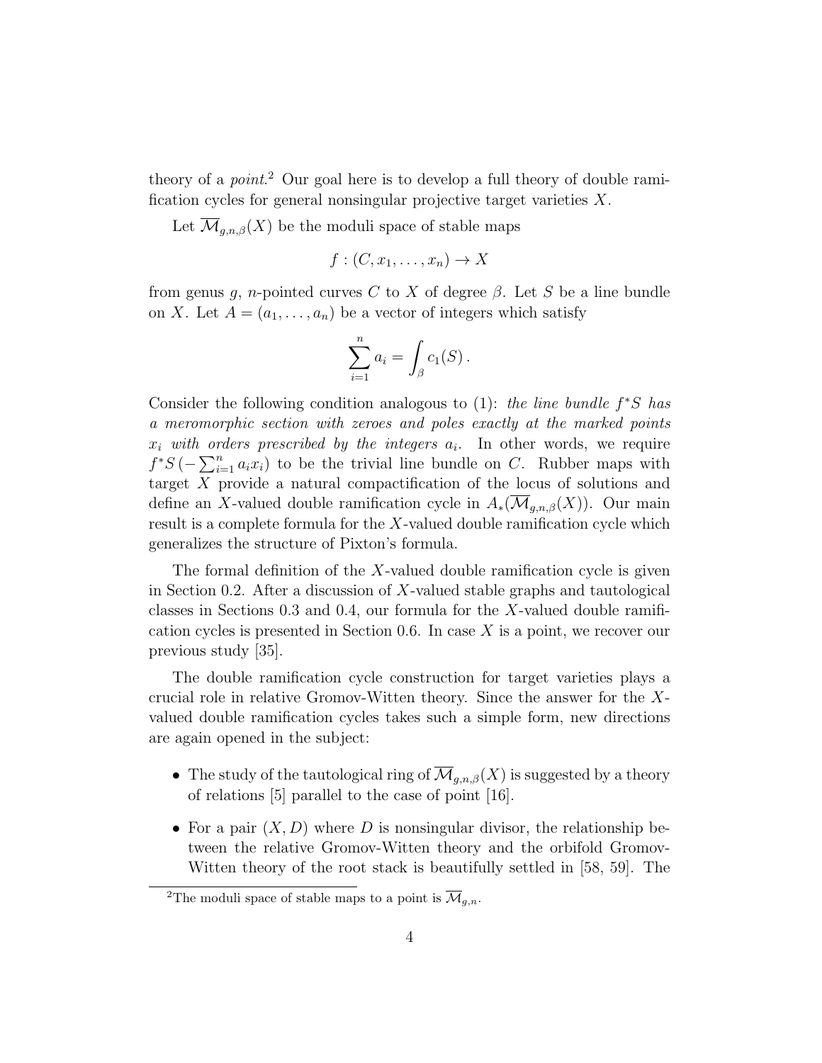theory of a *point*.[2] Our goal here is to develop a full theory of double ramification cycles for general nonsingular projective target varieties $X$.

Let $\overline{\mathcal{M}}_{g,n,\beta}(X)$ be the moduli space of stable maps

$$f : (C, x_1, \ldots, x_n) \to X$$

from genus $g$, $n$-pointed curves $C$ to $X$ of degree $\beta$. Let $S$ be a line bundle on $X$. Let $A = (a_1, \ldots, a_n)$ be a vector of integers which satisfy

$$\sum_{i=1}^{n} a_i = \int_\beta c_1(S) \, .$$

Consider the following condition analogous to (1): *the line bundle $f^*S$ has a meromorphic section with zeroes and poles exactly at the marked points $x_i$ with orders prescribed by the integers $a_i$.* In other words, we require $f^*S\left(-\sum_{i=1}^n a_i x_i\right)$ to be the trivial line bundle on $C$. Rubber maps with target $X$ provide a natural compactification of the locus of solutions and define an $X$-valued double ramification cycle in $A_*(\overline{\mathcal{M}}_{g,n,\beta}(X))$. Our main result is a complete formula for the $X$-valued double ramification cycle which generalizes the structure of Pixton's formula.

The formal definition of the $X$-valued double ramification cycle is given in Section 0.2. After a discussion of $X$-valued stable graphs and tautological classes in Sections 0.3 and 0.4, our formula for the $X$-valued double ramification cycles is presented in Section 0.6. In case $X$ is a point, we recover our previous study [35].

The double ramification cycle construction for target varieties plays a crucial role in relative Gromov-Witten theory. Since the answer for the $X$-valued double ramification cycles takes such a simple form, new directions are again opened in the subject:

- The study of the tautological ring of $\overline{\mathcal{M}}_{g,n,\beta}(X)$ is suggested by a theory of relations [5] parallel to the case of point [16].
- For a pair $(X, D)$ where $D$ is nonsingular divisor, the relationship between the relative Gromov-Witten theory and the orbifold Gromov-Witten theory of the root stack is beautifully settled in [58, 59]. The

[2] The moduli space of stable maps to a point is $\overline{\mathcal{M}}_{g,n}$.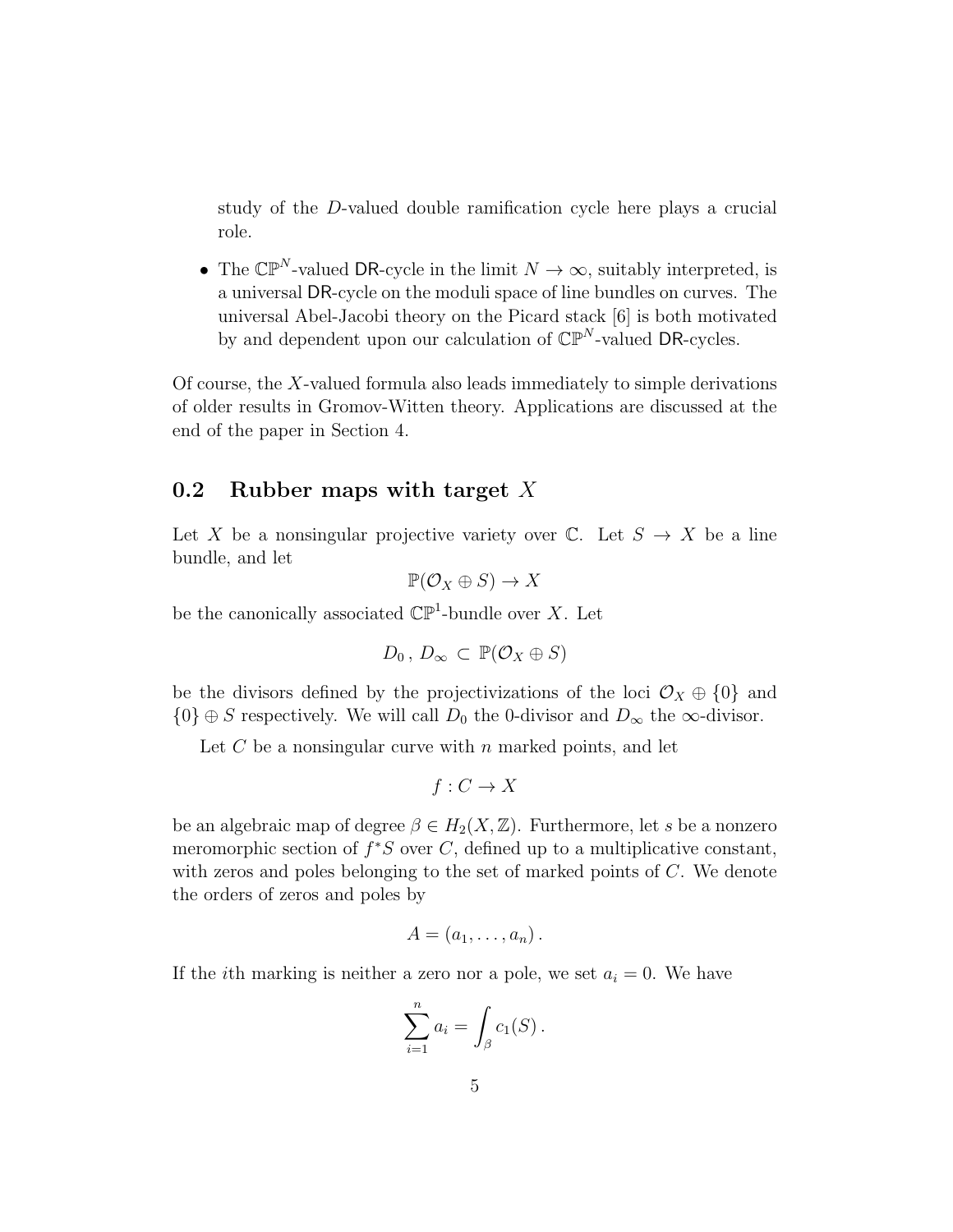study of the $D$-valued double ramification cycle here plays a crucial role.

- The $\mathbb{CP}^N$-valued $\mathsf{DR}$-cycle in the limit $N \to \infty$, suitably interpreted, is a universal $\mathsf{DR}$-cycle on the moduli space of line bundles on curves. The universal Abel-Jacobi theory on the Picard stack [6] is both motivated by and dependent upon our calculation of $\mathbb{CP}^N$-valued $\mathsf{DR}$-cycles.

Of course, the $X$-valued formula also leads immediately to simple derivations of older results in Gromov-Witten theory. Applications are discussed at the end of the paper in Section 4.

## 0.2 Rubber maps with target $X$

Let $X$ be a nonsingular projective variety over $\mathbb{C}$. Let $S \to X$ be a line bundle, and let

$$\mathbb{P}(\mathcal{O}_X \oplus S) \to X$$

be the canonically associated $\mathbb{CP}^1$-bundle over $X$. Let

$$D_0\,,\, D_\infty \,\subset\, \mathbb{P}(\mathcal{O}_X \oplus S)$$

be the divisors defined by the projectivizations of the loci $\mathcal{O}_X \oplus \{0\}$ and $\{0\} \oplus S$ respectively. We will call $D_0$ the 0-divisor and $D_\infty$ the $\infty$-divisor.

Let $C$ be a nonsingular curve with $n$ marked points, and let

$$f : C \to X$$

be an algebraic map of degree $\beta \in H_2(X, \mathbb{Z})$. Furthermore, let $s$ be a nonzero meromorphic section of $f^*S$ over $C$, defined up to a multiplicative constant, with zeros and poles belonging to the set of marked points of $C$. We denote the orders of zeros and poles by

$$A = (a_1, \ldots, a_n)\,.$$

If the $i$th marking is neither a zero nor a pole, we set $a_i = 0$. We have

$$\sum_{i=1}^{n} a_i = \int_\beta c_1(S)\,.$$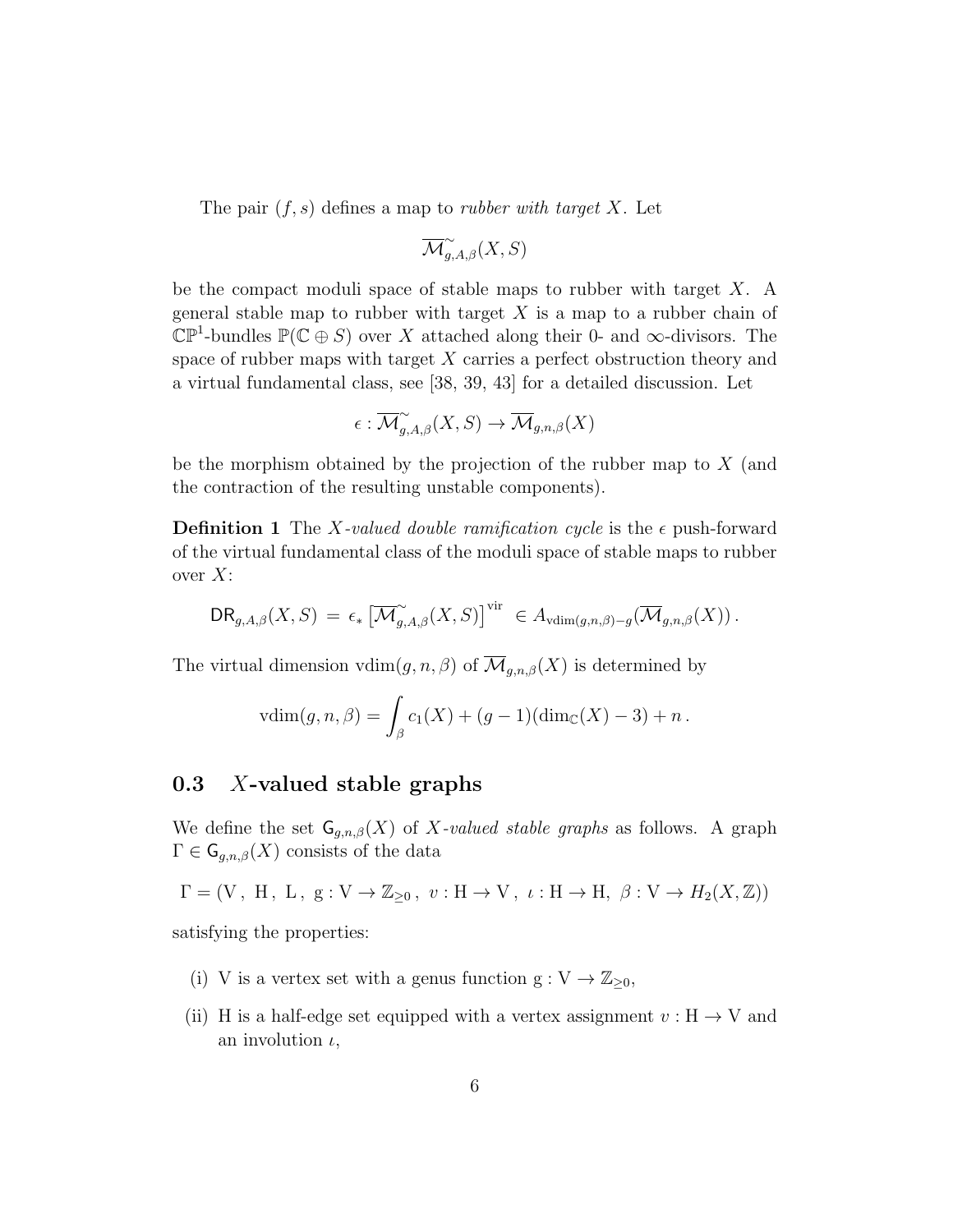The pair $(f, s)$ defines a map to *rubber with target* $X$. Let

$$\overline{\mathcal{M}}^{\sim}_{g,A,\beta}(X, S)$$

be the compact moduli space of stable maps to rubber with target $X$. A general stable map to rubber with target $X$ is a map to a rubber chain of $\mathbb{CP}^1$-bundles $\mathbb{P}(\mathbb{C} \oplus S)$ over $X$ attached along their 0- and $\infty$-divisors. The space of rubber maps with target $X$ carries a perfect obstruction theory and a virtual fundamental class, see [38, 39, 43] for a detailed discussion. Let

$$\epsilon : \overline{\mathcal{M}}^{\sim}_{g,A,\beta}(X, S) \to \overline{\mathcal{M}}_{g,n,\beta}(X)$$

be the morphism obtained by the projection of the rubber map to $X$ (and the contraction of the resulting unstable components).

**Definition 1** The *$X$-valued double ramification cycle* is the $\epsilon$ push-forward of the virtual fundamental class of the moduli space of stable maps to rubber over $X$:

$$\mathsf{DR}_{g,A,\beta}(X, S) \;=\; \epsilon_* \left[\overline{\mathcal{M}}^{\sim}_{g,A,\beta}(X, S)\right]^{\mathrm{vir}} \;\in A_{\mathrm{vdim}(g,n,\beta)-g}(\overline{\mathcal{M}}_{g,n,\beta}(X))\,.$$

The virtual dimension $\mathrm{vdim}(g, n, \beta)$ of $\overline{\mathcal{M}}_{g,n,\beta}(X)$ is determined by

$$\mathrm{vdim}(g, n, \beta) = \int_\beta c_1(X) + (g-1)(\dim_{\mathbb{C}}(X) - 3) + n\,.$$

## 0.3 $X$-valued stable graphs

We define the set $\mathsf{G}_{g,n,\beta}(X)$ of *$X$-valued stable graphs* as follows. A graph $\Gamma \in \mathsf{G}_{g,n,\beta}(X)$ consists of the data

$$\Gamma = (\mathrm{V}\,,\ \mathrm{H}\,,\ \mathrm{L}\,,\ \mathrm{g} : \mathrm{V} \to \mathbb{Z}_{\geq 0}\,,\ v : \mathrm{H} \to \mathrm{V}\,,\ \iota : \mathrm{H} \to \mathrm{H},\ \beta : \mathrm{V} \to H_2(X, \mathbb{Z}))$$

satisfying the properties:

(i) V is a vertex set with a genus function $\mathrm{g} : \mathrm{V} \to \mathbb{Z}_{\geq 0}$,

(ii) H is a half-edge set equipped with a vertex assignment $v : \mathrm{H} \to \mathrm{V}$ and an involution $\iota$,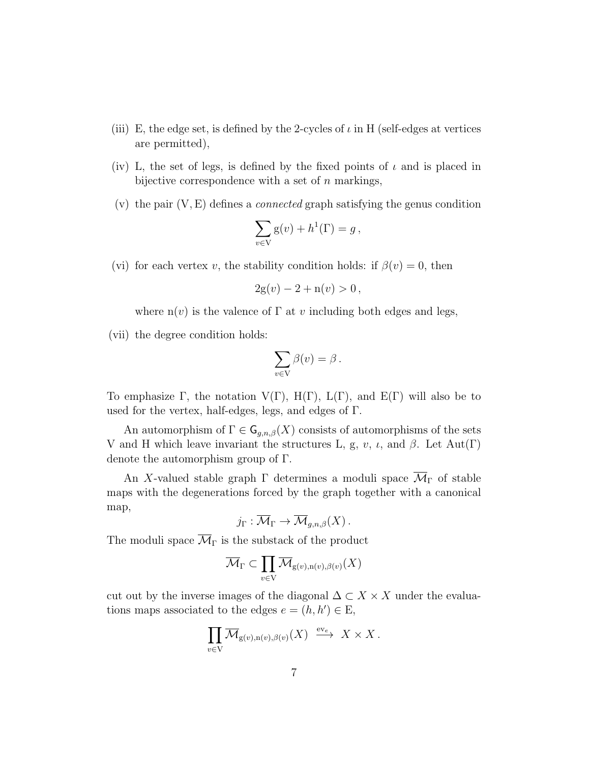(iii) E, the edge set, is defined by the 2-cycles of $\iota$ in H (self-edges at vertices are permitted),

(iv) L, the set of legs, is defined by the fixed points of $\iota$ and is placed in bijective correspondence with a set of $n$ markings,

(v) the pair $(\mathrm{V},\mathrm{E})$ defines a *connected* graph satisfying the genus condition

$$\sum_{v\in \mathrm{V}} \mathrm{g}(v) + h^1(\Gamma) = g\,,$$

(vi) for each vertex $v$, the stability condition holds: if $\beta(v)=0$, then

$$2\mathrm{g}(v) - 2 + \mathrm{n}(v) > 0\,,$$

where $\mathrm{n}(v)$ is the valence of $\Gamma$ at $v$ including both edges and legs,

(vii) the degree condition holds:

$$\sum_{v\in \mathrm{V}} \beta(v) = \beta\,.$$

To emphasize $\Gamma$, the notation $\mathrm{V}(\Gamma)$, $\mathrm{H}(\Gamma)$, $\mathrm{L}(\Gamma)$, and $\mathrm{E}(\Gamma)$ will also be to used for the vertex, half-edges, legs, and edges of $\Gamma$.

An automorphism of $\Gamma \in \mathsf{G}_{g,n,\beta}(X)$ consists of automorphisms of the sets V and H which leave invariant the structures L, g, $v$, $\iota$, and $\beta$. Let $\mathrm{Aut}(\Gamma)$ denote the automorphism group of $\Gamma$.

An $X$-valued stable graph $\Gamma$ determines a moduli space $\overline{\mathcal{M}}_\Gamma$ of stable maps with the degenerations forced by the graph together with a canonical map,

$$j_\Gamma : \overline{\mathcal{M}}_\Gamma \to \overline{\mathcal{M}}_{g,n,\beta}(X)\,.$$

The moduli space $\overline{\mathcal{M}}_\Gamma$ is the substack of the product

$$\overline{\mathcal{M}}_\Gamma \subset \prod_{v\in \mathrm{V}} \overline{\mathcal{M}}_{\mathrm{g}(v),\mathrm{n}(v),\beta(v)}(X)$$

cut out by the inverse images of the diagonal $\Delta \subset X\times X$ under the evaluations maps associated to the edges $e=(h,h')\in \mathrm{E}$,

$$\prod_{v\in \mathrm{V}} \overline{\mathcal{M}}_{\mathrm{g}(v),\mathrm{n}(v),\beta(v)}(X) \xrightarrow{\mathrm{ev}_e} X\times X\,.$$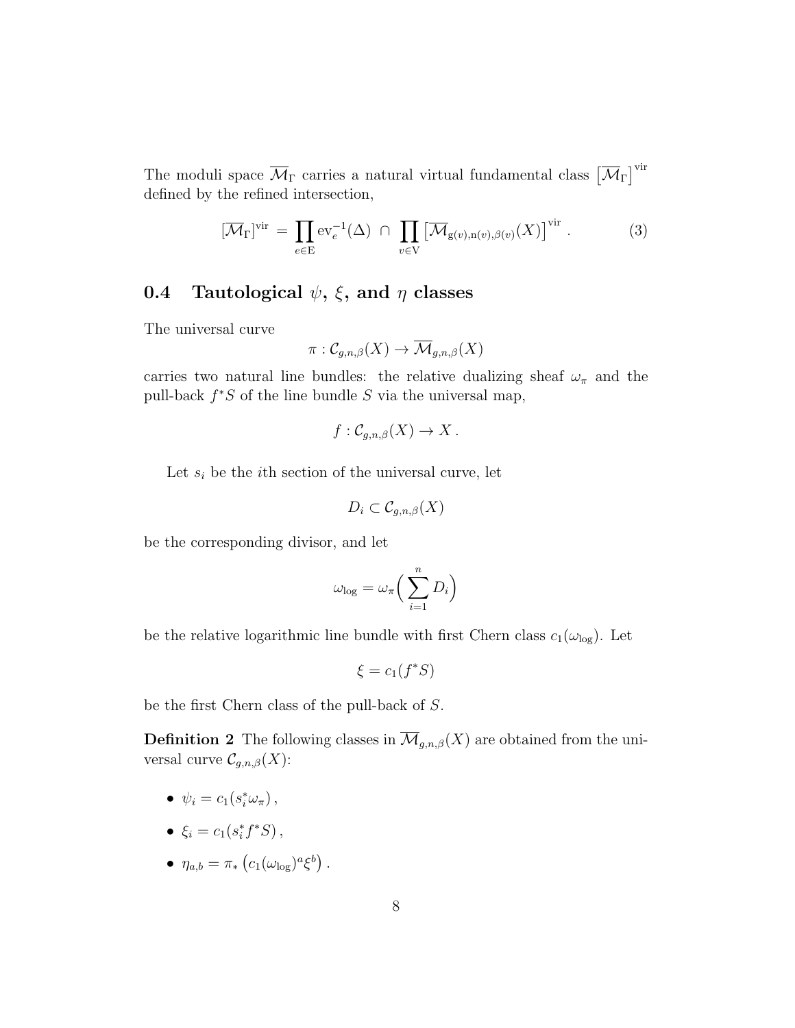The moduli space $\overline{\mathcal{M}}_\Gamma$ carries a natural virtual fundamental class $\left[\overline{\mathcal{M}}_\Gamma\right]^{\text{vir}}$ defined by the refined intersection,

$$[\overline{\mathcal{M}}_\Gamma]^{\text{vir}} = \prod_{e \in \mathrm{E}} \mathrm{ev}_e^{-1}(\Delta) \ \cap \ \prod_{v \in \mathrm{V}} \left[\overline{\mathcal{M}}_{\mathrm{g}(v),\mathrm{n}(v),\beta(v)}(X)\right]^{\text{vir}} . \tag{3}$$

## 0.4 Tautological $\psi$, $\xi$, and $\eta$ classes

The universal curve

$$\pi : \mathcal{C}_{g,n,\beta}(X) \to \overline{\mathcal{M}}_{g,n,\beta}(X)$$

carries two natural line bundles: the relative dualizing sheaf $\omega_\pi$ and the pull-back $f^*S$ of the line bundle $S$ via the universal map,

$$f : \mathcal{C}_{g,n,\beta}(X) \to X\,.$$

Let $s_i$ be the $i$th section of the universal curve, let

$$D_i \subset \mathcal{C}_{g,n,\beta}(X)$$

be the corresponding divisor, and let

$$\omega_{\log} = \omega_\pi\Big(\sum_{i=1}^{n} D_i\Big)$$

be the relative logarithmic line bundle with first Chern class $c_1(\omega_{\log})$. Let

$$\xi = c_1(f^*S)$$

be the first Chern class of the pull-back of $S$.

**Definition 2** The following classes in $\overline{\mathcal{M}}_{g,n,\beta}(X)$ are obtained from the universal curve $\mathcal{C}_{g,n,\beta}(X)$:

- $\psi_i = c_1(s_i^*\omega_\pi)\,,$
- $\xi_i = c_1(s_i^* f^* S)\,,$
- $\eta_{a,b} = \pi_*\left(c_1(\omega_{\log})^a \xi^b\right).$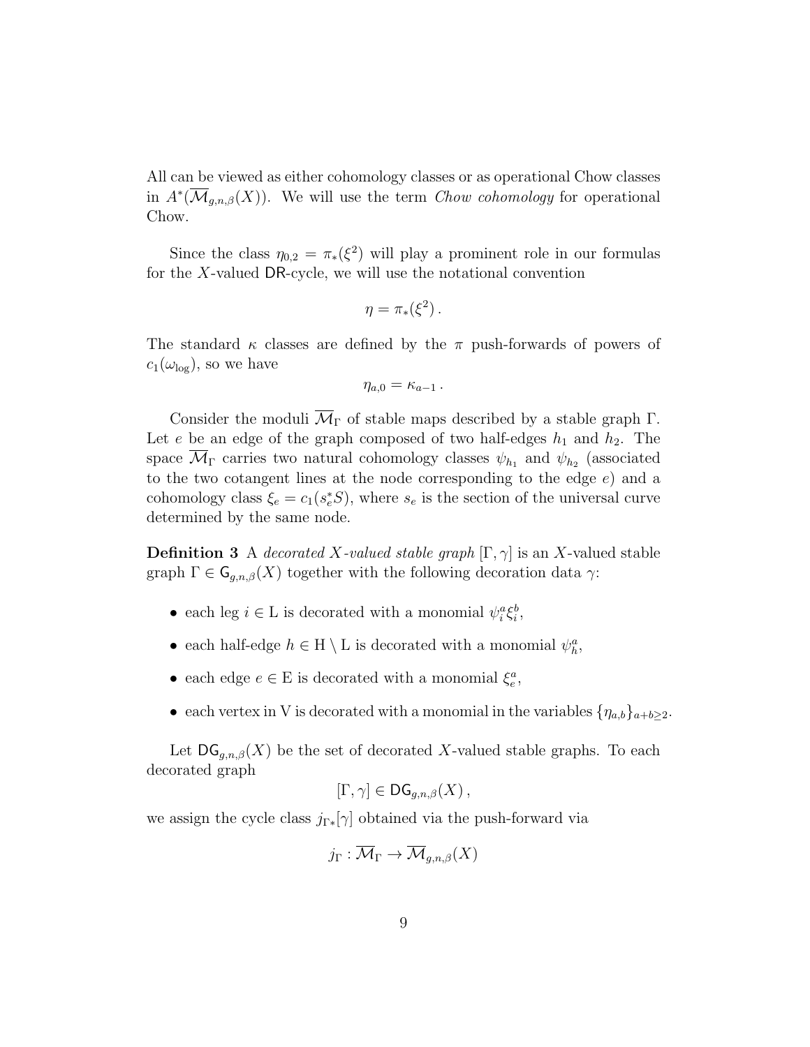All can be viewed as either cohomology classes or as operational Chow classes in $A^*(\overline{\mathcal{M}}_{g,n,\beta}(X))$. We will use the term *Chow cohomology* for operational Chow.

Since the class $\eta_{0,2} = \pi_*(\xi^2)$ will play a prominent role in our formulas for the $X$-valued $\mathsf{DR}$-cycle, we will use the notational convention

$$\eta = \pi_*(\xi^2)\,.$$

The standard $\kappa$ classes are defined by the $\pi$ push-forwards of powers of $c_1(\omega_{\log})$, so we have

$$\eta_{a,0} = \kappa_{a-1}\,.$$

Consider the moduli $\overline{\mathcal{M}}_\Gamma$ of stable maps described by a stable graph $\Gamma$. Let $e$ be an edge of the graph composed of two half-edges $h_1$ and $h_2$. The space $\overline{\mathcal{M}}_\Gamma$ carries two natural cohomology classes $\psi_{h_1}$ and $\psi_{h_2}$ (associated to the two cotangent lines at the node corresponding to the edge $e$) and a cohomology class $\xi_e = c_1(s_e^*S)$, where $s_e$ is the section of the universal curve determined by the same node.

**Definition 3** A *decorated $X$-valued stable graph* $[\Gamma, \gamma]$ is an $X$-valued stable graph $\Gamma \in \mathsf{G}_{g,n,\beta}(X)$ together with the following decoration data $\gamma$:

- each leg $i \in \mathrm{L}$ is decorated with a monomial $\psi_i^a \xi_i^b$,
- each half-edge $h \in \mathrm{H} \setminus \mathrm{L}$ is decorated with a monomial $\psi_h^a$,
- each edge $e \in \mathrm{E}$ is decorated with a monomial $\xi_e^a$,
- each vertex in $\mathrm{V}$ is decorated with a monomial in the variables $\{\eta_{a,b}\}_{a+b\geq 2}$.

Let $\mathsf{DG}_{g,n,\beta}(X)$ be the set of decorated $X$-valued stable graphs. To each decorated graph

$$[\Gamma, \gamma] \in \mathsf{DG}_{g,n,\beta}(X)\,,$$

we assign the cycle class $j_{\Gamma*}[\gamma]$ obtained via the push-forward via

$$j_\Gamma : \overline{\mathcal{M}}_\Gamma \to \overline{\mathcal{M}}_{g,n,\beta}(X)$$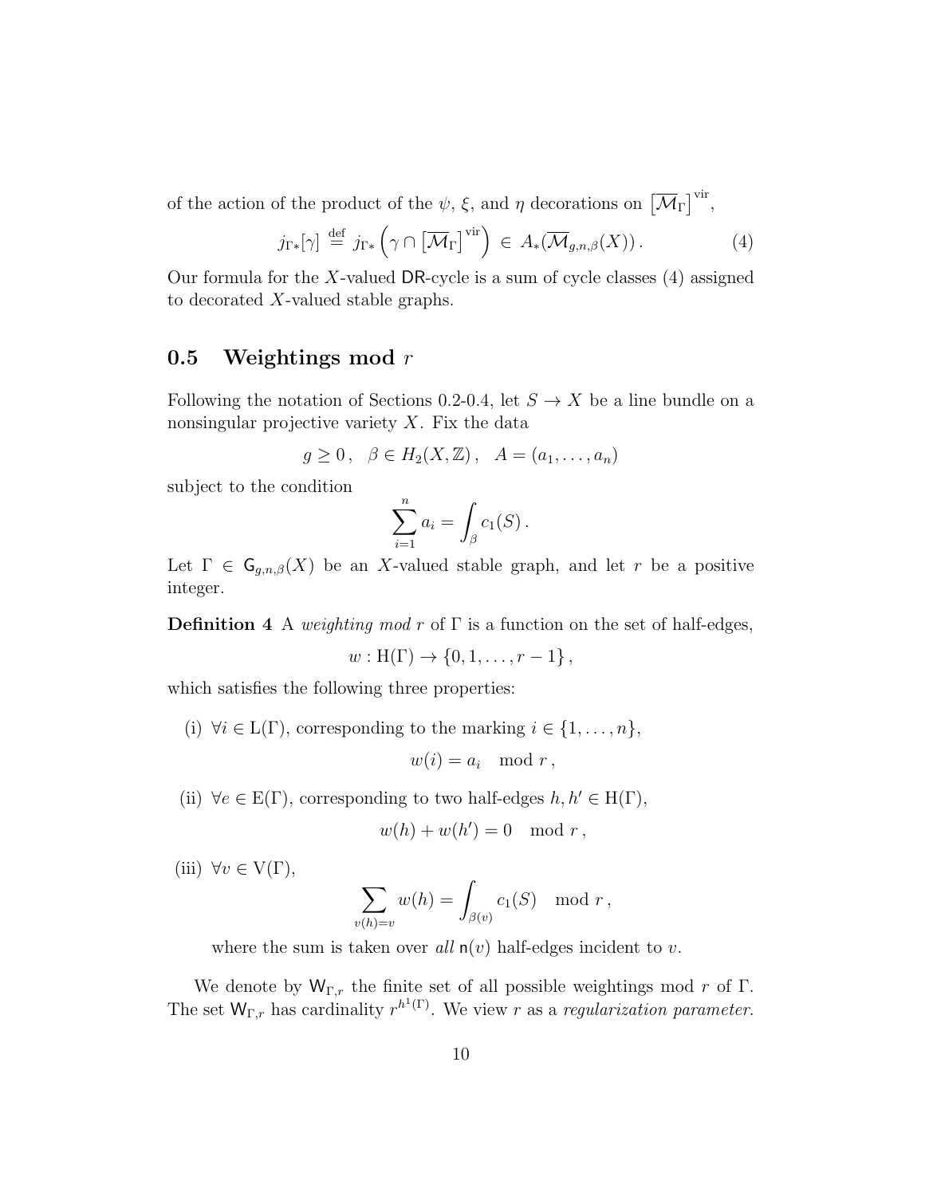of the action of the product of the $\psi$, $\xi$, and $\eta$ decorations on $\left[\overline{\mathcal{M}}_\Gamma\right]^{\text{vir}}$,

$$j_{\Gamma*}[\gamma] \overset{\text{def}}{=} j_{\Gamma*}\left(\gamma \cap \left[\overline{\mathcal{M}}_\Gamma\right]^{\text{vir}}\right) \in A_*(\overline{\mathcal{M}}_{g,n,\beta}(X)) . \tag{4}$$

Our formula for the $X$-valued $\mathsf{DR}$-cycle is a sum of cycle classes (4) assigned to decorated $X$-valued stable graphs.

## 0.5 Weightings mod $r$

Following the notation of Sections 0.2-0.4, let $S \to X$ be a line bundle on a nonsingular projective variety $X$. Fix the data

$$g \geq 0 , \quad \beta \in H_2(X, \mathbb{Z}) , \quad A = (a_1, \ldots, a_n)$$

subject to the condition

$$\sum_{i=1}^n a_i = \int_\beta c_1(S) .$$

Let $\Gamma \in \mathsf{G}_{g,n,\beta}(X)$ be an $X$-valued stable graph, and let $r$ be a positive integer.

**Definition 4** A *weighting mod* $r$ of $\Gamma$ is a function on the set of half-edges,

$$w : \mathrm{H}(\Gamma) \to \{0, 1, \ldots, r-1\} ,$$

which satisfies the following three properties:

(i) $\forall i \in \mathrm{L}(\Gamma)$, corresponding to the marking $i \in \{1, \ldots, n\}$,

$$w(i) = a_i \mod r ,$$

(ii) $\forall e \in \mathrm{E}(\Gamma)$, corresponding to two half-edges $h, h' \in \mathrm{H}(\Gamma)$,

$$w(h) + w(h') = 0 \mod r ,$$

(iii) $\forall v \in \mathrm{V}(\Gamma)$,

$$\sum_{v(h)=v} w(h) = \int_{\beta(v)} c_1(S) \mod r ,$$

where the sum is taken over *all* $\mathsf{n}(v)$ half-edges incident to $v$.

We denote by $\mathsf{W}_{\Gamma,r}$ the finite set of all possible weightings mod $r$ of $\Gamma$. The set $\mathsf{W}_{\Gamma,r}$ has cardinality $r^{h^1(\Gamma)}$. We view $r$ as a *regularization parameter*.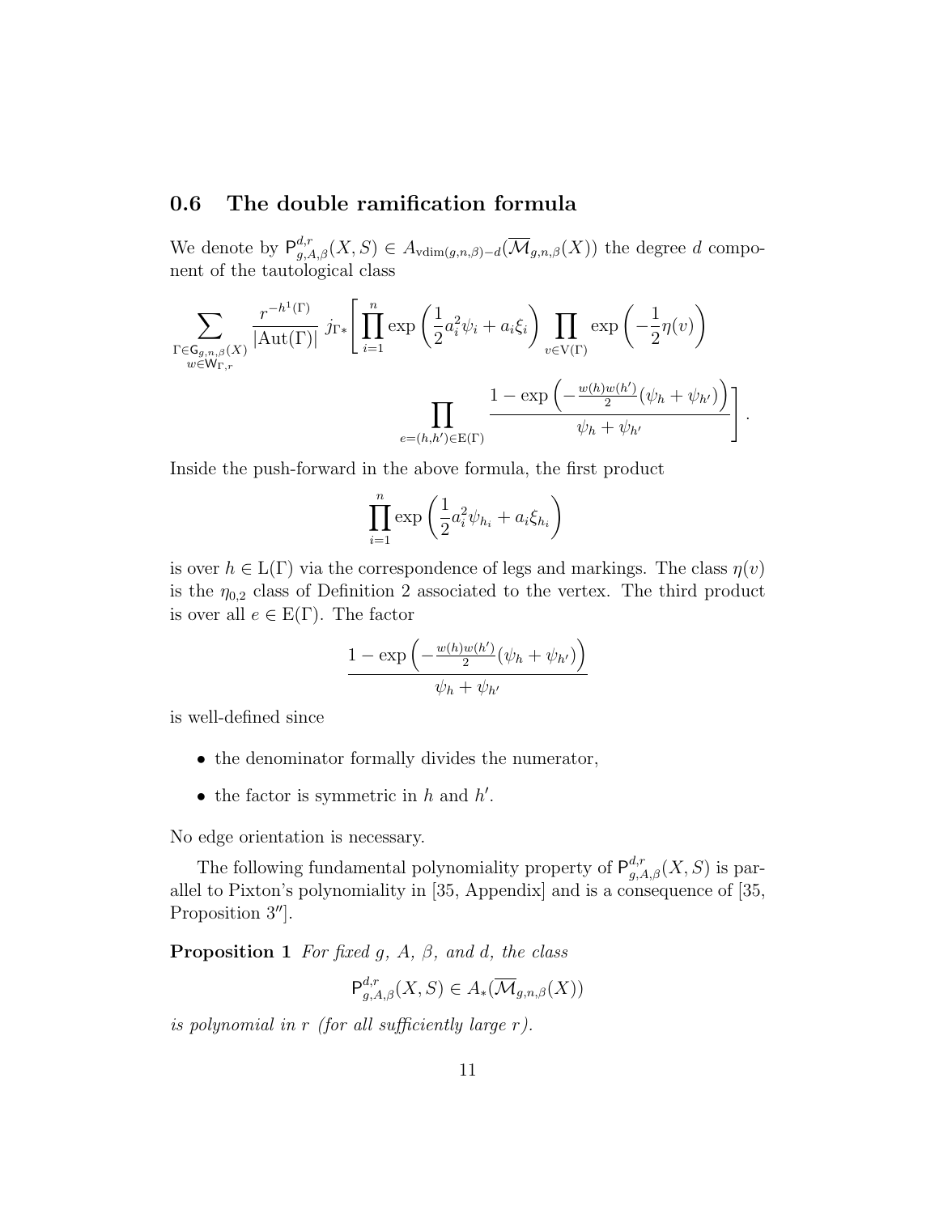### 0.6 The double ramification formula

We denote by $\mathsf{P}^{d,r}_{g,A,\beta}(X,S) \in A_{\mathrm{vdim}(g,n,\beta)-d}(\overline{\mathcal{M}}_{g,n,\beta}(X))$ the degree $d$ component of the tautological class

$$\sum_{\substack{\Gamma \in \mathsf{G}_{g,n,\beta}(X)\\ w \in \mathsf{W}_{\Gamma,r}}} \frac{r^{-h^1(\Gamma)}}{|\mathrm{Aut}(\Gamma)|}\, j_{\Gamma*}\Bigg[\prod_{i=1}^{n} \exp\left(\frac{1}{2}a_i^2\psi_i + a_i\xi_i\right) \prod_{v \in \mathrm{V}(\Gamma)} \exp\left(-\frac{1}{2}\eta(v)\right)$$
$$\prod_{e=(h,h')\in \mathrm{E}(\Gamma)} \frac{1-\exp\left(-\frac{w(h)w(h')}{2}(\psi_h+\psi_{h'})\right)}{\psi_h+\psi_{h'}}\Bigg].$$

Inside the push-forward in the above formula, the first product

$$\prod_{i=1}^{n} \exp\left(\frac{1}{2}a_i^2\psi_{h_i} + a_i\xi_{h_i}\right)$$

is over $h \in \mathrm{L}(\Gamma)$ via the correspondence of legs and markings. The class $\eta(v)$ is the $\eta_{0,2}$ class of Definition 2 associated to the vertex. The third product is over all $e \in \mathrm{E}(\Gamma)$. The factor

$$\frac{1-\exp\left(-\frac{w(h)w(h')}{2}(\psi_h+\psi_{h'})\right)}{\psi_h+\psi_{h'}}$$

is well-defined since

- the denominator formally divides the numerator,
- the factor is symmetric in $h$ and $h'$.

No edge orientation is necessary.

The following fundamental polynomiality property of $\mathsf{P}^{d,r}_{g,A,\beta}(X,S)$ is parallel to Pixton's polynomiality in [35, Appendix] and is a consequence of [35, Proposition 3$''$].

**Proposition 1** *For fixed $g$, $A$, $\beta$, and $d$, the class*

$$\mathsf{P}^{d,r}_{g,A,\beta}(X,S) \in A_*(\overline{\mathcal{M}}_{g,n,\beta}(X))$$

*is polynomial in $r$ (for all sufficiently large $r$).*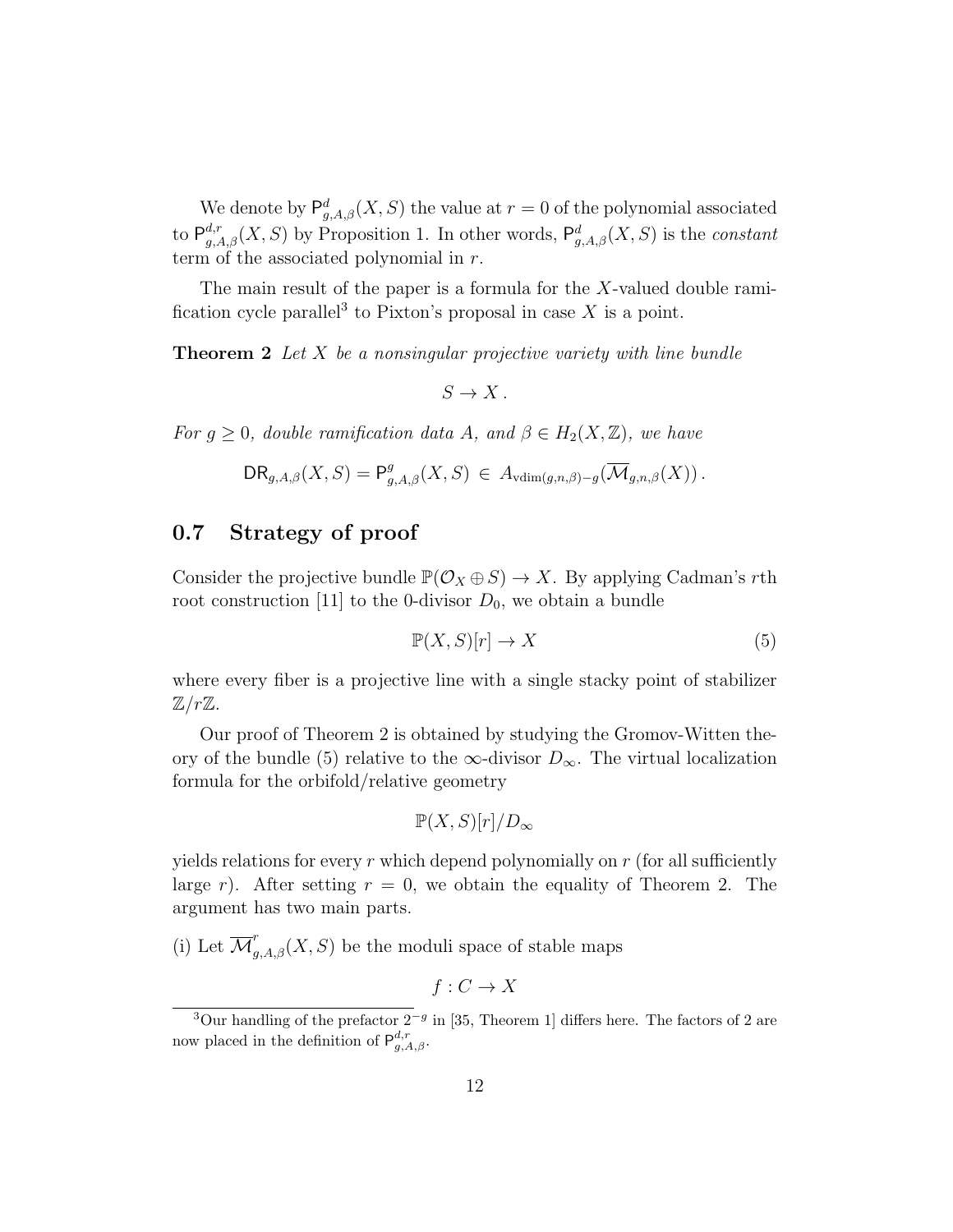We denote by $\mathsf{P}^{d}_{g,A,\beta}(X,S)$ the value at $r=0$ of the polynomial associated to $\mathsf{P}^{d,r}_{g,A,\beta}(X,S)$ by Proposition 1. In other words, $\mathsf{P}^{d}_{g,A,\beta}(X,S)$ is the *constant* term of the associated polynomial in $r$.

The main result of the paper is a formula for the $X$-valued double ramification cycle parallel[3] to Pixton's proposal in case $X$ is a point.

**Theorem 2** *Let $X$ be a nonsingular projective variety with line bundle*

$$S \to X\,.$$

*For $g \geq 0$, double ramification data $A$, and $\beta \in H_2(X,\mathbb{Z})$, we have*

$$\mathsf{DR}_{g,A,\beta}(X,S) = \mathsf{P}^{g}_{g,A,\beta}(X,S) \,\in\, A_{\mathrm{vdim}(g,n,\beta)-g}(\overline{\mathcal{M}}_{g,n,\beta}(X))\,.$$

## 0.7 Strategy of proof

Consider the projective bundle $\mathbb{P}(\mathcal{O}_X \oplus S) \to X$. By applying Cadman's $r$th root construction [11] to the 0-divisor $D_0$, we obtain a bundle

$$\mathbb{P}(X,S)[r] \to X \tag{5}$$

where every fiber is a projective line with a single stacky point of stabilizer $\mathbb{Z}/r\mathbb{Z}$.

Our proof of Theorem 2 is obtained by studying the Gromov-Witten theory of the bundle (5) relative to the $\infty$-divisor $D_\infty$. The virtual localization formula for the orbifold/relative geometry

$$\mathbb{P}(X,S)[r]/D_\infty$$

yields relations for every $r$ which depend polynomially on $r$ (for all sufficiently large $r$). After setting $r=0$, we obtain the equality of Theorem 2. The argument has two main parts.

(i) Let $\overline{\mathcal{M}}^{r}_{g,A,\beta}(X,S)$ be the moduli space of stable maps

$$f : C \to X$$

[3] Our handling of the prefactor $2^{-g}$ in [35, Theorem 1] differs here. The factors of 2 are now placed in the definition of $\mathsf{P}^{d,r}_{g,A,\beta}$.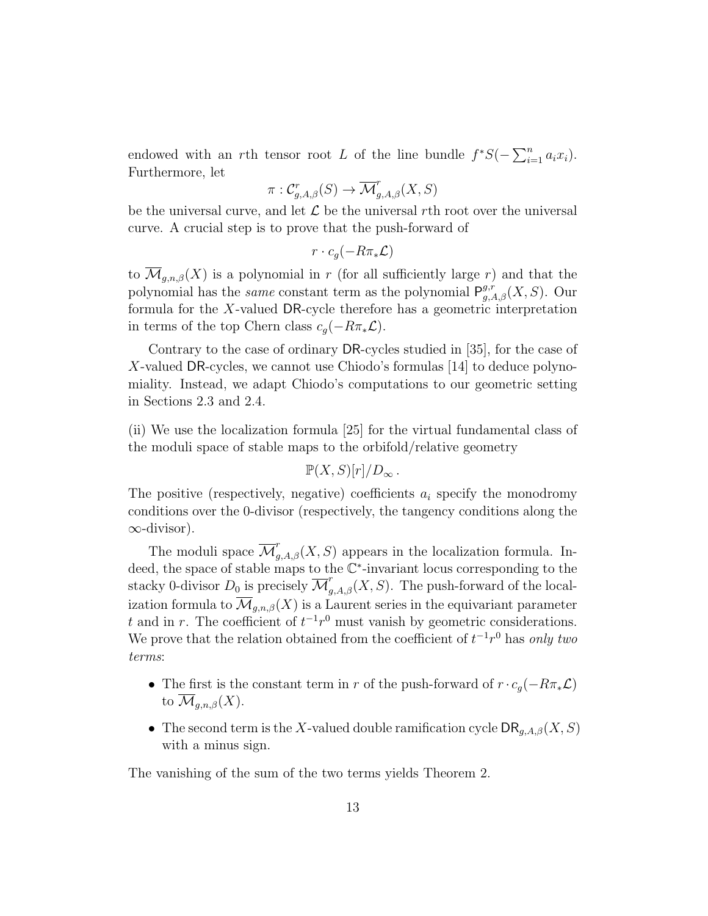endowed with an $r$th tensor root $L$ of the line bundle $f^*S(-\sum_{i=1}^n a_i x_i)$. Furthermore, let

$$\pi : \mathcal{C}^r_{g,A,\beta}(S) \to \overline{\mathcal{M}}^r_{g,A,\beta}(X,S)$$

be the universal curve, and let $\mathcal{L}$ be the universal $r$th root over the universal curve. A crucial step is to prove that the push-forward of

$$r \cdot c_g(-R\pi_*\mathcal{L})$$

to $\overline{\mathcal{M}}_{g,n,\beta}(X)$ is a polynomial in $r$ (for all sufficiently large $r$) and that the polynomial has the *same* constant term as the polynomial $\mathsf{P}^{g,r}_{g,A,\beta}(X,S)$. Our formula for the $X$-valued $\mathsf{DR}$-cycle therefore has a geometric interpretation in terms of the top Chern class $c_g(-R\pi_*\mathcal{L})$.

Contrary to the case of ordinary $\mathsf{DR}$-cycles studied in [35], for the case of $X$-valued $\mathsf{DR}$-cycles, we cannot use Chiodo's formulas [14] to deduce polynomiality. Instead, we adapt Chiodo's computations to our geometric setting in Sections 2.3 and 2.4.

(ii) We use the localization formula [25] for the virtual fundamental class of the moduli space of stable maps to the orbifold/relative geometry

$$\mathbb{P}(X,S)[r]/D_\infty\,.$$

The positive (respectively, negative) coefficients $a_i$ specify the monodromy conditions over the 0-divisor (respectively, the tangency conditions along the $\infty$-divisor).

The moduli space $\overline{\mathcal{M}}^r_{g,A,\beta}(X,S)$ appears in the localization formula. Indeed, the space of stable maps to the $\mathbb{C}^*$-invariant locus corresponding to the stacky 0-divisor $D_0$ is precisely $\overline{\mathcal{M}}^r_{g,A,\beta}(X,S)$. The push-forward of the localization formula to $\overline{\mathcal{M}}_{g,n,\beta}(X)$ is a Laurent series in the equivariant parameter $t$ and in $r$. The coefficient of $t^{-1}r^0$ must vanish by geometric considerations. We prove that the relation obtained from the coefficient of $t^{-1}r^0$ has *only two terms*:

- The first is the constant term in $r$ of the push-forward of $r \cdot c_g(-R\pi_*\mathcal{L})$ to $\overline{\mathcal{M}}_{g,n,\beta}(X)$.
- The second term is the $X$-valued double ramification cycle $\mathsf{DR}_{g,A,\beta}(X,S)$ with a minus sign.

The vanishing of the sum of the two terms yields Theorem 2.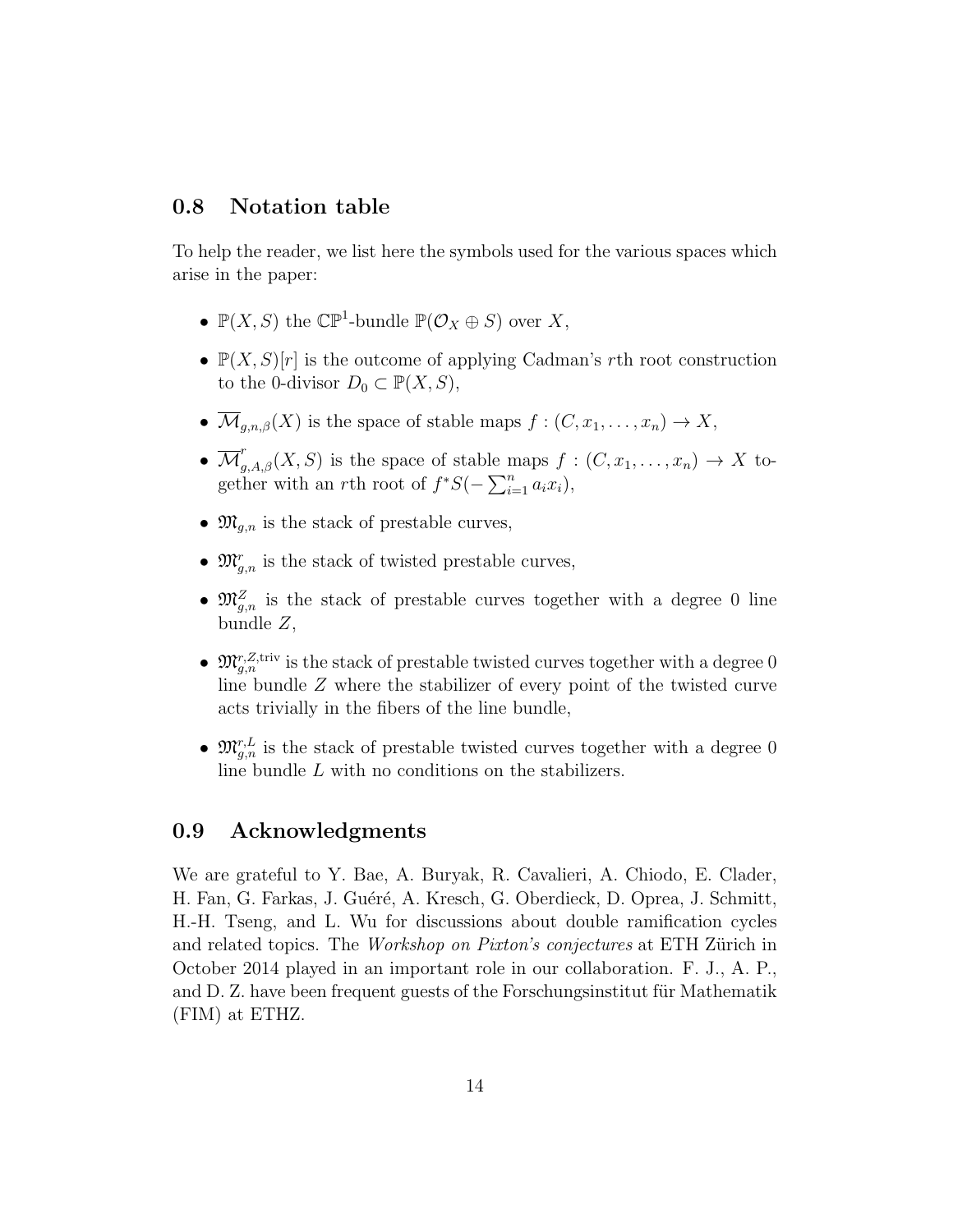## 0.8 Notation table

To help the reader, we list here the symbols used for the various spaces which arise in the paper:

- $\mathbb{P}(X,S)$ the $\mathbb{CP}^1$-bundle $\mathbb{P}(\mathcal{O}_X \oplus S)$ over $X$,
- $\mathbb{P}(X,S)[r]$ is the outcome of applying Cadman's $r$th root construction to the 0-divisor $D_0 \subset \mathbb{P}(X,S)$,
- $\overline{\mathcal{M}}_{g,n,\beta}(X)$ is the space of stable maps $f : (C, x_1, \ldots, x_n) \to X$,
- $\overline{\mathcal{M}}^r_{g,A,\beta}(X,S)$ is the space of stable maps $f : (C, x_1, \ldots, x_n) \to X$ together with an $r$th root of $f^*S(-\sum_{i=1}^n a_i x_i)$,
- $\mathfrak{M}_{g,n}$ is the stack of prestable curves,
- $\mathfrak{M}^r_{g,n}$ is the stack of twisted prestable curves,
- $\mathfrak{M}^Z_{g,n}$ is the stack of prestable curves together with a degree 0 line bundle $Z$,
- $\mathfrak{M}^{r,Z,\mathrm{triv}}_{g,n}$ is the stack of prestable twisted curves together with a degree 0 line bundle $Z$ where the stabilizer of every point of the twisted curve acts trivially in the fibers of the line bundle,
- $\mathfrak{M}^{r,L}_{g,n}$ is the stack of prestable twisted curves together with a degree 0 line bundle $L$ with no conditions on the stabilizers.

## 0.9 Acknowledgments

We are grateful to Y. Bae, A. Buryak, R. Cavalieri, A. Chiodo, E. Clader, H. Fan, G. Farkas, J. Guéré, A. Kresch, G. Oberdieck, D. Oprea, J. Schmitt, H.-H. Tseng, and L. Wu for discussions about double ramification cycles and related topics. The *Workshop on Pixton's conjectures* at ETH Zürich in October 2014 played in an important role in our collaboration. F. J., A. P., and D. Z. have been frequent guests of the Forschungsinstitut für Mathematik (FIM) at ETHZ.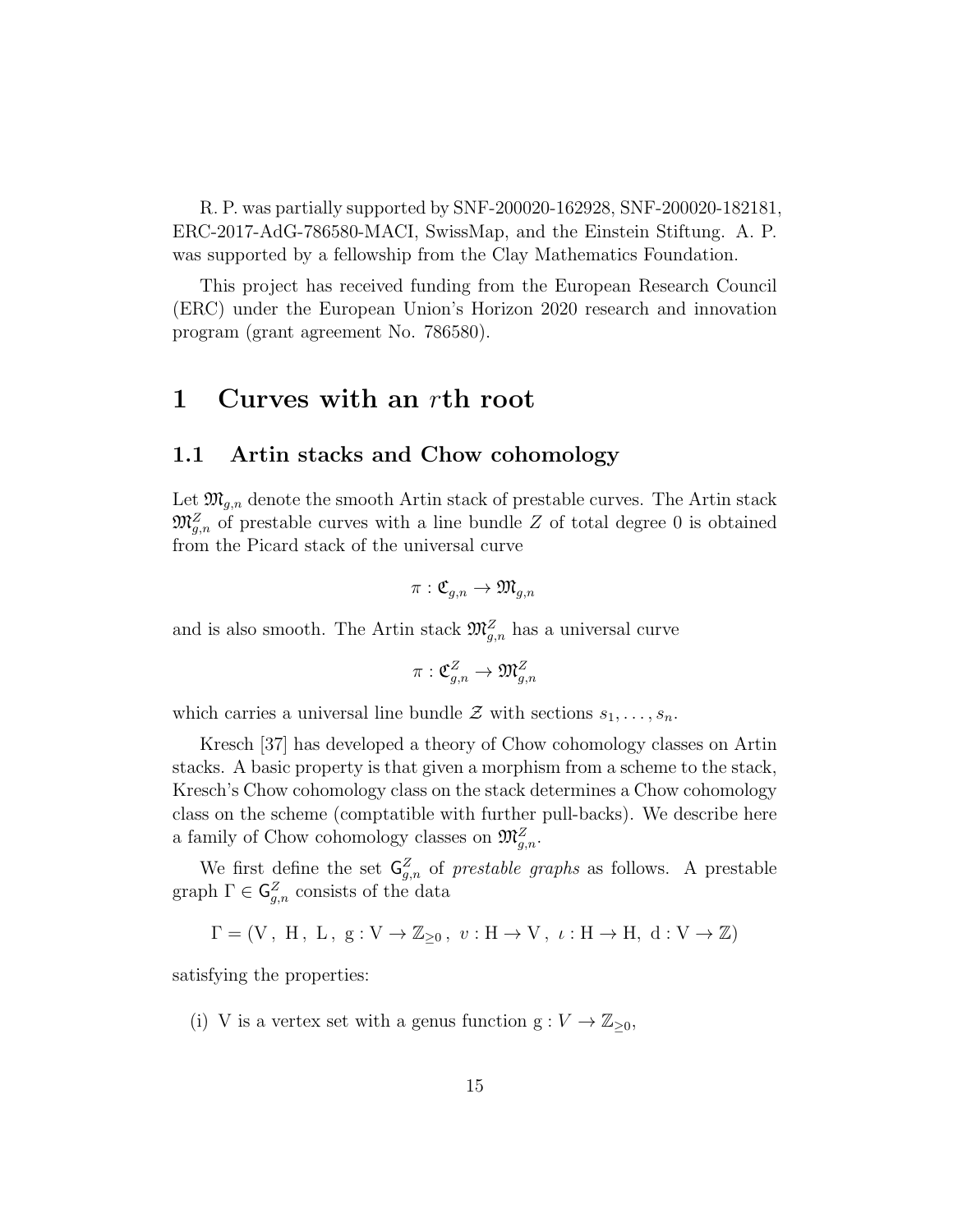R. P. was partially supported by SNF-200020-162928, SNF-200020-182181, ERC-2017-AdG-786580-MACI, SwissMap, and the Einstein Stiftung. A. P. was supported by a fellowship from the Clay Mathematics Foundation.

This project has received funding from the European Research Council (ERC) under the European Union's Horizon 2020 research and innovation program (grant agreement No. 786580).

# 1 Curves with an $r$th root

## 1.1 Artin stacks and Chow cohomology

Let $\mathfrak{M}_{g,n}$ denote the smooth Artin stack of prestable curves. The Artin stack $\mathfrak{M}^Z_{g,n}$ of prestable curves with a line bundle $Z$ of total degree 0 is obtained from the Picard stack of the universal curve

$$\pi : \mathfrak{C}_{g,n} \to \mathfrak{M}_{g,n}$$

and is also smooth. The Artin stack $\mathfrak{M}^Z_{g,n}$ has a universal curve

$$\pi : \mathfrak{C}^Z_{g,n} \to \mathfrak{M}^Z_{g,n}$$

which carries a universal line bundle $\mathcal{Z}$ with sections $s_1, \ldots, s_n$.

Kresch [37] has developed a theory of Chow cohomology classes on Artin stacks. A basic property is that given a morphism from a scheme to the stack, Kresch's Chow cohomology class on the stack determines a Chow cohomology class on the scheme (comptatible with further pull-backs). We describe here a family of Chow cohomology classes on $\mathfrak{M}^Z_{g,n}$.

We first define the set $\mathsf{G}^Z_{g,n}$ of *prestable graphs* as follows. A prestable graph $\Gamma \in \mathsf{G}^Z_{g,n}$ consists of the data

$$\Gamma = (\mathrm{V}\,,\ \mathrm{H}\,,\ \mathrm{L}\,,\ \mathrm{g} : \mathrm{V} \to \mathbb{Z}_{\geq 0}\,,\ v : \mathrm{H} \to \mathrm{V}\,,\ \iota : \mathrm{H} \to \mathrm{H},\ \mathrm{d} : \mathrm{V} \to \mathbb{Z})$$

satisfying the properties:

(i) V is a vertex set with a genus function $\mathrm{g} : V \to \mathbb{Z}_{\geq 0}$,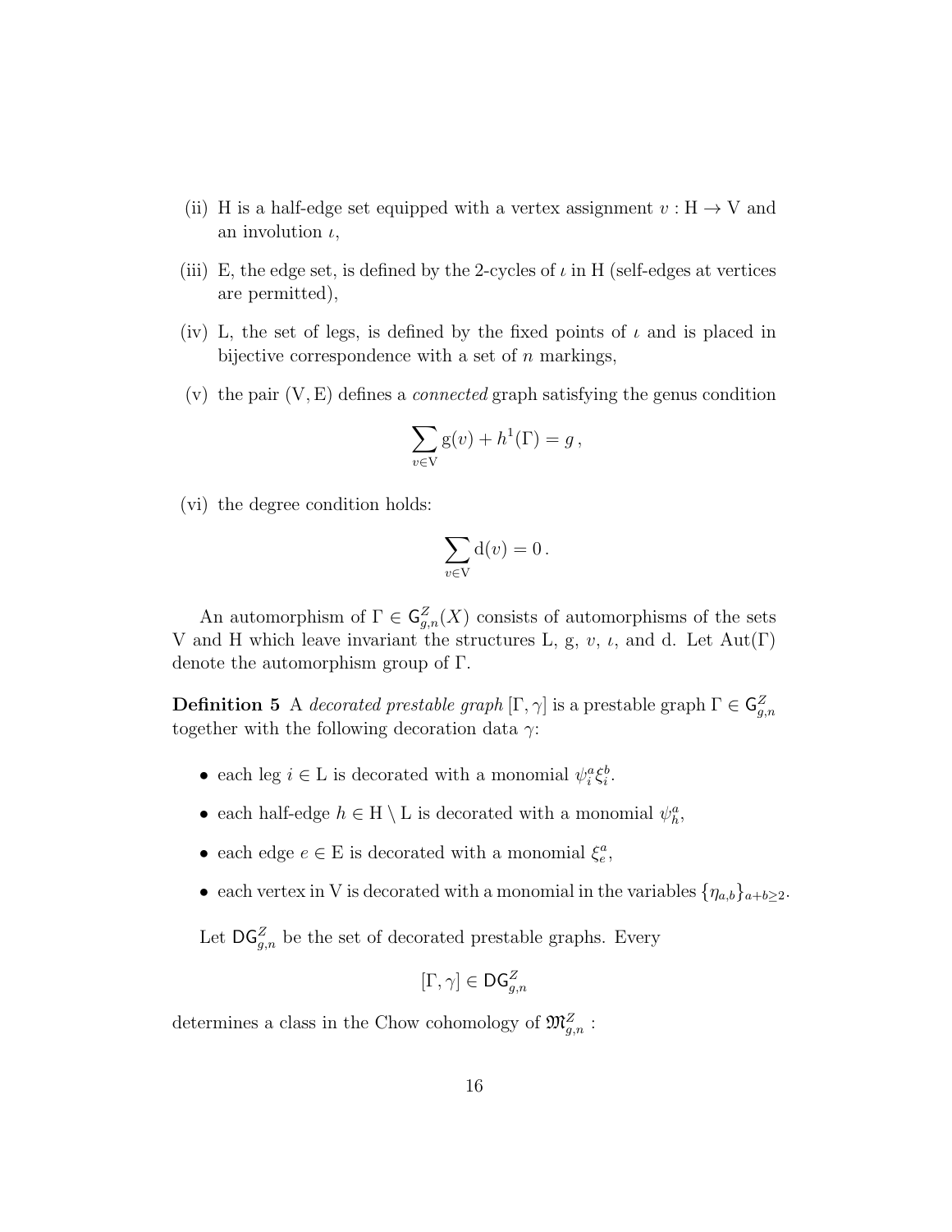(ii) H is a half-edge set equipped with a vertex assignment $v : \mathrm{H} \to \mathrm{V}$ and an involution $\iota$,

(iii) E, the edge set, is defined by the 2-cycles of $\iota$ in H (self-edges at vertices are permitted),

(iv) L, the set of legs, is defined by the fixed points of $\iota$ and is placed in bijective correspondence with a set of $n$ markings,

(v) the pair $(\mathrm{V}, \mathrm{E})$ defines a *connected* graph satisfying the genus condition

$$\sum_{v \in \mathrm{V}} \mathrm{g}(v) + h^1(\Gamma) = g\,,$$

(vi) the degree condition holds:

$$\sum_{v \in \mathrm{V}} \mathrm{d}(v) = 0\,.$$

An automorphism of $\Gamma \in \mathsf{G}^Z_{g,n}(X)$ consists of automorphisms of the sets V and H which leave invariant the structures L, g, $v$, $\iota$, and d. Let $\mathrm{Aut}(\Gamma)$ denote the automorphism group of $\Gamma$.

**Definition 5** A *decorated prestable graph* $[\Gamma, \gamma]$ is a prestable graph $\Gamma \in \mathsf{G}^Z_{g,n}$ together with the following decoration data $\gamma$:

- each leg $i \in \mathrm{L}$ is decorated with a monomial $\psi_i^a \xi_i^b$.
- each half-edge $h \in \mathrm{H} \setminus \mathrm{L}$ is decorated with a monomial $\psi_h^a$,
- each edge $e \in \mathrm{E}$ is decorated with a monomial $\xi_e^a$,
- each vertex in V is decorated with a monomial in the variables $\{\eta_{a,b}\}_{a+b \geq 2}$.

Let $\mathsf{DG}^Z_{g,n}$ be the set of decorated prestable graphs. Every

$$[\Gamma, \gamma] \in \mathsf{DG}^Z_{g,n}$$

determines a class in the Chow cohomology of $\mathfrak{M}^Z_{g,n}$ :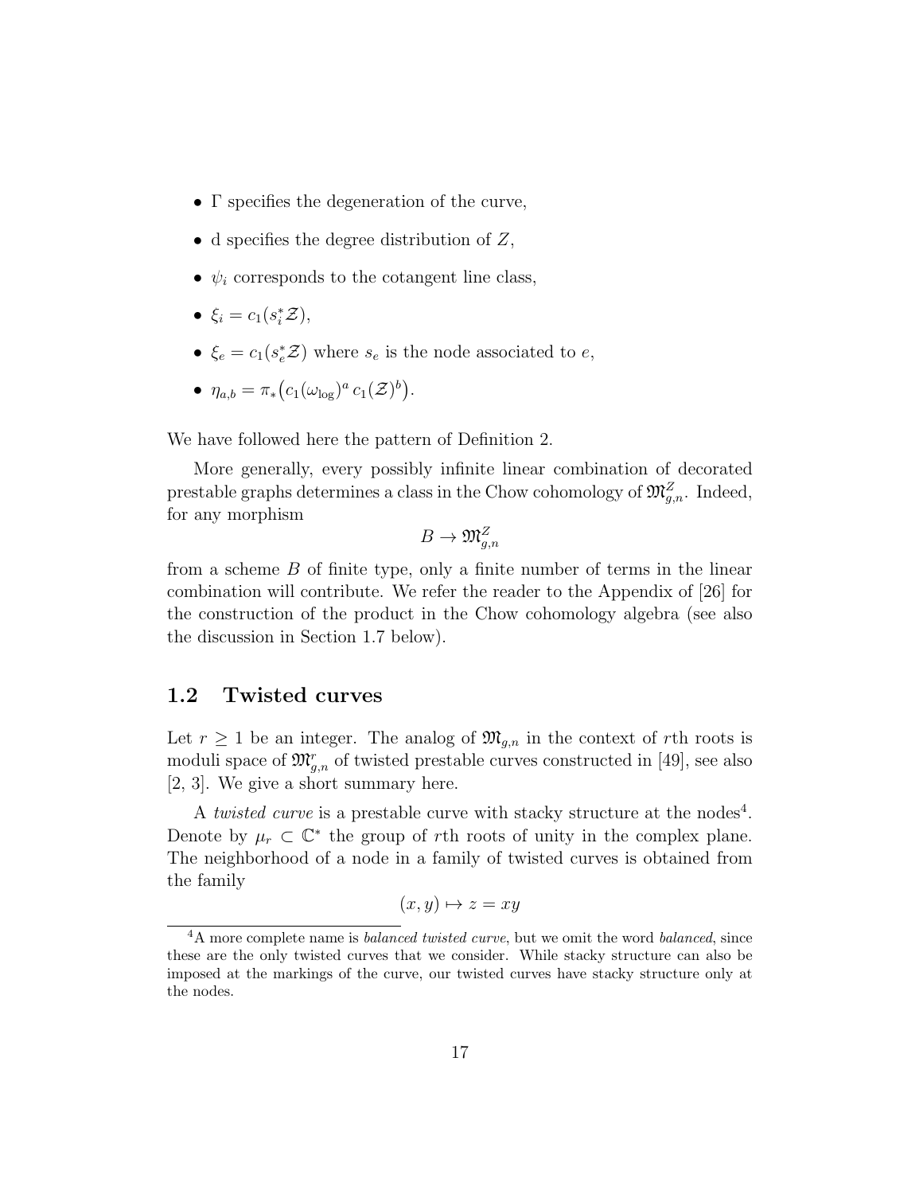- $\Gamma$ specifies the degeneration of the curve,
- d specifies the degree distribution of $Z$,
- $\psi_i$ corresponds to the cotangent line class,
- $\xi_i = c_1(s_i^* \mathcal{Z})$,
- $\xi_e = c_1(s_e^* \mathcal{Z})$ where $s_e$ is the node associated to $e$,
- $\eta_{a,b} = \pi_*\big(c_1(\omega_{\log})^a \, c_1(\mathcal{Z})^b\big)$.

We have followed here the pattern of Definition 2.

More generally, every possibly infinite linear combination of decorated prestable graphs determines a class in the Chow cohomology of $\mathfrak{M}^Z_{g,n}$. Indeed, for any morphism

$$B \to \mathfrak{M}^Z_{g,n}$$

from a scheme $B$ of finite type, only a finite number of terms in the linear combination will contribute. We refer the reader to the Appendix of [26] for the construction of the product in the Chow cohomology algebra (see also the discussion in Section 1.7 below).

## 1.2 Twisted curves

Let $r \geq 1$ be an integer. The analog of $\mathfrak{M}_{g,n}$ in the context of $r$th roots is moduli space of $\mathfrak{M}^r_{g,n}$ of twisted prestable curves constructed in [49], see also [2, 3]. We give a short summary here.

A *twisted curve* is a prestable curve with stacky structure at the nodes[4]. Denote by $\mu_r \subset \mathbb{C}^*$ the group of $r$th roots of unity in the complex plane. The neighborhood of a node in a family of twisted curves is obtained from the family

$$(x, y) \mapsto z = xy$$

[4] A more complete name is *balanced twisted curve*, but we omit the word *balanced*, since these are the only twisted curves that we consider. While stacky structure can also be imposed at the markings of the curve, our twisted curves have stacky structure only at the nodes.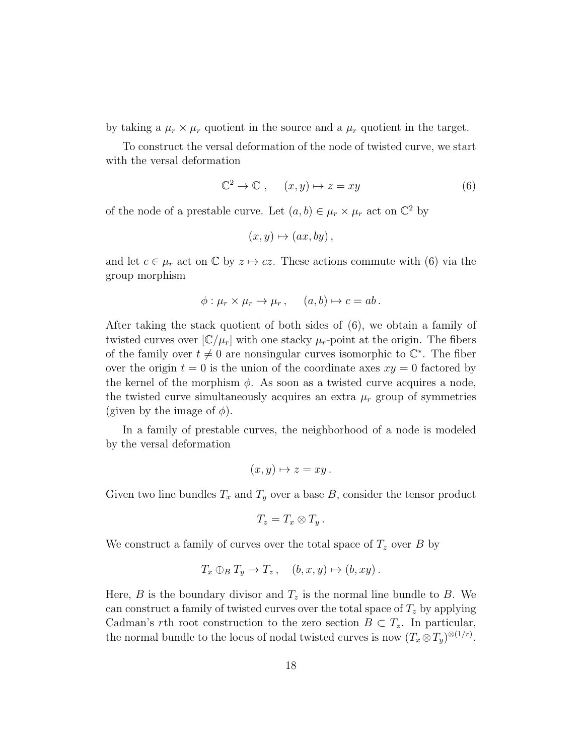by taking a $\mu_r \times \mu_r$ quotient in the source and a $\mu_r$ quotient in the target.

To construct the versal deformation of the node of twisted curve, we start with the versal deformation

$$\mathbb{C}^2 \to \mathbb{C}\,, \quad (x,y) \mapsto z = xy \tag{6}$$

of the node of a prestable curve. Let $(a,b) \in \mu_r \times \mu_r$ act on $\mathbb{C}^2$ by

$$(x,y) \mapsto (ax, by)\,,$$

and let $c \in \mu_r$ act on $\mathbb{C}$ by $z \mapsto cz$. These actions commute with (6) via the group morphism

$$\phi : \mu_r \times \mu_r \to \mu_r\,, \quad (a,b) \mapsto c = ab\,.$$

After taking the stack quotient of both sides of (6), we obtain a family of twisted curves over $[\mathbb{C}/\mu_r]$ with one stacky $\mu_r$-point at the origin. The fibers of the family over $t \neq 0$ are nonsingular curves isomorphic to $\mathbb{C}^*$. The fiber over the origin $t = 0$ is the union of the coordinate axes $xy = 0$ factored by the kernel of the morphism $\phi$. As soon as a twisted curve acquires a node, the twisted curve simultaneously acquires an extra $\mu_r$ group of symmetries (given by the image of $\phi$).

In a family of prestable curves, the neighborhood of a node is modeled by the versal deformation

$$(x,y) \mapsto z = xy\,.$$

Given two line bundles $T_x$ and $T_y$ over a base $B$, consider the tensor product

$$T_z = T_x \otimes T_y\,.$$

We construct a family of curves over the total space of $T_z$ over $B$ by

$$T_x \oplus_B T_y \to T_z\,, \quad (b,x,y) \mapsto (b, xy)\,.$$

Here, $B$ is the boundary divisor and $T_z$ is the normal line bundle to $B$. We can construct a family of twisted curves over the total space of $T_z$ by applying Cadman's $r$th root construction to the zero section $B \subset T_z$. In particular, the normal bundle to the locus of nodal twisted curves is now $(T_x \otimes T_y)^{\otimes(1/r)}$.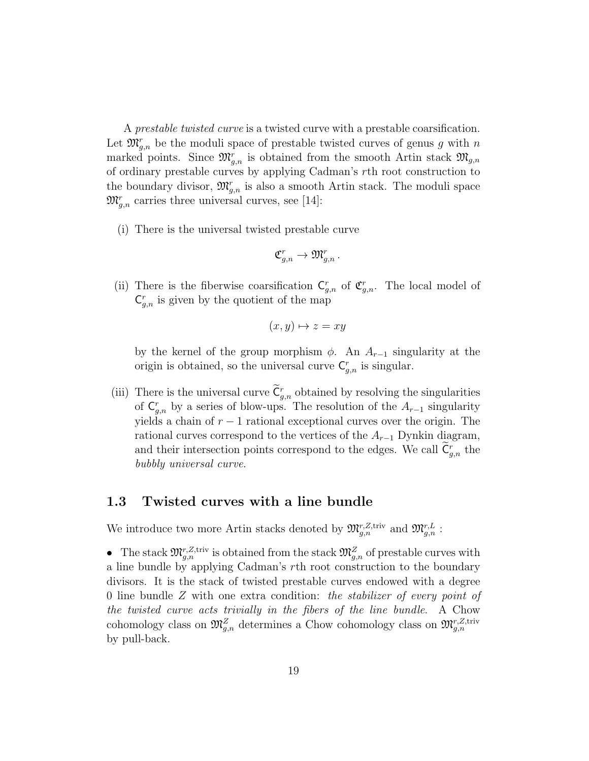A *prestable twisted curve* is a twisted curve with a prestable coarsification. Let $\mathfrak{M}^r_{g,n}$ be the moduli space of prestable twisted curves of genus $g$ with $n$ marked points. Since $\mathfrak{M}^r_{g,n}$ is obtained from the smooth Artin stack $\mathfrak{M}_{g,n}$ of ordinary prestable curves by applying Cadman's $r$th root construction to the boundary divisor, $\mathfrak{M}^r_{g,n}$ is also a smooth Artin stack. The moduli space $\mathfrak{M}^r_{g,n}$ carries three universal curves, see [14]:

(i) There is the universal twisted prestable curve

$$\mathfrak{C}^r_{g,n} \to \mathfrak{M}^r_{g,n}\,.$$

(ii) There is the fiberwise coarsification $\mathsf{C}^r_{g,n}$ of $\mathfrak{C}^r_{g,n}$. The local model of $\mathsf{C}^r_{g,n}$ is given by the quotient of the map

$$(x, y) \mapsto z = xy$$

by the kernel of the group morphism $\phi$. An $A_{r-1}$ singularity at the origin is obtained, so the universal curve $\mathsf{C}^r_{g,n}$ is singular.

(iii) There is the universal curve $\widetilde{\mathsf{C}}^r_{g,n}$ obtained by resolving the singularities of $\mathsf{C}^r_{g,n}$ by a series of blow-ups. The resolution of the $A_{r-1}$ singularity yields a chain of $r-1$ rational exceptional curves over the origin. The rational curves correspond to the vertices of the $A_{r-1}$ Dynkin diagram, and their intersection points correspond to the edges. We call $\widetilde{\mathsf{C}}^r_{g,n}$ the *bubbly universal curve*.

## 1.3 Twisted curves with a line bundle

We introduce two more Artin stacks denoted by $\mathfrak{M}^{r,Z,\mathrm{triv}}_{g,n}$ and $\mathfrak{M}^{r,L}_{g,n}$ :

• The stack $\mathfrak{M}^{r,Z,\mathrm{triv}}_{g,n}$ is obtained from the stack $\mathfrak{M}^{Z}_{g,n}$ of prestable curves with a line bundle by applying Cadman's $r$th root construction to the boundary divisors. It is the stack of twisted prestable curves endowed with a degree 0 line bundle $Z$ with one extra condition: *the stabilizer of every point of the twisted curve acts trivially in the fibers of the line bundle*. A Chow cohomology class on $\mathfrak{M}^{Z}_{g,n}$ determines a Chow cohomology class on $\mathfrak{M}^{r,Z,\mathrm{triv}}_{g,n}$ by pull-back.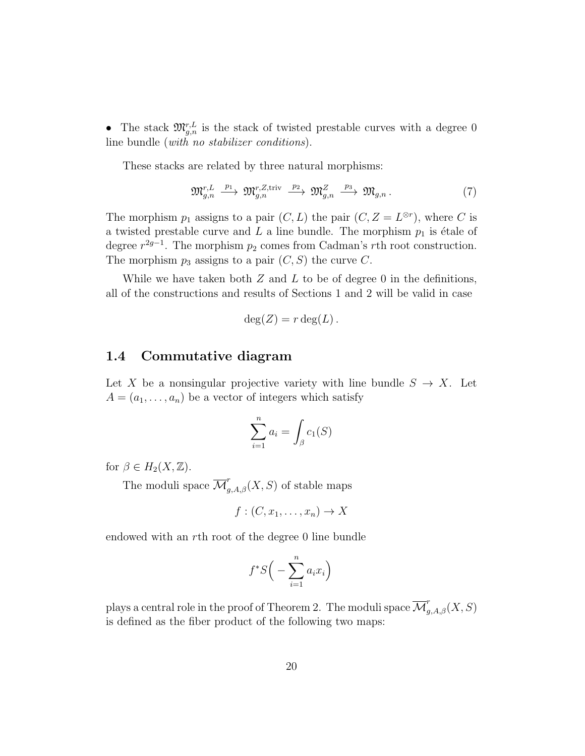- The stack $\mathfrak{M}^{r,L}_{g,n}$ is the stack of twisted prestable curves with a degree 0 line bundle (*with no stabilizer conditions*).

These stacks are related by three natural morphisms:

$$\mathfrak{M}^{r,L}_{g,n} \xrightarrow{p_1} \mathfrak{M}^{r,Z,\mathrm{triv}}_{g,n} \xrightarrow{p_2} \mathfrak{M}^{Z}_{g,n} \xrightarrow{p_3} \mathfrak{M}_{g,n}\,. \tag{7}$$

The morphism $p_1$ assigns to a pair $(C, L)$ the pair $(C, Z = L^{\otimes r})$, where $C$ is a twisted prestable curve and $L$ a line bundle. The morphism $p_1$ is étale of degree $r^{2g-1}$. The morphism $p_2$ comes from Cadman's $r$th root construction. The morphism $p_3$ assigns to a pair $(C, S)$ the curve $C$.

While we have taken both $Z$ and $L$ to be of degree 0 in the definitions, all of the constructions and results of Sections 1 and 2 will be valid in case

$$\deg(Z) = r\deg(L)\,.$$

## 1.4 Commutative diagram

Let $X$ be a nonsingular projective variety with line bundle $S \to X$. Let $A = (a_1, \ldots, a_n)$ be a vector of integers which satisfy

$$\sum_{i=1}^{n} a_i = \int_\beta c_1(S)$$

for $\beta \in H_2(X, \mathbb{Z})$.

The moduli space $\overline{\mathcal{M}}^r_{g,A,\beta}(X, S)$ of stable maps

$$f : (C, x_1, \ldots, x_n) \to X$$

endowed with an $r$th root of the degree 0 line bundle

$$f^*S\Big(-\sum_{i=1}^{n} a_i x_i\Big)$$

plays a central role in the proof of Theorem 2. The moduli space $\overline{\mathcal{M}}^r_{g,A,\beta}(X, S)$ is defined as the fiber product of the following two maps: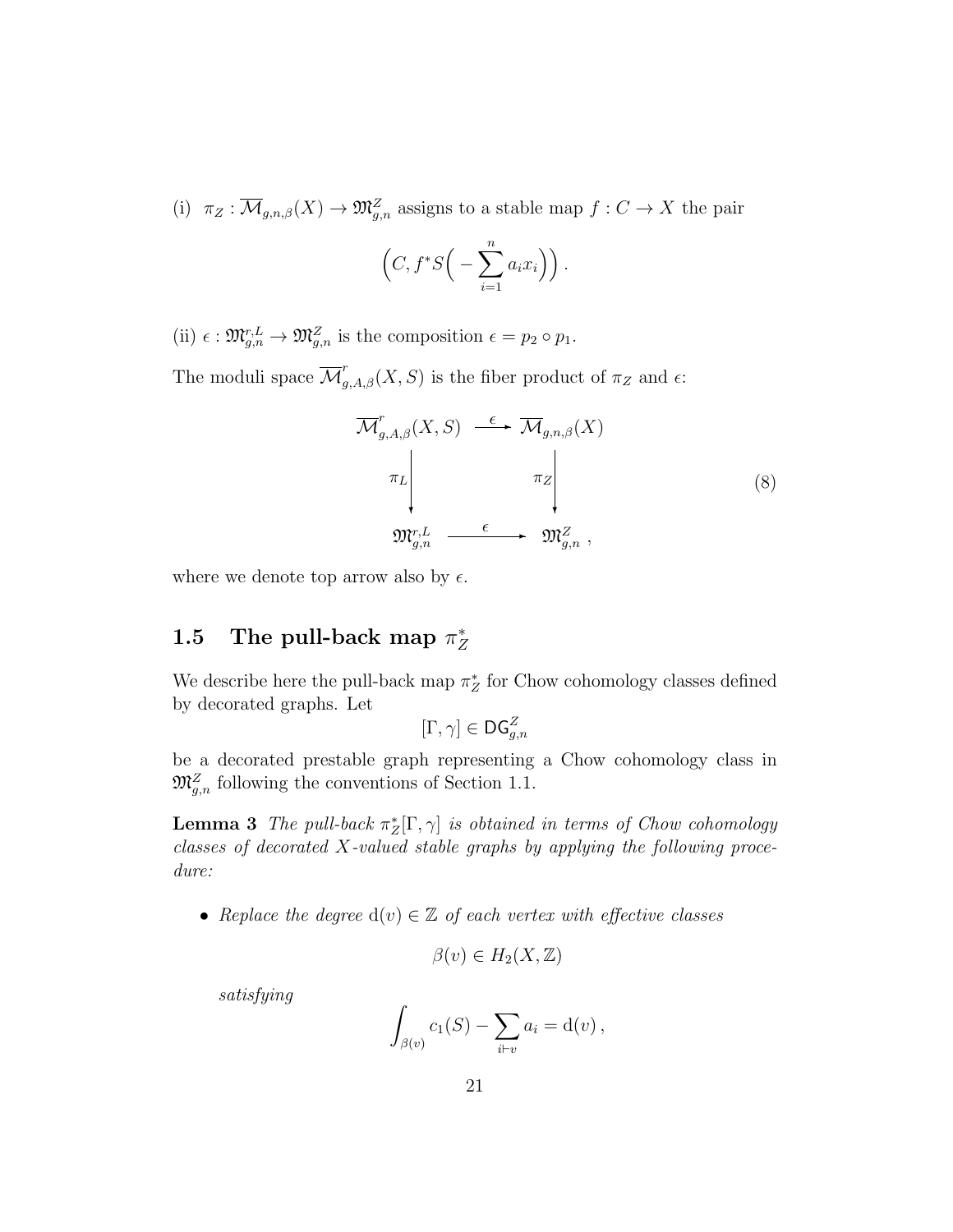(i) $\pi_Z : \overline{\mathcal{M}}_{g,n,\beta}(X) \to \mathfrak{M}^Z_{g,n}$ assigns to a stable map $f : C \to X$ the pair

$$\Big(C, f^*S\Big(-\sum_{i=1}^n a_i x_i\Big)\Big)\,.$$

(ii) $\epsilon : \mathfrak{M}^{r,L}_{g,n} \to \mathfrak{M}^Z_{g,n}$ is the composition $\epsilon = p_2 \circ p_1$.

The moduli space $\overline{\mathcal{M}}^r_{g,A,\beta}(X,S)$ is the fiber product of $\pi_Z$ and $\epsilon$:

$$\begin{array}{ccc} \overline{\mathcal{M}}^r_{g,A,\beta}(X,S) & \xrightarrow{\ \epsilon\ } & \overline{\mathcal{M}}_{g,n,\beta}(X) \\ \Big\downarrow{\scriptstyle \pi_L} & & \Big\downarrow{\scriptstyle \pi_Z} \\ \mathfrak{M}^{r,L}_{g,n} & \xrightarrow{\ \ \epsilon\ \ } & \mathfrak{M}^Z_{g,n}\ , \end{array} \tag{8}$$

where we denote top arrow also by $\epsilon$.

## 1.5 The pull-back map $\pi_Z^*$

We describe here the pull-back map $\pi_Z^*$ for Chow cohomology classes defined by decorated graphs. Let

$$[\Gamma,\gamma] \in \mathsf{DG}^Z_{g,n}$$

be a decorated prestable graph representing a Chow cohomology class in $\mathfrak{M}^Z_{g,n}$ following the conventions of Section 1.1.

**Lemma 3** *The pull-back $\pi_Z^*[\Gamma,\gamma]$ is obtained in terms of Chow cohomology classes of decorated $X$-valued stable graphs by applying the following procedure:*

- *Replace the degree $\mathrm{d}(v) \in \mathbb{Z}$ of each vertex with effective classes*

  $$\beta(v) \in H_2(X,\mathbb{Z})$$

  *satisfying*

  $$\int_{\beta(v)} c_1(S) - \sum_{i \vdash v} a_i = \mathrm{d}(v)\,,$$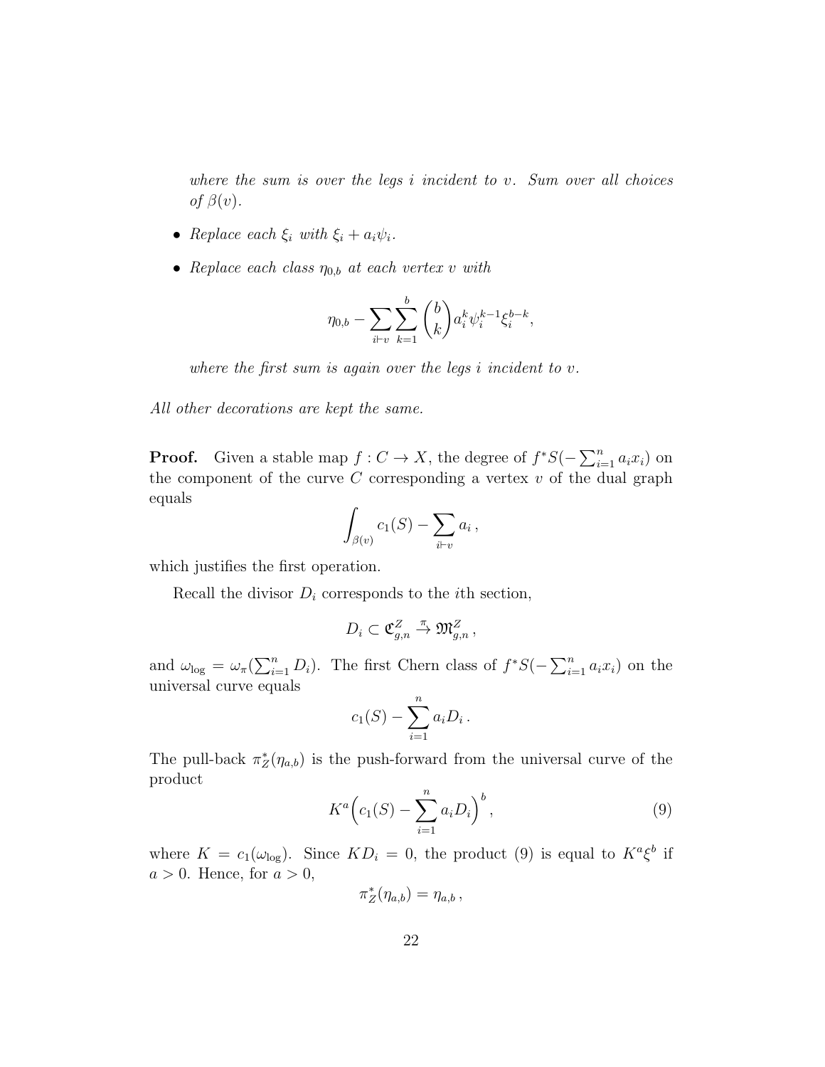*where the sum is over the legs $i$ incident to $v$. Sum over all choices of $\beta(v)$.*

- *Replace each $\xi_i$ with $\xi_i + a_i\psi_i$.*
- *Replace each class $\eta_{0,b}$ at each vertex $v$ with*

$$\eta_{0,b} - \sum_{i \vdash v} \sum_{k=1}^{b} \binom{b}{k} a_i^k \psi_i^{k-1} \xi_i^{b-k},$$

*where the first sum is again over the legs $i$ incident to $v$.*

*All other decorations are kept the same.*

**Proof.** Given a stable map $f : C \to X$, the degree of $f^*S(-\sum_{i=1}^n a_i x_i)$ on the component of the curve $C$ corresponding a vertex $v$ of the dual graph equals

$$\int_{\beta(v)} c_1(S) - \sum_{i \vdash v} a_i \,,$$

which justifies the first operation.

Recall the divisor $D_i$ corresponds to the $i$th section,

$$D_i \subset \mathfrak{C}_{g,n}^Z \xrightarrow{\pi} \mathfrak{M}_{g,n}^Z \,,$$

and $\omega_{\log} = \omega_\pi(\sum_{i=1}^n D_i)$. The first Chern class of $f^*S(-\sum_{i=1}^n a_i x_i)$ on the universal curve equals

$$c_1(S) - \sum_{i=1}^n a_i D_i \,.$$

The pull-back $\pi_Z^*(\eta_{a,b})$ is the push-forward from the universal curve of the product

$$K^a \Big( c_1(S) - \sum_{i=1}^n a_i D_i \Big)^b \,, \tag{9}$$

where $K = c_1(\omega_{\log})$. Since $KD_i = 0$, the product (9) is equal to $K^a \xi^b$ if $a > 0$. Hence, for $a > 0$,

$$\pi_Z^*(\eta_{a,b}) = \eta_{a,b} \,,$$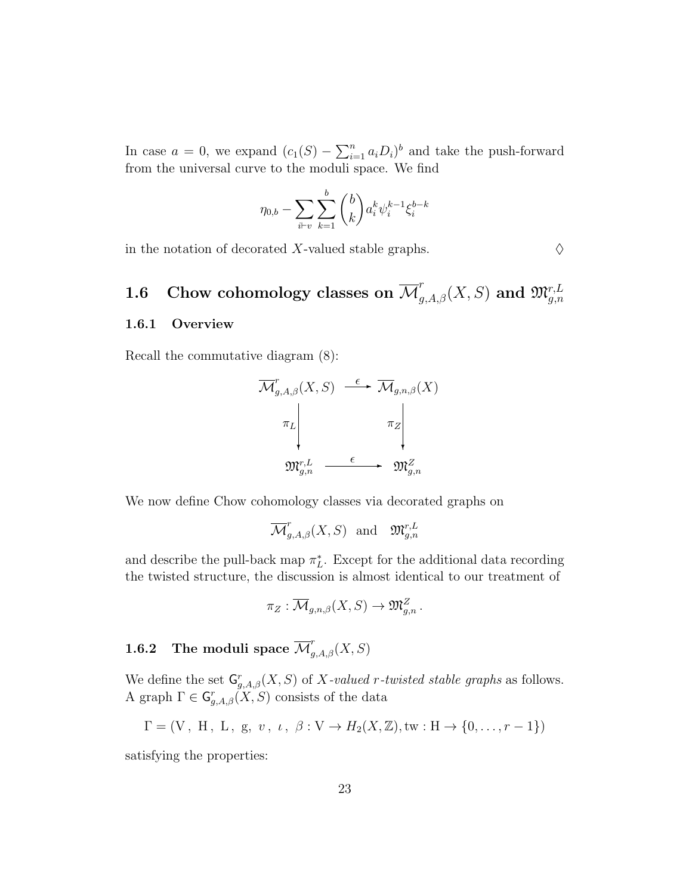In case $a = 0$, we expand $(c_1(S) - \sum_{i=1}^n a_i D_i)^b$ and take the push-forward from the universal curve to the moduli space. We find

$$\eta_{0,b} - \sum_{i \vdash v} \sum_{k=1}^{b} \binom{b}{k} a_i^k \psi_i^{k-1} \xi_i^{b-k}$$

in the notation of decorated $X$-valued stable graphs. $\Diamond$

## 1.6 Chow cohomology classes on $\overline{\mathcal{M}}^r_{g,A,\beta}(X,S)$ and $\mathfrak{M}^{r,L}_{g,n}$

### 1.6.1 Overview

Recall the commutative diagram (8):

$$\begin{array}{ccc} \overline{\mathcal{M}}^r_{g,A,\beta}(X,S) & \xrightarrow{\ \epsilon\ } & \overline{\mathcal{M}}_{g,n,\beta}(X) \\ \Big\downarrow{\scriptstyle \pi_L} & & \Big\downarrow{\scriptstyle \pi_Z} \\ \mathfrak{M}^{r,L}_{g,n} & \xrightarrow{\ \epsilon\ } & \mathfrak{M}^{Z}_{g,n} \end{array}$$

We now define Chow cohomology classes via decorated graphs on

$$\overline{\mathcal{M}}^r_{g,A,\beta}(X,S) \ \text{ and } \ \mathfrak{M}^{r,L}_{g,n}$$

and describe the pull-back map $\pi_L^*$. Except for the additional data recording the twisted structure, the discussion is almost identical to our treatment of

$$\pi_Z : \overline{\mathcal{M}}_{g,n,\beta}(X,S) \to \mathfrak{M}^Z_{g,n}\,.$$

### 1.6.2 The moduli space $\overline{\mathcal{M}}^r_{g,A,\beta}(X,S)$

We define the set $\mathsf{G}^r_{g,A,\beta}(X,S)$ of *$X$-valued $r$-twisted stable graphs* as follows. A graph $\Gamma \in \mathsf{G}^r_{g,A,\beta}(X,S)$ consists of the data

$$\Gamma = (\mathrm{V}\,,\ \mathrm{H}\,,\ \mathrm{L}\,,\ \mathrm{g},\ v\,,\ \iota\,,\ \beta : \mathrm{V} \to H_2(X,\mathbb{Z}), \mathrm{tw} : \mathrm{H} \to \{0,\ldots,r-1\})$$

satisfying the properties: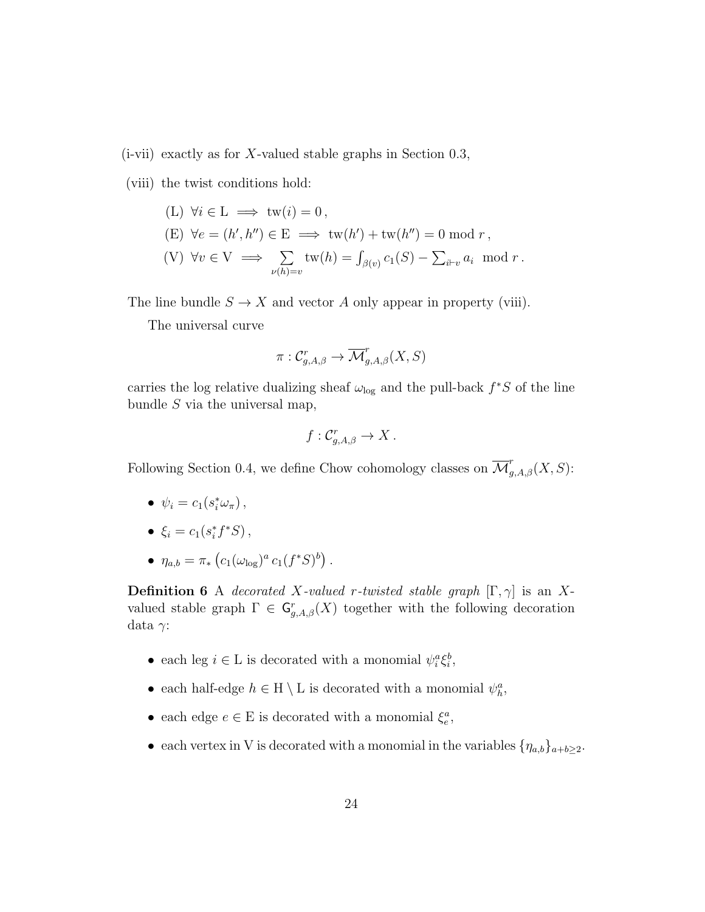(i-vii) exactly as for $X$-valued stable graphs in Section 0.3,

(viii) the twist conditions hold:

- (L) $\forall i \in \mathrm{L} \implies \mathrm{tw}(i) = 0\,,$
- (E) $\forall e = (h', h'') \in \mathrm{E} \implies \mathrm{tw}(h') + \mathrm{tw}(h'') = 0 \bmod r\,,$
- (V) $\forall v \in \mathrm{V} \implies \sum_{\nu(h)=v} \mathrm{tw}(h) = \int_{\beta(v)} c_1(S) - \sum_{i \vdash v} a_i \mod r\,.$

The line bundle $S \to X$ and vector $A$ only appear in property (viii).

The universal curve

$$\pi : \mathcal{C}^r_{g,A,\beta} \to \overline{\mathcal{M}}^r_{g,A,\beta}(X, S)$$

carries the log relative dualizing sheaf $\omega_{\log}$ and the pull-back $f^*S$ of the line bundle $S$ via the universal map,

$$f : \mathcal{C}^r_{g,A,\beta} \to X\,.$$

Following Section 0.4, we define Chow cohomology classes on $\overline{\mathcal{M}}^r_{g,A,\beta}(X, S)$:

- $\psi_i = c_1(s_i^* \omega_\pi)\,,$
- $\xi_i = c_1(s_i^* f^* S)\,,$
- $\eta_{a,b} = \pi_* \left( c_1(\omega_{\log})^a \, c_1(f^*S)^b \right)\,.$

**Definition 6** A *decorated $X$-valued $r$-twisted stable graph* $[\Gamma, \gamma]$ is an $X$-valued stable graph $\Gamma \in \mathsf{G}^r_{g,A,\beta}(X)$ together with the following decoration data $\gamma$:

- each leg $i \in \mathrm{L}$ is decorated with a monomial $\psi_i^a \xi_i^b$,
- each half-edge $h \in \mathrm{H} \setminus \mathrm{L}$ is decorated with a monomial $\psi_h^a$,
- each edge $e \in \mathrm{E}$ is decorated with a monomial $\xi_e^a$,
- each vertex in V is decorated with a monomial in the variables $\{\eta_{a,b}\}_{a+b \geq 2}$.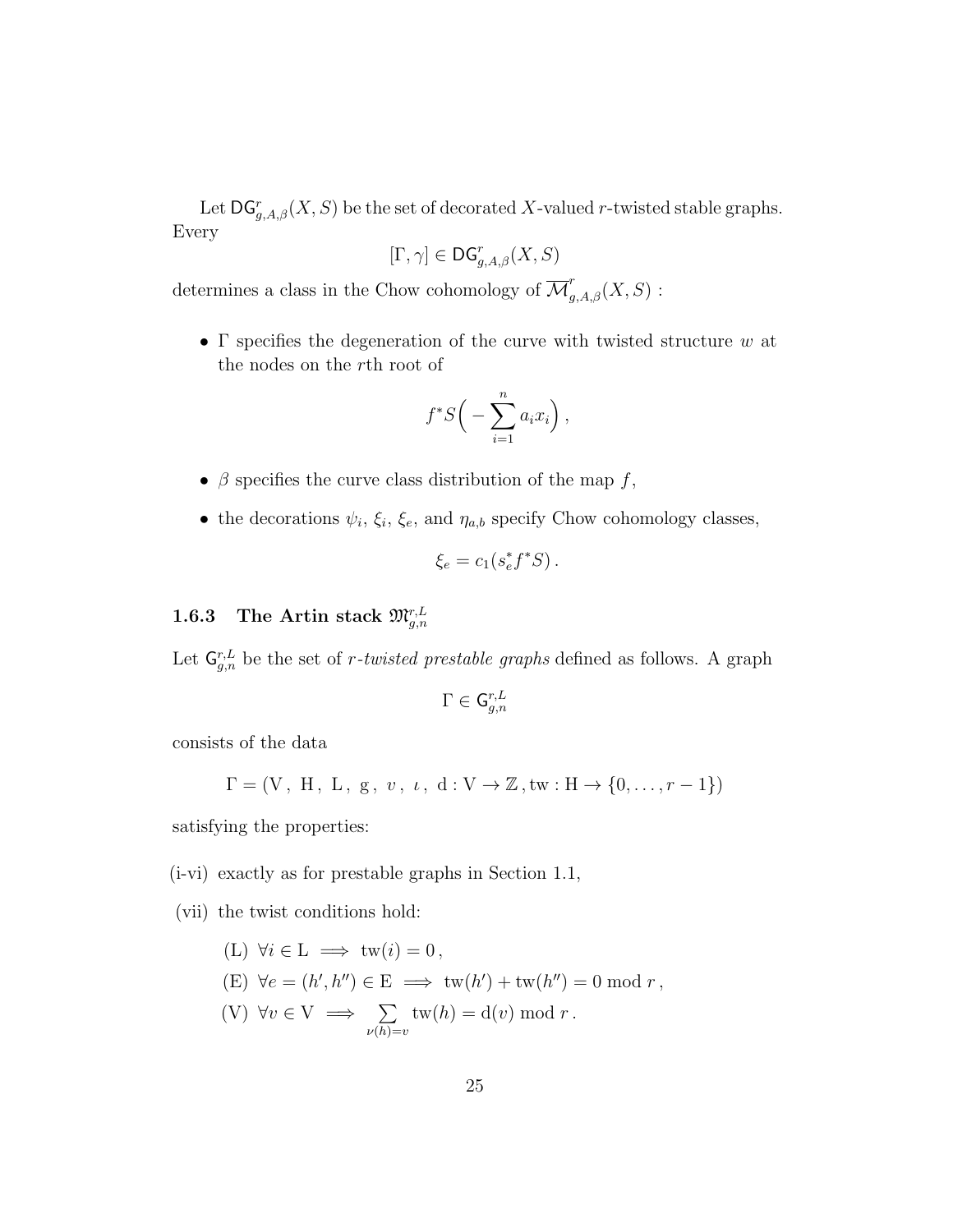Let $\mathsf{DG}^r_{g,A,\beta}(X,S)$ be the set of decorated $X$-valued $r$-twisted stable graphs. Every

$$[\Gamma, \gamma] \in \mathsf{DG}^r_{g,A,\beta}(X,S)$$

determines a class in the Chow cohomology of $\overline{\mathcal{M}}^r_{g,A,\beta}(X,S)$ :

- $\Gamma$ specifies the degeneration of the curve with twisted structure $w$ at the nodes on the $r$th root of

$$f^*S\Big( -\sum_{i=1}^n a_i x_i \Big)\,,$$

- $\beta$ specifies the curve class distribution of the map $f$,
- the decorations $\psi_i$, $\xi_i$, $\xi_e$, and $\eta_{a,b}$ specify Chow cohomology classes,

$$\xi_e = c_1(s_e^* f^* S)\,.$$

### 1.6.3 The Artin stack $\mathfrak{M}^{r,L}_{g,n}$

Let $\mathsf{G}^{r,L}_{g,n}$ be the set of *$r$-twisted prestable graphs* defined as follows. A graph

$$\Gamma \in \mathsf{G}^{r,L}_{g,n}$$

consists of the data

$$\Gamma = (\mathrm{V}\,,\ \mathrm{H}\,,\ \mathrm{L}\,,\ \mathrm{g}\,,\ v\,,\ \iota\,,\ \mathrm{d} : \mathrm{V} \to \mathbb{Z}\,, \mathrm{tw} : \mathrm{H} \to \{0, \ldots, r-1\})$$

satisfying the properties:

(i-vi) exactly as for prestable graphs in Section 1.1,

(vii) the twist conditions hold:

(L) $\forall i \in \mathrm{L} \implies \mathrm{tw}(i) = 0\,,$

(E) $\forall e = (h', h'') \in \mathrm{E} \implies \mathrm{tw}(h') + \mathrm{tw}(h'') = 0 \bmod r\,,$

(V) $\forall v \in \mathrm{V} \implies \sum_{\nu(h)=v} \mathrm{tw}(h) = \mathrm{d}(v) \bmod r\,.$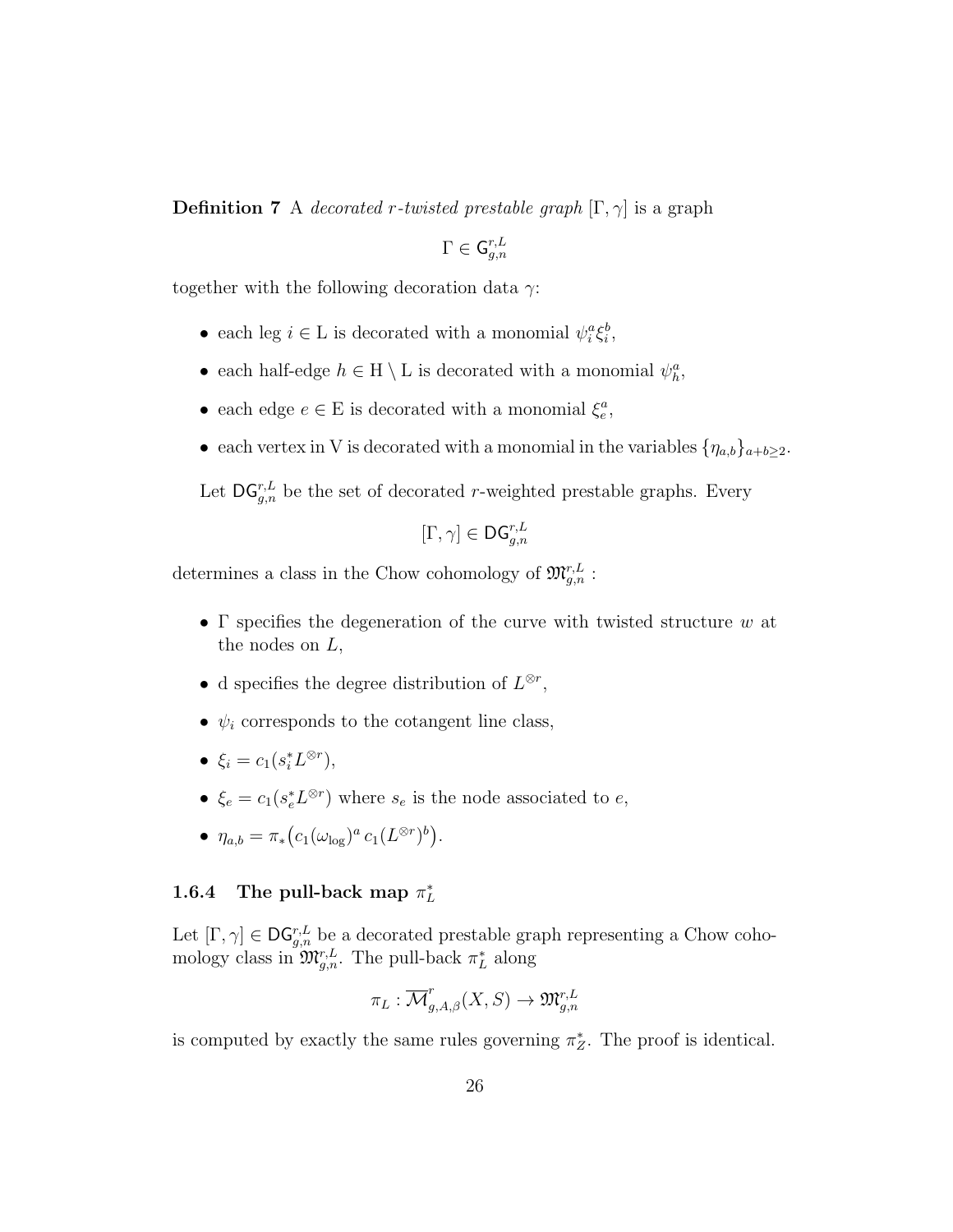**Definition 7** A *decorated r-twisted prestable graph* $[\Gamma, \gamma]$ is a graph

$$\Gamma \in \mathsf{G}_{g,n}^{r,L}$$

together with the following decoration data $\gamma$:

- each leg $i \in \mathrm{L}$ is decorated with a monomial $\psi_i^a \xi_i^b$,
- each half-edge $h \in \mathrm{H} \setminus \mathrm{L}$ is decorated with a monomial $\psi_h^a$,
- each edge $e \in \mathrm{E}$ is decorated with a monomial $\xi_e^a$,
- each vertex in V is decorated with a monomial in the variables $\{\eta_{a,b}\}_{a+b \geq 2}$.

Let $\mathsf{DG}_{g,n}^{r,L}$ be the set of decorated $r$-weighted prestable graphs. Every

$$[\Gamma, \gamma] \in \mathsf{DG}_{g,n}^{r,L}$$

determines a class in the Chow cohomology of $\mathfrak{M}_{g,n}^{r,L}$ :

- $\Gamma$ specifies the degeneration of the curve with twisted structure $w$ at the nodes on $L$,
- d specifies the degree distribution of $L^{\otimes r}$,
- $\psi_i$ corresponds to the cotangent line class,
- $\xi_i = c_1(s_i^* L^{\otimes r})$,
- $\xi_e = c_1(s_e^* L^{\otimes r})$ where $s_e$ is the node associated to $e$,
- $\eta_{a,b} = \pi_*\big(c_1(\omega_{\log})^a \, c_1(L^{\otimes r})^b\big)$.

### 1.6.4 The pull-back map $\pi_L^*$

Let $[\Gamma, \gamma] \in \mathsf{DG}_{g,n}^{r,L}$ be a decorated prestable graph representing a Chow cohomology class in $\mathfrak{M}_{g,n}^{r,L}$. The pull-back $\pi_L^*$ along

$$\pi_L : \overline{\mathcal{M}}_{g,A,\beta}^{r}(X, S) \to \mathfrak{M}_{g,n}^{r,L}$$

is computed by exactly the same rules governing $\pi_Z^*$. The proof is identical.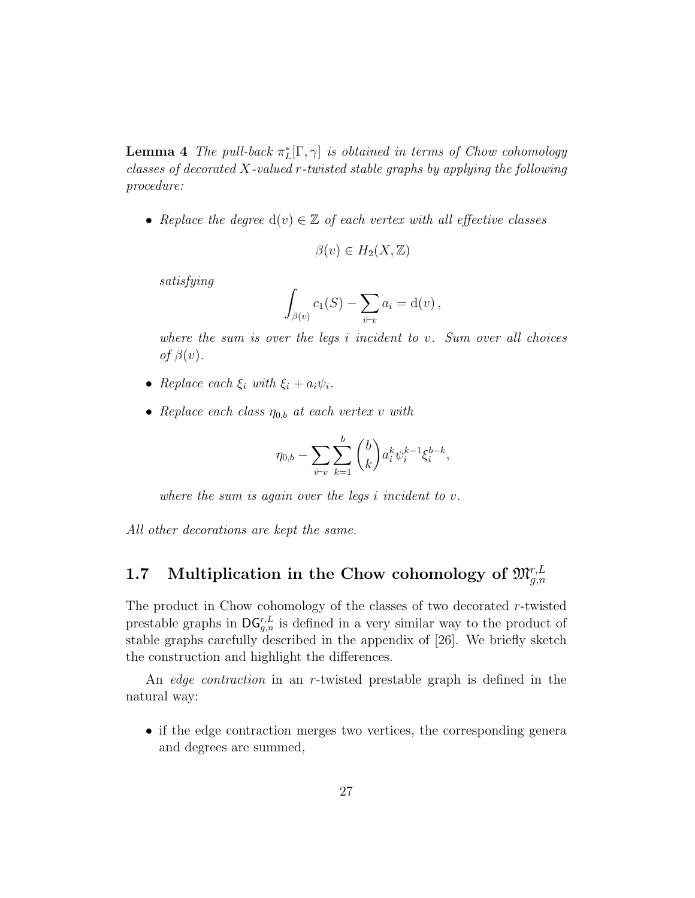**Lemma 4** *The pull-back $\pi_L^*[\Gamma, \gamma]$ is obtained in terms of Chow cohomology classes of decorated $X$-valued $r$-twisted stable graphs by applying the following procedure:*

- *Replace the degree $\mathrm{d}(v) \in \mathbb{Z}$ of each vertex with all effective classes*

$$\beta(v) \in H_2(X, \mathbb{Z})$$

*satisfying*

$$\int_{\beta(v)} c_1(S) - \sum_{i \vdash v} a_i = \mathrm{d}(v)\,,$$

*where the sum is over the legs $i$ incident to $v$. Sum over all choices of $\beta(v)$.*

- *Replace each $\xi_i$ with $\xi_i + a_i \psi_i$.*
- *Replace each class $\eta_{0,b}$ at each vertex $v$ with*

$$\eta_{0,b} - \sum_{i \vdash v} \sum_{k=1}^{b} \binom{b}{k} a_i^k \psi_i^{k-1} \xi_i^{b-k},$$

*where the sum is again over the legs $i$ incident to $v$.*

*All other decorations are kept the same.*

## 1.7 Multiplication in the Chow cohomology of $\mathfrak{M}_{g,n}^{r,L}$

The product in Chow cohomology of the classes of two decorated $r$-twisted prestable graphs in $\mathsf{DG}_{g,n}^{r,L}$ is defined in a very similar way to the product of stable graphs carefully described in the appendix of [26]. We briefly sketch the construction and highlight the differences.

An *edge contraction* in an $r$-twisted prestable graph is defined in the natural way:

- if the edge contraction merges two vertices, the corresponding genera and degrees are summed,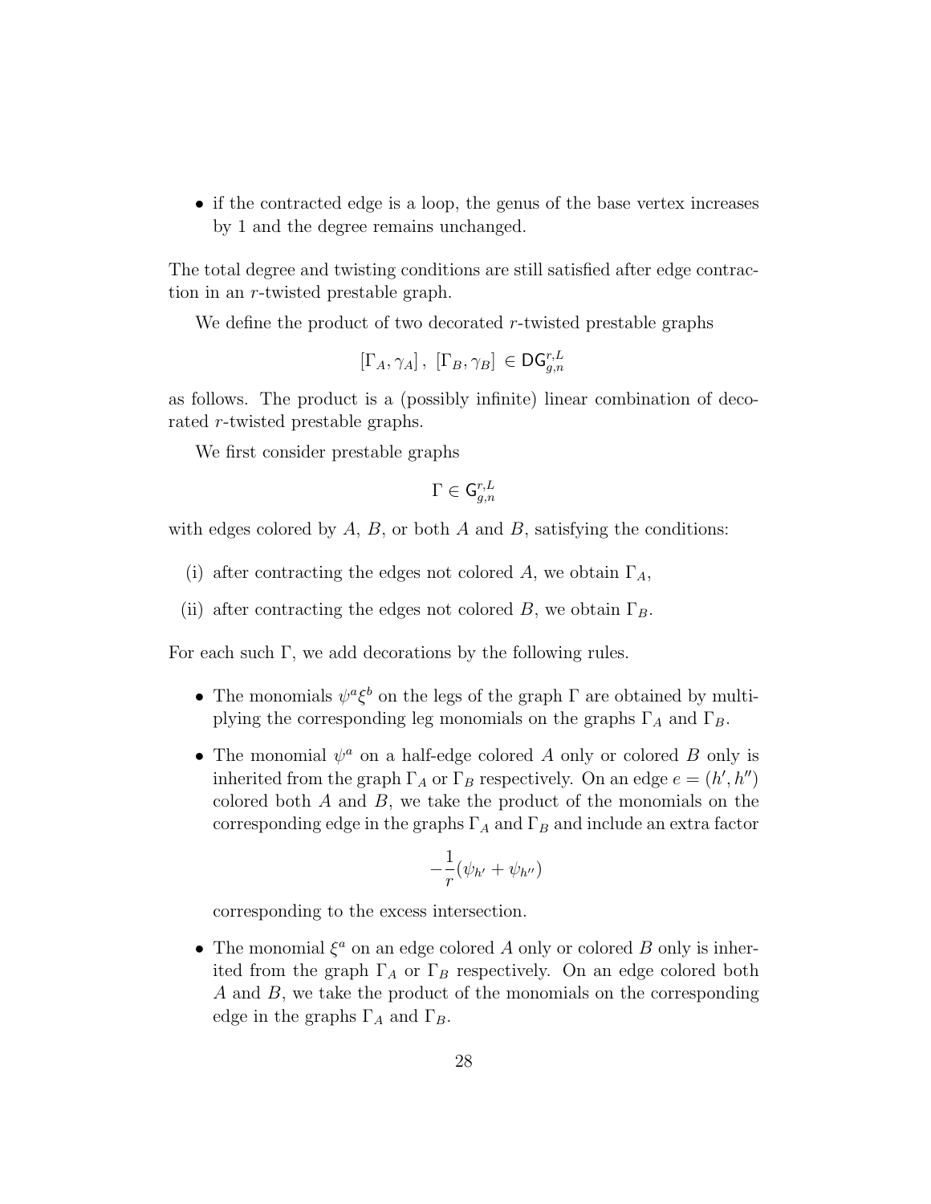- if the contracted edge is a loop, the genus of the base vertex increases by 1 and the degree remains unchanged.

The total degree and twisting conditions are still satisfied after edge contraction in an $r$-twisted prestable graph.

We define the product of two decorated $r$-twisted prestable graphs

$$[\Gamma_A, \gamma_A]\,,\ [\Gamma_B, \gamma_B]\ \in \mathsf{DG}_{g,n}^{r,L}$$

as follows. The product is a (possibly infinite) linear combination of decorated $r$-twisted prestable graphs.

We first consider prestable graphs

$$\Gamma \in \mathsf{G}_{g,n}^{r,L}$$

with edges colored by $A$, $B$, or both $A$ and $B$, satisfying the conditions:

(i) after contracting the edges not colored $A$, we obtain $\Gamma_A$,

(ii) after contracting the edges not colored $B$, we obtain $\Gamma_B$.

For each such $\Gamma$, we add decorations by the following rules.

- The monomials $\psi^a \xi^b$ on the legs of the graph $\Gamma$ are obtained by multiplying the corresponding leg monomials on the graphs $\Gamma_A$ and $\Gamma_B$.
- The monomial $\psi^a$ on a half-edge colored $A$ only or colored $B$ only is inherited from the graph $\Gamma_A$ or $\Gamma_B$ respectively. On an edge $e = (h', h'')$ colored both $A$ and $B$, we take the product of the monomials on the corresponding edge in the graphs $\Gamma_A$ and $\Gamma_B$ and include an extra factor

  $$-\frac{1}{r}(\psi_{h'} + \psi_{h''})$$

  corresponding to the excess intersection.
- The monomial $\xi^a$ on an edge colored $A$ only or colored $B$ only is inherited from the graph $\Gamma_A$ or $\Gamma_B$ respectively. On an edge colored both $A$ and $B$, we take the product of the monomials on the corresponding edge in the graphs $\Gamma_A$ and $\Gamma_B$.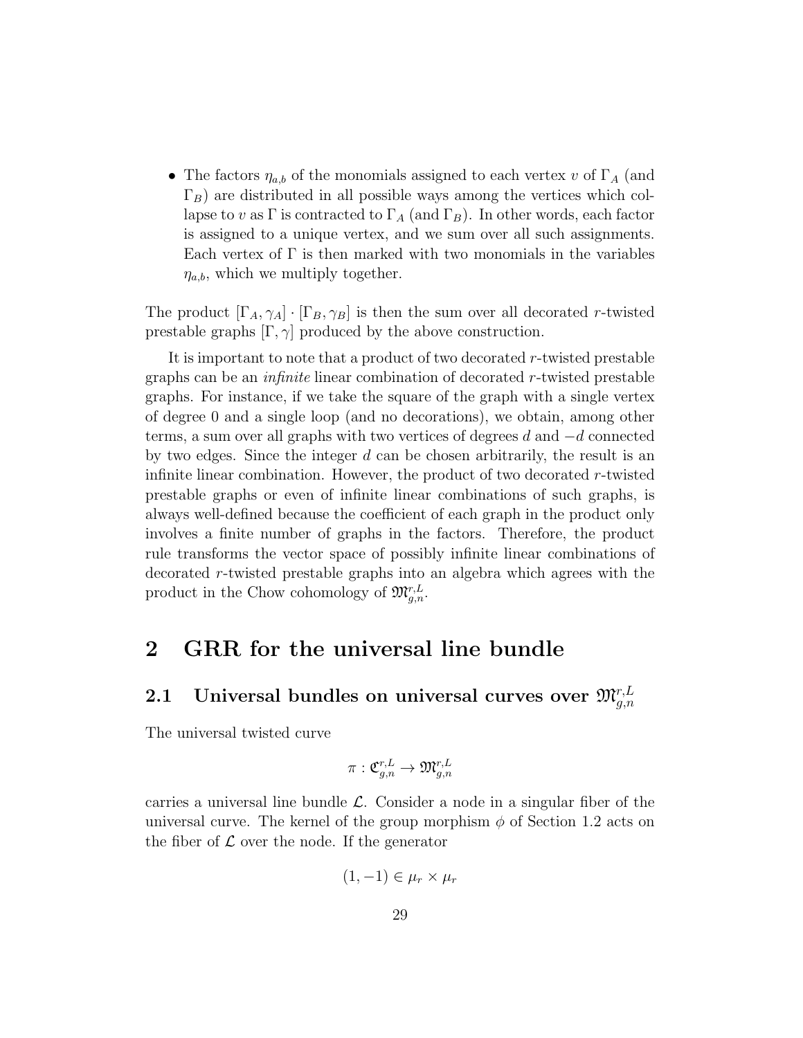- The factors $\eta_{a,b}$ of the monomials assigned to each vertex $v$ of $\Gamma_A$ (and $\Gamma_B$) are distributed in all possible ways among the vertices which collapse to $v$ as $\Gamma$ is contracted to $\Gamma_A$ (and $\Gamma_B$). In other words, each factor is assigned to a unique vertex, and we sum over all such assignments. Each vertex of $\Gamma$ is then marked with two monomials in the variables $\eta_{a,b}$, which we multiply together.

The product $[\Gamma_A, \gamma_A] \cdot [\Gamma_B, \gamma_B]$ is then the sum over all decorated $r$-twisted prestable graphs $[\Gamma, \gamma]$ produced by the above construction.

It is important to note that a product of two decorated $r$-twisted prestable graphs can be an *infinite* linear combination of decorated $r$-twisted prestable graphs. For instance, if we take the square of the graph with a single vertex of degree 0 and a single loop (and no decorations), we obtain, among other terms, a sum over all graphs with two vertices of degrees $d$ and $-d$ connected by two edges. Since the integer $d$ can be chosen arbitrarily, the result is an infinite linear combination. However, the product of two decorated $r$-twisted prestable graphs or even of infinite linear combinations of such graphs, is always well-defined because the coefficient of each graph in the product only involves a finite number of graphs in the factors. Therefore, the product rule transforms the vector space of possibly infinite linear combinations of decorated $r$-twisted prestable graphs into an algebra which agrees with the product in the Chow cohomology of $\mathfrak{M}^{r,L}_{g,n}$.

# 2 GRR for the universal line bundle

## 2.1 Universal bundles on universal curves over $\mathfrak{M}^{r,L}_{g,n}$

The universal twisted curve

$$\pi : \mathfrak{C}^{r,L}_{g,n} \to \mathfrak{M}^{r,L}_{g,n}$$

carries a universal line bundle $\mathcal{L}$. Consider a node in a singular fiber of the universal curve. The kernel of the group morphism $\phi$ of Section 1.2 acts on the fiber of $\mathcal{L}$ over the node. If the generator

$$(1, -1) \in \mu_r \times \mu_r$$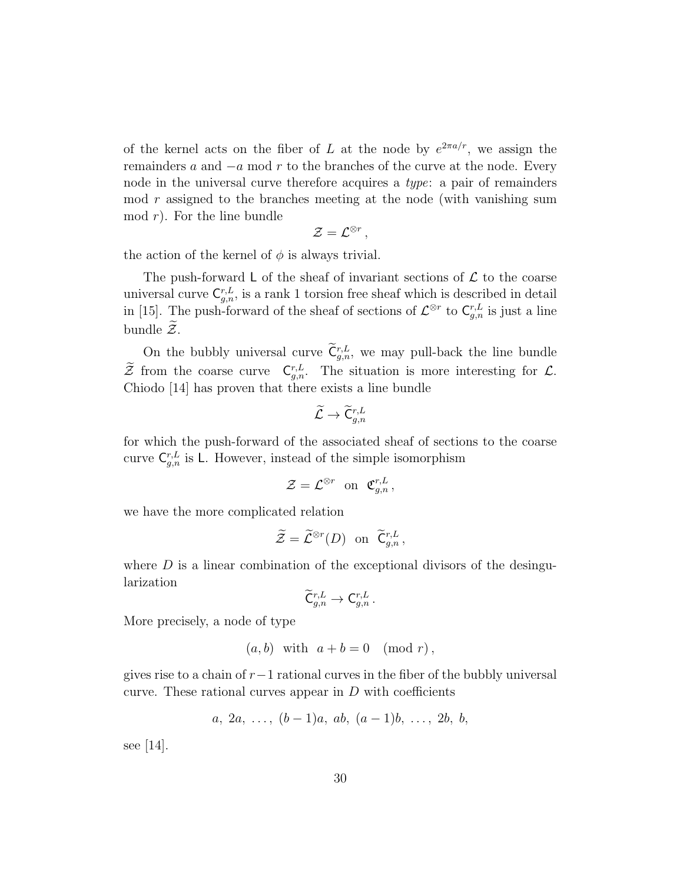of the kernel acts on the fiber of $L$ at the node by $e^{2\pi a/r}$, we assign the remainders $a$ and $-a$ mod $r$ to the branches of the curve at the node. Every node in the universal curve therefore acquires a *type*: a pair of remainders mod $r$ assigned to the branches meeting at the node (with vanishing sum mod $r$). For the line bundle

$$\mathcal{Z} = \mathcal{L}^{\otimes r} \,,$$

the action of the kernel of $\phi$ is always trivial.

The push-forward $\mathsf{L}$ of the sheaf of invariant sections of $\mathcal{L}$ to the coarse universal curve $\mathsf{C}^{r,L}_{g,n}$, is a rank 1 torsion free sheaf which is described in detail in [15]. The push-forward of the sheaf of sections of $\mathcal{L}^{\otimes r}$ to $\mathsf{C}^{r,L}_{g,n}$ is just a line bundle $\widetilde{\mathcal{Z}}$.

On the bubbly universal curve $\widetilde{\mathsf{C}}^{r,L}_{g,n}$, we may pull-back the line bundle $\widetilde{\mathcal{Z}}$ from the coarse curve $\mathsf{C}^{r,L}_{g,n}$. The situation is more interesting for $\mathcal{L}$. Chiodo [14] has proven that there exists a line bundle

$$\widetilde{\mathcal{L}} \to \widetilde{\mathsf{C}}^{r,L}_{g,n}$$

for which the push-forward of the associated sheaf of sections to the coarse curve $\mathsf{C}^{r,L}_{g,n}$ is $\mathsf{L}$. However, instead of the simple isomorphism

$$\mathcal{Z} = \mathcal{L}^{\otimes r} \text{ on } \mathfrak{C}^{r,L}_{g,n} \,,$$

we have the more complicated relation

$$\widetilde{\mathcal{Z}} = \widetilde{\mathcal{L}}^{\otimes r}(D) \text{ on } \widetilde{\mathsf{C}}^{r,L}_{g,n} \,,$$

where $D$ is a linear combination of the exceptional divisors of the desingularization

$$\widetilde{\mathsf{C}}^{r,L}_{g,n} \to \mathsf{C}^{r,L}_{g,n} \,.$$

More precisely, a node of type

$$(a,b) \text{ with } a+b = 0 \pmod{r} \,,$$

gives rise to a chain of $r-1$ rational curves in the fiber of the bubbly universal curve. These rational curves appear in $D$ with coefficients

$$a,\ 2a,\ \ldots,\ (b-1)a,\ ab,\ (a-1)b,\ \ldots,\ 2b,\ b,$$

see [14].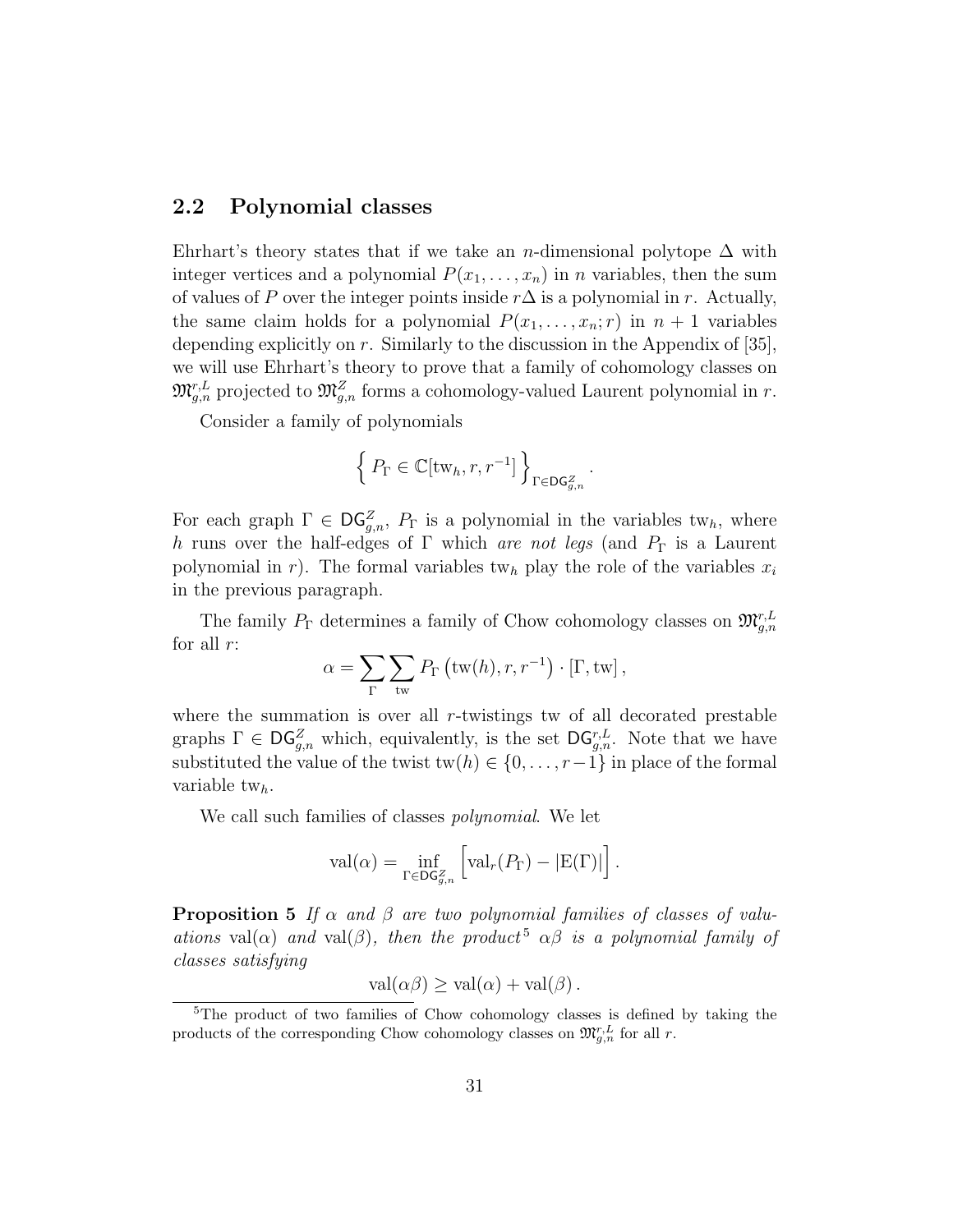### 2.2 Polynomial classes

Ehrhart's theory states that if we take an $n$-dimensional polytope $\Delta$ with integer vertices and a polynomial $P(x_1, \ldots, x_n)$ in $n$ variables, then the sum of values of $P$ over the integer points inside $r\Delta$ is a polynomial in $r$. Actually, the same claim holds for a polynomial $P(x_1, \ldots, x_n; r)$ in $n+1$ variables depending explicitly on $r$. Similarly to the discussion in the Appendix of [35], we will use Ehrhart's theory to prove that a family of cohomology classes on $\mathfrak{M}^{r,L}_{g,n}$ projected to $\mathfrak{M}^{Z}_{g,n}$ forms a cohomology-valued Laurent polynomial in $r$.

Consider a family of polynomials

$$\Big\{ P_\Gamma \in \mathbb{C}[\mathrm{tw}_h, r, r^{-1}] \Big\}_{\Gamma \in \mathsf{DG}^{Z}_{g,n}} .$$

For each graph $\Gamma \in \mathsf{DG}^{Z}_{g,n}$, $P_\Gamma$ is a polynomial in the variables $\mathrm{tw}_h$, where $h$ runs over the half-edges of $\Gamma$ which *are not legs* (and $P_\Gamma$ is a Laurent polynomial in $r$). The formal variables $\mathrm{tw}_h$ play the role of the variables $x_i$ in the previous paragraph.

The family $P_\Gamma$ determines a family of Chow cohomology classes on $\mathfrak{M}^{r,L}_{g,n}$ for all $r$:

$$\alpha = \sum_{\Gamma} \sum_{\mathrm{tw}} P_\Gamma\left(\mathrm{tw}(h), r, r^{-1}\right) \cdot [\Gamma, \mathrm{tw}] \,,$$

where the summation is over all $r$-twistings tw of all decorated prestable graphs $\Gamma \in \mathsf{DG}^{Z}_{g,n}$ which, equivalently, is the set $\mathsf{DG}^{r,L}_{g,n}$. Note that we have substituted the value of the twist $\mathrm{tw}(h) \in \{0, \ldots, r-1\}$ in place of the formal variable $\mathrm{tw}_h$.

We call such families of classes *polynomial*. We let

$$\mathrm{val}(\alpha) = \inf_{\Gamma \in \mathsf{DG}^{Z}_{g,n}} \Big[ \mathrm{val}_r(P_\Gamma) - |\mathrm{E}(\Gamma)| \Big] .$$

**Proposition 5** *If $\alpha$ and $\beta$ are two polynomial families of classes of valuations* $\mathrm{val}(\alpha)$ *and* $\mathrm{val}(\beta)$*, then the product*[5] $\alpha\beta$ *is a polynomial family of classes satisfying*

$$\mathrm{val}(\alpha\beta) \geq \mathrm{val}(\alpha) + \mathrm{val}(\beta) .$$

[5] The product of two families of Chow cohomology classes is defined by taking the products of the corresponding Chow cohomology classes on $\mathfrak{M}^{r,L}_{g,n}$ for all $r$.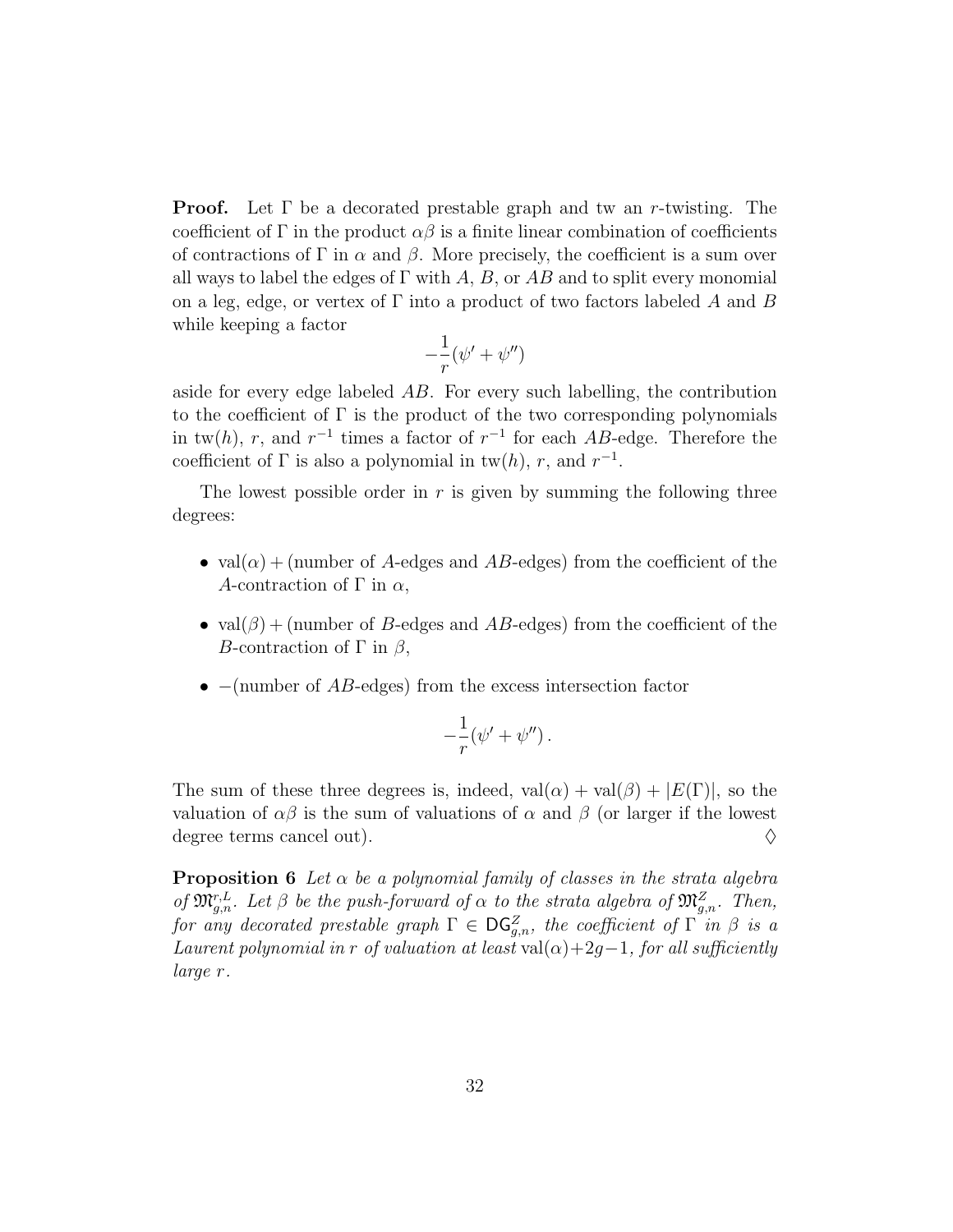**Proof.** Let $\Gamma$ be a decorated prestable graph and tw an $r$-twisting. The coefficient of $\Gamma$ in the product $\alpha\beta$ is a finite linear combination of coefficients of contractions of $\Gamma$ in $\alpha$ and $\beta$. More precisely, the coefficient is a sum over all ways to label the edges of $\Gamma$ with $A$, $B$, or $AB$ and to split every monomial on a leg, edge, or vertex of $\Gamma$ into a product of two factors labeled $A$ and $B$ while keeping a factor

$$-\frac{1}{r}(\psi' + \psi'')$$

aside for every edge labeled $AB$. For every such labelling, the contribution to the coefficient of $\Gamma$ is the product of the two corresponding polynomials in $\mathrm{tw}(h)$, $r$, and $r^{-1}$ times a factor of $r^{-1}$ for each $AB$-edge. Therefore the coefficient of $\Gamma$ is also a polynomial in $\mathrm{tw}(h)$, $r$, and $r^{-1}$.

The lowest possible order in $r$ is given by summing the following three degrees:

- $\mathrm{val}(\alpha) +$ (number of $A$-edges and $AB$-edges) from the coefficient of the $A$-contraction of $\Gamma$ in $\alpha$,
- $\mathrm{val}(\beta) +$ (number of $B$-edges and $AB$-edges) from the coefficient of the $B$-contraction of $\Gamma$ in $\beta$,
- $-$(number of $AB$-edges) from the excess intersection factor

$$-\frac{1}{r}(\psi' + \psi'')\,.$$

The sum of these three degrees is, indeed, $\mathrm{val}(\alpha) + \mathrm{val}(\beta) + |E(\Gamma)|$, so the valuation of $\alpha\beta$ is the sum of valuations of $\alpha$ and $\beta$ (or larger if the lowest degree terms cancel out). $\Diamond$

**Proposition 6** *Let $\alpha$ be a polynomial family of classes in the strata algebra of $\mathfrak{M}^{r,L}_{g,n}$. Let $\beta$ be the push-forward of $\alpha$ to the strata algebra of $\mathfrak{M}^{Z}_{g,n}$. Then, for any decorated prestable graph $\Gamma \in \mathsf{DG}^{Z}_{g,n}$, the coefficient of $\Gamma$ in $\beta$ is a Laurent polynomial in $r$ of valuation at least $\mathrm{val}(\alpha)+2g-1$, for all sufficiently large $r$.*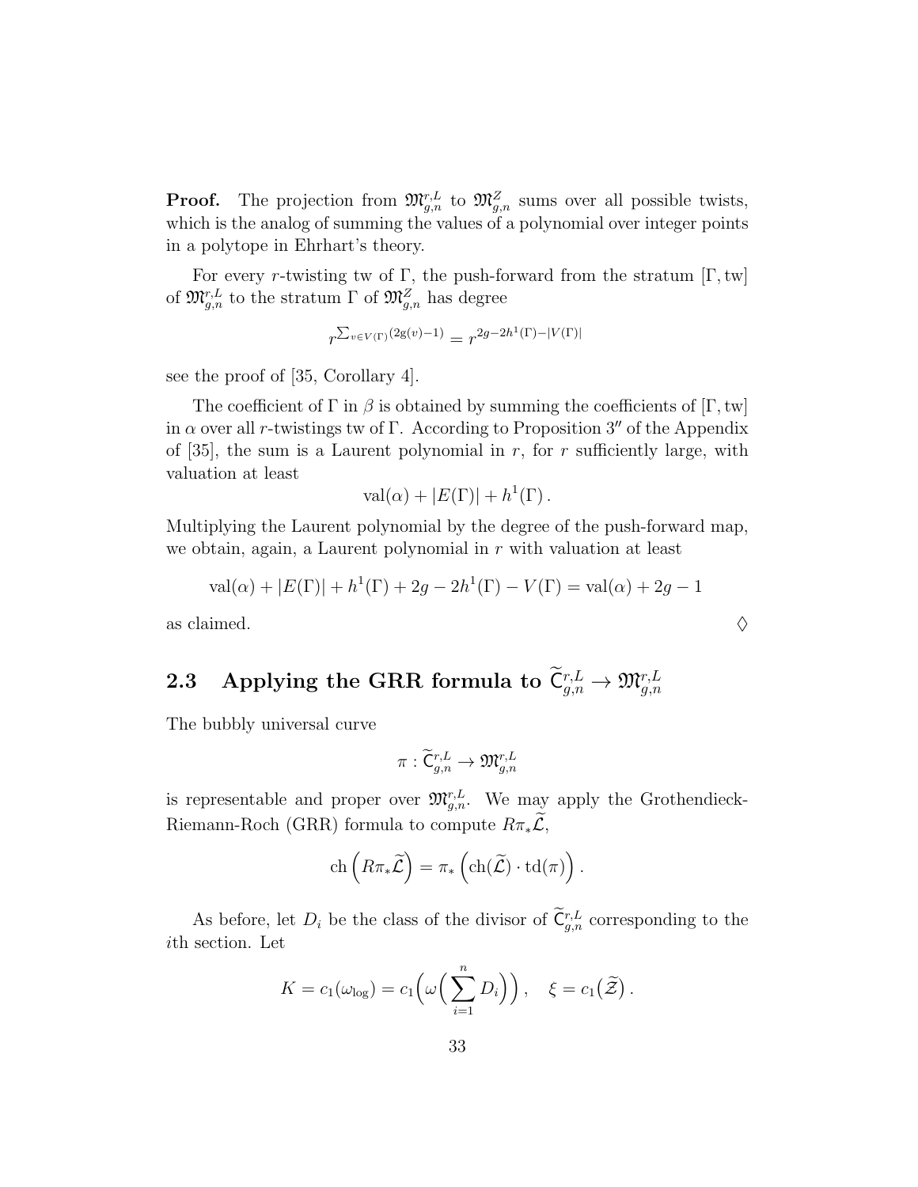**Proof.** The projection from $\mathfrak{M}_{g,n}^{r,L}$ to $\mathfrak{M}_{g,n}^{Z}$ sums over all possible twists, which is the analog of summing the values of a polynomial over integer points in a polytope in Ehrhart's theory.

For every $r$-twisting tw of $\Gamma$, the push-forward from the stratum $[\Gamma, \mathrm{tw}]$ of $\mathfrak{M}_{g,n}^{r,L}$ to the stratum $\Gamma$ of $\mathfrak{M}_{g,n}^{Z}$ has degree

$$r^{\sum_{v \in V(\Gamma)}(2\mathrm{g}(v)-1)} = r^{2g-2h^1(\Gamma)-|V(\Gamma)|}$$

see the proof of [35, Corollary 4].

The coefficient of $\Gamma$ in $\beta$ is obtained by summing the coefficients of $[\Gamma, \mathrm{tw}]$ in $\alpha$ over all $r$-twistings tw of $\Gamma$. According to Proposition $3''$ of the Appendix of [35], the sum is a Laurent polynomial in $r$, for $r$ sufficiently large, with valuation at least

$$\mathrm{val}(\alpha) + |E(\Gamma)| + h^1(\Gamma)\,.$$

Multiplying the Laurent polynomial by the degree of the push-forward map, we obtain, again, a Laurent polynomial in $r$ with valuation at least

$$\mathrm{val}(\alpha) + |E(\Gamma)| + h^1(\Gamma) + 2g - 2h^1(\Gamma) - V(\Gamma) = \mathrm{val}(\alpha) + 2g - 1$$

as claimed. $\Diamond$

## 2.3 Applying the GRR formula to $\widetilde{\mathsf{C}}_{g,n}^{r,L} \to \mathfrak{M}_{g,n}^{r,L}$

The bubbly universal curve

$$\pi : \widetilde{\mathsf{C}}_{g,n}^{r,L} \to \mathfrak{M}_{g,n}^{r,L}$$

is representable and proper over $\mathfrak{M}_{g,n}^{r,L}$. We may apply the Grothendieck-Riemann-Roch (GRR) formula to compute $R\pi_*\widetilde{\mathcal{L}}$,

$$\mathrm{ch}\left(R\pi_*\widetilde{\mathcal{L}}\right) = \pi_*\left(\mathrm{ch}(\widetilde{\mathcal{L}}) \cdot \mathrm{td}(\pi)\right).$$

As before, let $D_i$ be the class of the divisor of $\widetilde{\mathsf{C}}_{g,n}^{r,L}$ corresponding to the $i$th section. Let

$$K = c_1(\omega_{\log}) = c_1\Big(\omega\Big(\sum_{i=1}^{n} D_i\Big)\Big), \quad \xi = c_1\big(\widetilde{\mathcal{Z}}\big)\,.$$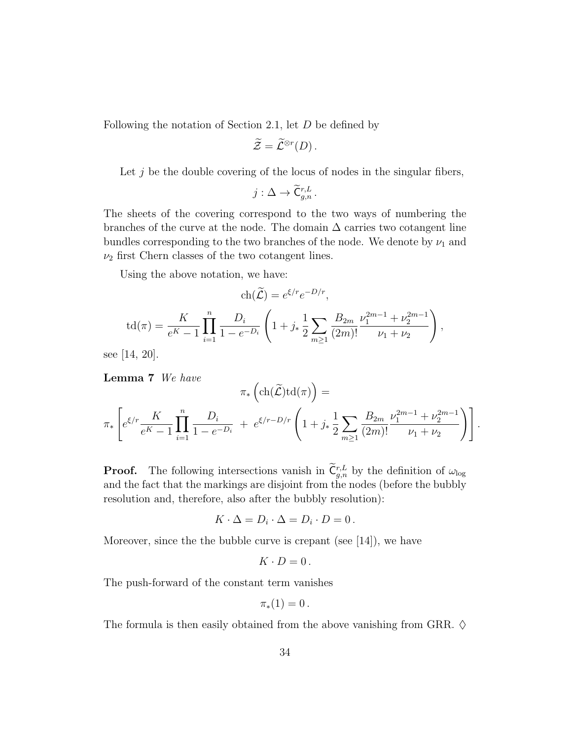Following the notation of Section 2.1, let $D$ be defined by

$$\widetilde{\mathcal{Z}} = \widetilde{\mathcal{L}}^{\otimes r}(D)\,.$$

Let $j$ be the double covering of the locus of nodes in the singular fibers,

$$j : \Delta \to \widetilde{\mathsf{C}}^{r,L}_{g,n}\,.$$

The sheets of the covering correspond to the two ways of numbering the branches of the curve at the node. The domain $\Delta$ carries two cotangent line bundles corresponding to the two branches of the node. We denote by $\nu_1$ and $\nu_2$ first Chern classes of the two cotangent lines.

Using the above notation, we have:

$$\mathrm{ch}(\widetilde{\mathcal{L}}) = e^{\xi/r} e^{-D/r},$$

$$\mathrm{td}(\pi) = \frac{K}{e^K - 1} \prod_{i=1}^{n} \frac{D_i}{1 - e^{-D_i}} \left( 1 + j_* \frac{1}{2} \sum_{m \geq 1} \frac{B_{2m}}{(2m)!} \frac{\nu_1^{2m-1} + \nu_2^{2m-1}}{\nu_1 + \nu_2} \right),$$

see [14, 20].

**Lemma 7** *We have*

$$\pi_* \left( \mathrm{ch}(\widetilde{\mathcal{L}}) \mathrm{td}(\pi) \right) =$$

$$\pi_* \left[ e^{\xi/r} \frac{K}{e^K - 1} \prod_{i=1}^{n} \frac{D_i}{1 - e^{-D_i}} \; + \; e^{\xi/r - D/r} \left( 1 + j_* \frac{1}{2} \sum_{m \geq 1} \frac{B_{2m}}{(2m)!} \frac{\nu_1^{2m-1} + \nu_2^{2m-1}}{\nu_1 + \nu_2} \right) \right].$$

**Proof.** The following intersections vanish in $\widetilde{\mathsf{C}}^{r,L}_{g,n}$ by the definition of $\omega_{\log}$ and the fact that the markings are disjoint from the nodes (before the bubbly resolution and, therefore, also after the bubbly resolution):

$$K \cdot \Delta = D_i \cdot \Delta = D_i \cdot D = 0\,.$$

Moreover, since the the bubble curve is crepant (see [14]), we have

$$K \cdot D = 0\,.$$

The push-forward of the constant term vanishes

$$\pi_*(1) = 0\,.$$

The formula is then easily obtained from the above vanishing from GRR. $\Diamond$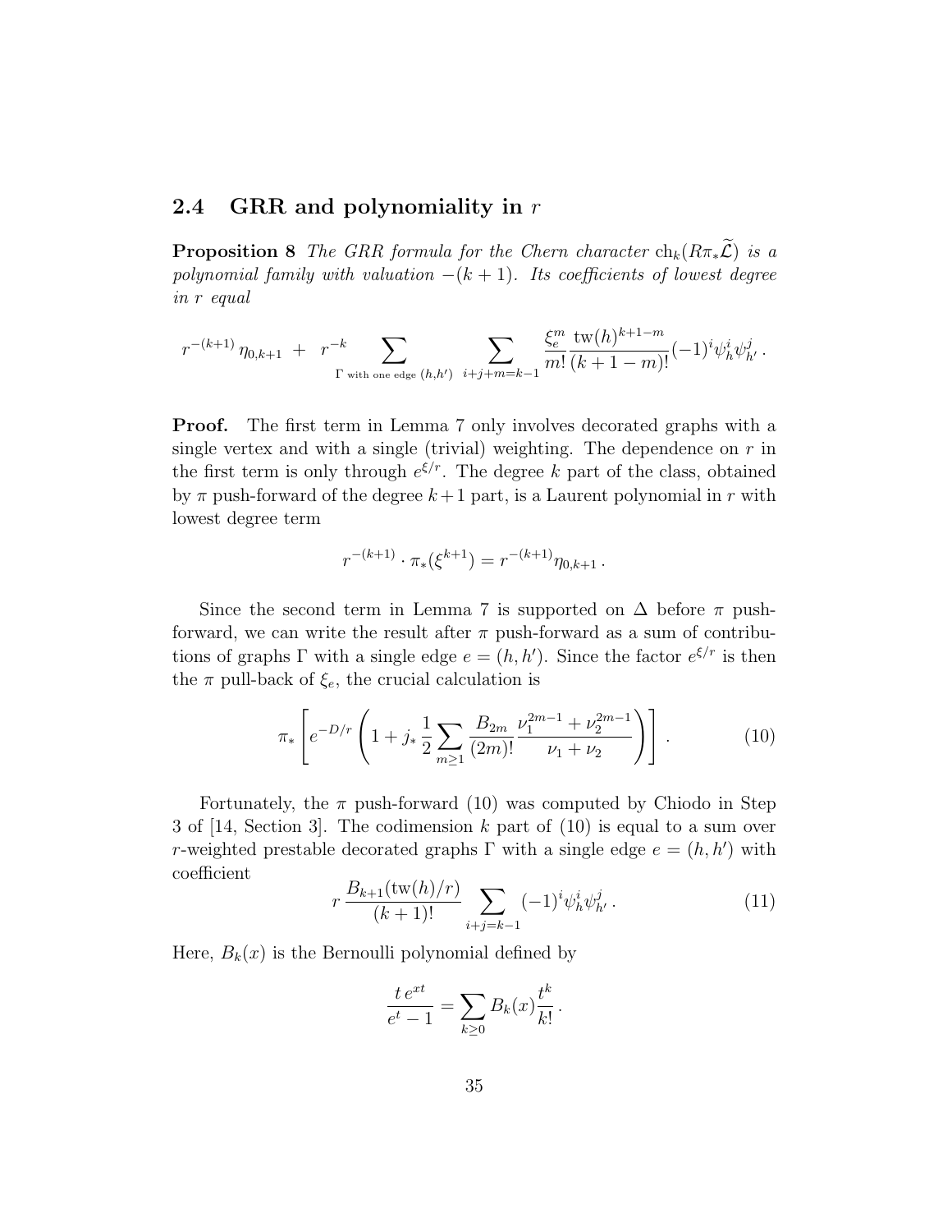## 2.4 GRR and polynomiality in $r$

**Proposition 8** *The GRR formula for the Chern character $\mathrm{ch}_k(R\pi_*\widetilde{\mathcal{L}})$ is a polynomial family with valuation $-(k+1)$. Its coefficients of lowest degree in $r$ equal*

$$r^{-(k+1)}\,\eta_{0,k+1} \;+\; r^{-k} \sum_{\Gamma \text{ with one edge } (h,h')} \;\sum_{i+j+m=k-1} \frac{\xi_e^m}{m!}\frac{\mathrm{tw}(h)^{k+1-m}}{(k+1-m)!}(-1)^i\psi_h^i\psi_{h'}^j\,.$$

**Proof.** The first term in Lemma 7 only involves decorated graphs with a single vertex and with a single (trivial) weighting. The dependence on $r$ in the first term is only through $e^{\xi/r}$. The degree $k$ part of the class, obtained by $\pi$ push-forward of the degree $k+1$ part, is a Laurent polynomial in $r$ with lowest degree term

$$r^{-(k+1)} \cdot \pi_*(\xi^{k+1}) = r^{-(k+1)}\eta_{0,k+1}\,.$$

Since the second term in Lemma 7 is supported on $\Delta$ before $\pi$ push-forward, we can write the result after $\pi$ push-forward as a sum of contributions of graphs $\Gamma$ with a single edge $e=(h,h')$. Since the factor $e^{\xi/r}$ is then the $\pi$ pull-back of $\xi_e$, the crucial calculation is

$$\pi_*\left[e^{-D/r}\left(1+j_*\,\frac{1}{2}\sum_{m\geq 1}\frac{B_{2m}}{(2m)!}\frac{\nu_1^{2m-1}+\nu_2^{2m-1}}{\nu_1+\nu_2}\right)\right]. \tag{10}$$

Fortunately, the $\pi$ push-forward (10) was computed by Chiodo in Step 3 of [14, Section 3]. The codimension $k$ part of (10) is equal to a sum over $r$-weighted prestable decorated graphs $\Gamma$ with a single edge $e=(h,h')$ with coefficient

$$r\,\frac{B_{k+1}(\mathrm{tw}(h)/r)}{(k+1)!}\sum_{i+j=k-1}(-1)^i\psi_h^i\psi_{h'}^j\,. \tag{11}$$

Here, $B_k(x)$ is the Bernoulli polynomial defined by

$$\frac{t\,e^{xt}}{e^t-1} = \sum_{k\geq 0} B_k(x)\frac{t^k}{k!}\,.$$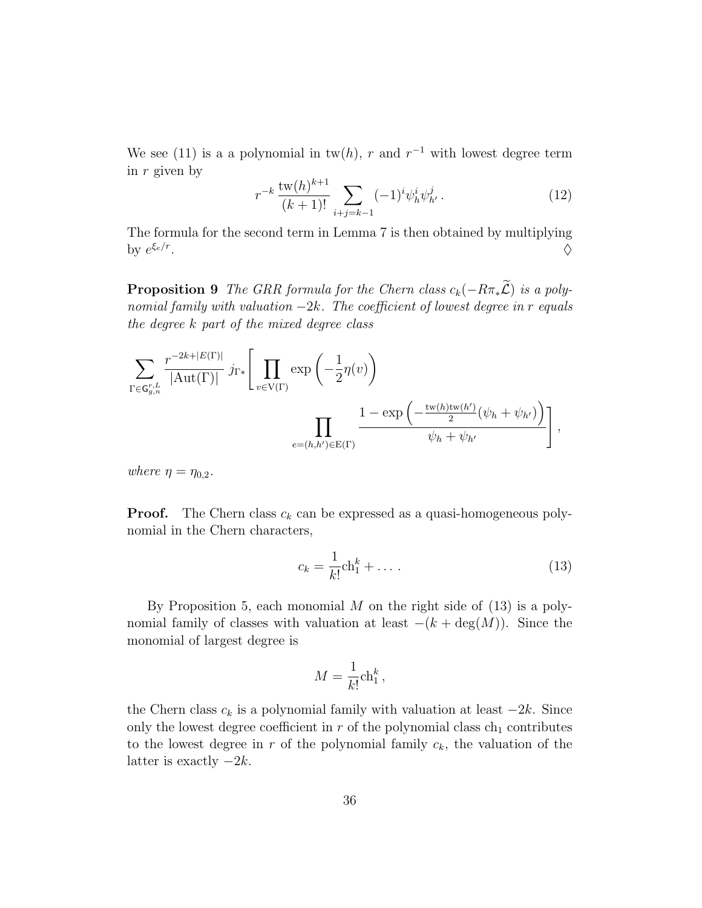We see (11) is a a polynomial in $\mathrm{tw}(h)$, $r$ and $r^{-1}$ with lowest degree term in $r$ given by

$$r^{-k}\,\frac{\mathrm{tw}(h)^{k+1}}{(k+1)!}\sum_{i+j=k-1}(-1)^i\psi_h^i\psi_{h'}^j\,. \tag{12}$$

The formula for the second term in Lemma 7 is then obtained by multiplying by $e^{\xi_e/r}$. ◊

**Proposition 9** *The GRR formula for the Chern class $c_k(-R\pi_*\widetilde{\mathcal{L}})$ is a polynomial family with valuation $-2k$. The coefficient of lowest degree in $r$ equals the degree $k$ part of the mixed degree class*

$$\sum_{\Gamma\in\mathsf{G}^{r,L}_{g,n}}\frac{r^{-2k+|E(\Gamma)|}}{|\mathrm{Aut}(\Gamma)|}\,j_{\Gamma*}\Bigg[\prod_{v\in\mathrm{V}(\Gamma)}\exp\left(-\frac{1}{2}\eta(v)\right)\prod_{e=(h,h')\in\mathrm{E}(\Gamma)}\frac{1-\exp\left(-\frac{\mathrm{tw}(h)\mathrm{tw}(h')}{2}(\psi_h+\psi_{h'})\right)}{\psi_h+\psi_{h'}}\Bigg],$$

*where $\eta=\eta_{0,2}$.*

**Proof.** The Chern class $c_k$ can be expressed as a quasi-homogeneous polynomial in the Chern characters,

$$c_k=\frac{1}{k!}\mathrm{ch}_1^k+\ldots\,. \tag{13}$$

By Proposition 5, each monomial $M$ on the right side of (13) is a polynomial family of classes with valuation at least $-(k+\deg(M))$. Since the monomial of largest degree is

$$M=\frac{1}{k!}\mathrm{ch}_1^k\,,$$

the Chern class $c_k$ is a polynomial family with valuation at least $-2k$. Since only the lowest degree coefficient in $r$ of the polynomial class $\mathrm{ch}_1$ contributes to the lowest degree in $r$ of the polynomial family $c_k$, the valuation of the latter is exactly $-2k$.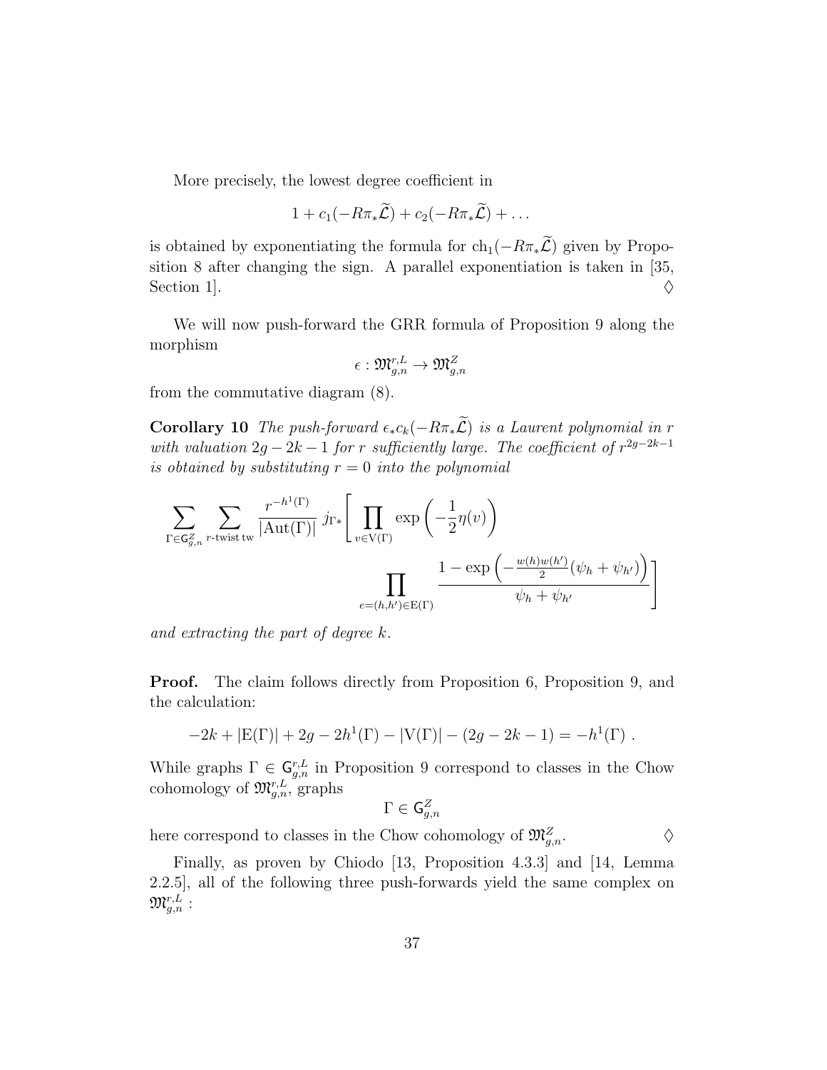More precisely, the lowest degree coefficient in

$$1 + c_1(-R\pi_*\widetilde{\mathcal{L}}) + c_2(-R\pi_*\widetilde{\mathcal{L}}) + \ldots$$

is obtained by exponentiating the formula for $\mathrm{ch}_1(-R\pi_*\widetilde{\mathcal{L}})$ given by Proposition 8 after changing the sign. A parallel exponentiation is taken in [35, Section 1]. $\Diamond$

We will now push-forward the GRR formula of Proposition 9 along the morphism

$$\epsilon : \mathfrak{M}^{r,L}_{g,n} \to \mathfrak{M}^{Z}_{g,n}$$

from the commutative diagram (8).

**Corollary 10** *The push-forward $\epsilon_* c_k(-R\pi_*\widetilde{\mathcal{L}})$ is a Laurent polynomial in $r$ with valuation $2g-2k-1$ for $r$ sufficiently large. The coefficient of $r^{2g-2k-1}$ is obtained by substituting $r=0$ into the polynomial*

$$\sum_{\Gamma \in \mathsf{G}^{Z}_{g,n}} \sum_{r\text{-twist tw}} \frac{r^{-h^1(\Gamma)}}{|\mathrm{Aut}(\Gamma)|} \, j_{\Gamma *}\Bigg[ \prod_{v \in \mathrm{V}(\Gamma)} \exp\left(-\frac{1}{2}\eta(v)\right) \prod_{e=(h,h') \in \mathrm{E}(\Gamma)} \frac{1-\exp\left(-\frac{w(h)w(h')}{2}(\psi_h + \psi_{h'})\right)}{\psi_h + \psi_{h'}} \Bigg]$$

*and extracting the part of degree $k$.*

**Proof.** The claim follows directly from Proposition 6, Proposition 9, and the calculation:

$$-2k + |\mathrm{E}(\Gamma)| + 2g - 2h^1(\Gamma) - |\mathrm{V}(\Gamma)| - (2g-2k-1) = -h^1(\Gamma) \ .$$

While graphs $\Gamma \in \mathsf{G}^{r,L}_{g,n}$ in Proposition 9 correspond to classes in the Chow cohomology of $\mathfrak{M}^{r,L}_{g,n}$, graphs

$$\Gamma \in \mathsf{G}^{Z}_{g,n}$$

here correspond to classes in the Chow cohomology of $\mathfrak{M}^{Z}_{g,n}$. $\Diamond$

Finally, as proven by Chiodo [13, Proposition 4.3.3] and [14, Lemma 2.2.5], all of the following three push-forwards yield the same complex on $\mathfrak{M}^{r,L}_{g,n}$ :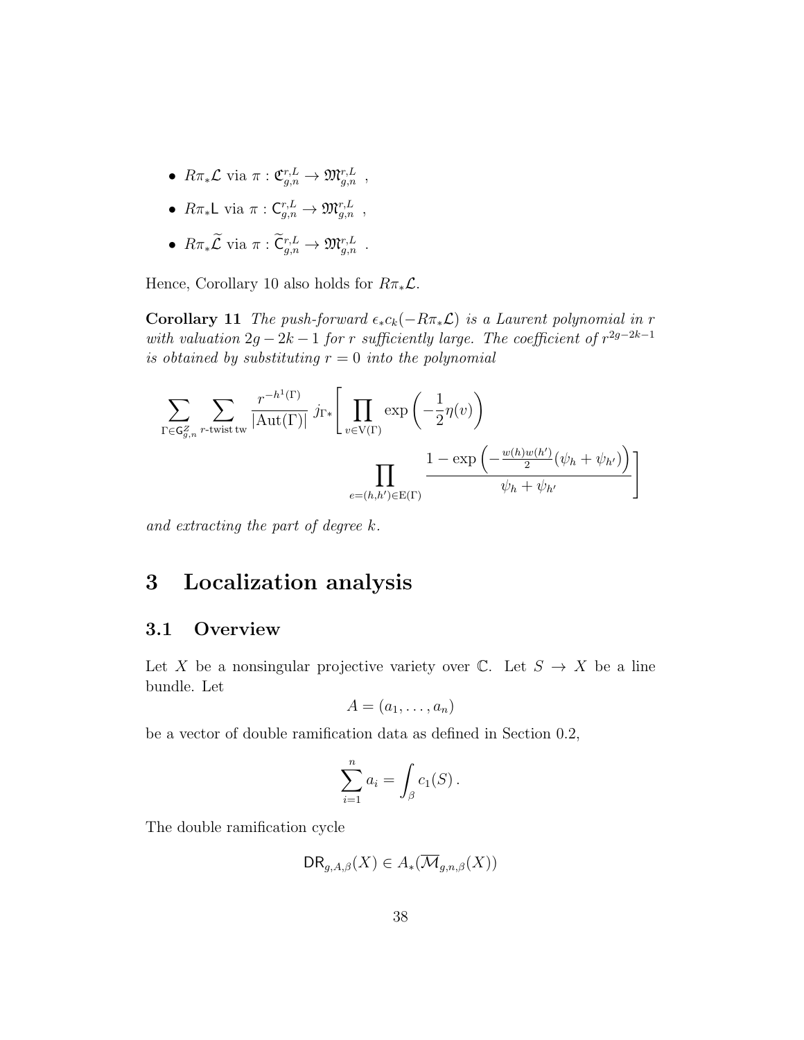- $R\pi_*\mathcal{L}$ via $\pi : \mathfrak{C}^{r,L}_{g,n} \to \mathfrak{M}^{r,L}_{g,n}$ ,
- $R\pi_*\mathsf{L}$ via $\pi : \mathsf{C}^{r,L}_{g,n} \to \mathfrak{M}^{r,L}_{g,n}$ ,
- $R\pi_*\widetilde{\mathcal{L}}$ via $\pi : \widetilde{\mathsf{C}}^{r,L}_{g,n} \to \mathfrak{M}^{r,L}_{g,n}$ .

Hence, Corollary 10 also holds for $R\pi_*\mathcal{L}$.

**Corollary 11** *The push-forward $\epsilon_* c_k(-R\pi_*\mathcal{L})$ is a Laurent polynomial in $r$ with valuation $2g-2k-1$ for $r$ sufficiently large. The coefficient of $r^{2g-2k-1}$ is obtained by substituting $r=0$ into the polynomial*

$$\sum_{\Gamma \in \mathsf{G}^Z_{g,n}} \sum_{r\text{-twist}\,\mathrm{tw}} \frac{r^{-h^1(\Gamma)}}{|\mathrm{Aut}(\Gamma)|}\, j_{\Gamma *}\Bigg[ \prod_{v \in \mathrm{V}(\Gamma)} \exp\left(-\frac{1}{2}\eta(v)\right) \prod_{e=(h,h')\in \mathrm{E}(\Gamma)} \frac{1-\exp\left(-\frac{w(h)w(h')}{2}(\psi_h+\psi_{h'})\right)}{\psi_h+\psi_{h'}} \Bigg]$$

*and extracting the part of degree $k$.*

# 3 Localization analysis

## 3.1 Overview

Let $X$ be a nonsingular projective variety over $\mathbb{C}$. Let $S \to X$ be a line bundle. Let

$$A = (a_1, \ldots, a_n)$$

be a vector of double ramification data as defined in Section 0.2,

$$\sum_{i=1}^n a_i = \int_\beta c_1(S)\,.$$

The double ramification cycle

$$\mathsf{DR}_{g,A,\beta}(X) \in A_*(\overline{\mathcal{M}}_{g,n,\beta}(X))$$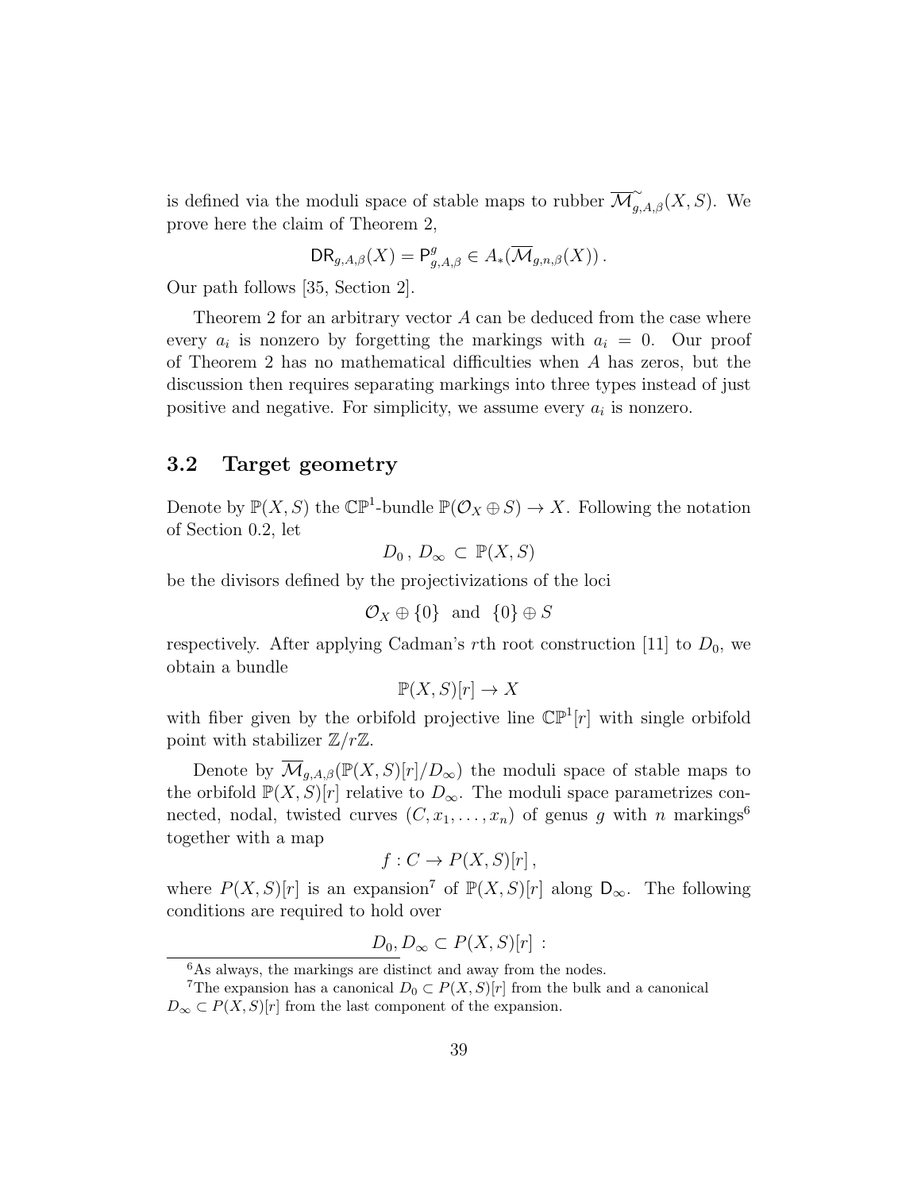is defined via the moduli space of stable maps to rubber $\overline{\mathcal{M}}^{\sim}_{g,A,\beta}(X,S)$. We prove here the claim of Theorem 2,

$$\mathsf{DR}_{g,A,\beta}(X) = \mathsf{P}^g_{g,A,\beta} \in A_*(\overline{\mathcal{M}}_{g,n,\beta}(X))\,.$$

Our path follows [35, Section 2].

Theorem 2 for an arbitrary vector $A$ can be deduced from the case where every $a_i$ is nonzero by forgetting the markings with $a_i = 0$. Our proof of Theorem 2 has no mathematical difficulties when $A$ has zeros, but the discussion then requires separating markings into three types instead of just positive and negative. For simplicity, we assume every $a_i$ is nonzero.

## 3.2 Target geometry

Denote by $\mathbb{P}(X,S)$ the $\mathbb{CP}^1$-bundle $\mathbb{P}(\mathcal{O}_X \oplus S) \to X$. Following the notation of Section 0.2, let

$$D_0\,,\ D_\infty\ \subset\ \mathbb{P}(X,S)$$

be the divisors defined by the projectivizations of the loci

$$\mathcal{O}_X \oplus \{0\} \quad \text{and} \quad \{0\} \oplus S$$

respectively. After applying Cadman's $r$th root construction [11] to $D_0$, we obtain a bundle

$$\mathbb{P}(X,S)[r] \to X$$

with fiber given by the orbifold projective line $\mathbb{CP}^1[r]$ with single orbifold point with stabilizer $\mathbb{Z}/r\mathbb{Z}$.

Denote by $\overline{\mathcal{M}}_{g,A,\beta}(\mathbb{P}(X,S)[r]/D_\infty)$ the moduli space of stable maps to the orbifold $\mathbb{P}(X,S)[r]$ relative to $D_\infty$. The moduli space parametrizes connected, nodal, twisted curves $(C, x_1, \ldots, x_n)$ of genus $g$ with $n$ markings[6] together with a map

$$f : C \to P(X,S)[r]\,,$$

where $P(X,S)[r]$ is an expansion[7] of $\mathbb{P}(X,S)[r]$ along $\mathsf{D}_\infty$. The following conditions are required to hold over

$$D_0, D_\infty \subset P(X,S)[r]\ :$$

---

[6] As always, the markings are distinct and away from the nodes.

[7] The expansion has a canonical $D_0 \subset P(X,S)[r]$ from the bulk and a canonical $D_\infty \subset P(X,S)[r]$ from the last component of the expansion.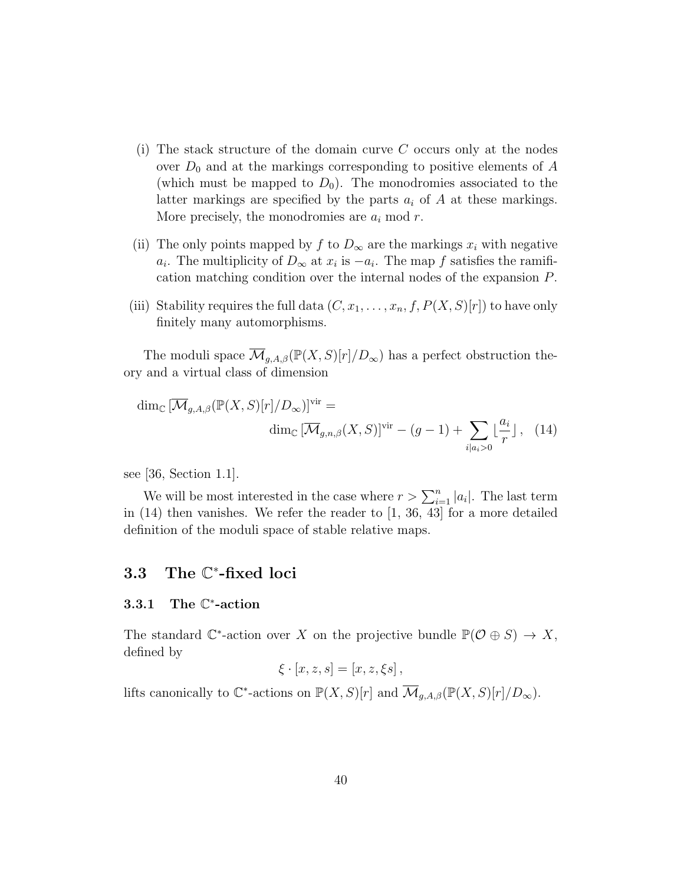(i) The stack structure of the domain curve $C$ occurs only at the nodes over $D_0$ and at the markings corresponding to positive elements of $A$ (which must be mapped to $D_0$). The monodromies associated to the latter markings are specified by the parts $a_i$ of $A$ at these markings. More precisely, the monodromies are $a_i$ mod $r$.

(ii) The only points mapped by $f$ to $D_\infty$ are the markings $x_i$ with negative $a_i$. The multiplicity of $D_\infty$ at $x_i$ is $-a_i$. The map $f$ satisfies the ramification matching condition over the internal nodes of the expansion $P$.

(iii) Stability requires the full data $(C, x_1, \ldots, x_n, f, P(X,S)[r])$ to have only finitely many automorphisms.

The moduli space $\overline{\mathcal{M}}_{g,A,\beta}(\mathbb{P}(X,S)[r]/D_\infty)$ has a perfect obstruction theory and a virtual class of dimension

$$\dim_{\mathbb{C}} [\overline{\mathcal{M}}_{g,A,\beta}(\mathbb{P}(X,S)[r]/D_\infty)]^{\mathrm{vir}} = \dim_{\mathbb{C}} [\overline{\mathcal{M}}_{g,n,\beta}(X,S)]^{\mathrm{vir}} - (g-1) + \sum_{i | a_i > 0} \lfloor \frac{a_i}{r} \rfloor \,, \quad (14)$$

see [36, Section 1.1].

We will be most interested in the case where $r > \sum_{i=1}^n |a_i|$. The last term in (14) then vanishes. We refer the reader to [1, 36, 43] for a more detailed definition of the moduli space of stable relative maps.

## 3.3 The $\mathbb{C}^*$-fixed loci

### 3.3.1 The $\mathbb{C}^*$-action

The standard $\mathbb{C}^*$-action over $X$ on the projective bundle $\mathbb{P}(\mathcal{O} \oplus S) \to X$, defined by

$$\xi \cdot [x, z, s] = [x, z, \xi s] \,,$$

lifts canonically to $\mathbb{C}^*$-actions on $\mathbb{P}(X,S)[r]$ and $\overline{\mathcal{M}}_{g,A,\beta}(\mathbb{P}(X,S)[r]/D_\infty)$.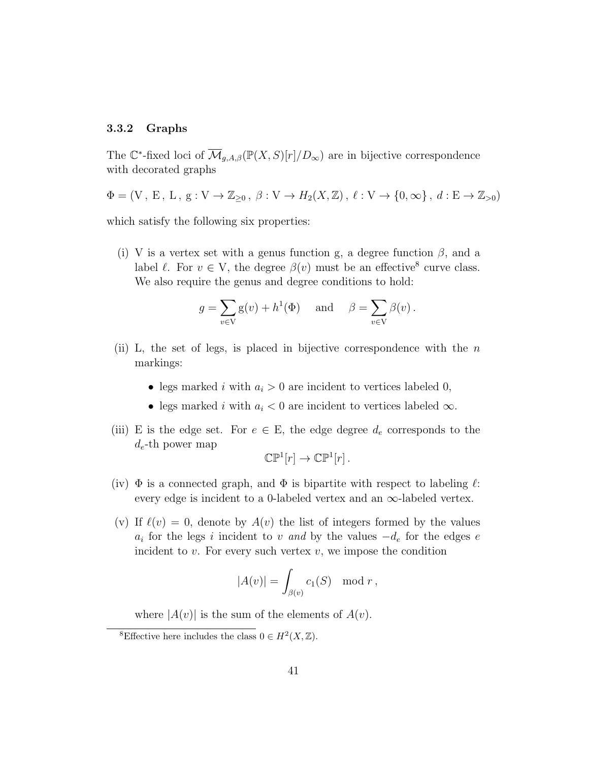### 3.3.2 Graphs

The $\mathbb{C}^*$-fixed loci of $\overline{\mathcal{M}}_{g,A,\beta}(\mathbb{P}(X,S)[r]/D_\infty)$ are in bijective correspondence with decorated graphs

$$\Phi = (\mathrm{V}\,,\, \mathrm{E}\,,\, \mathrm{L}\,,\, \mathrm{g} : \mathrm{V} \to \mathbb{Z}_{\geq 0}\,,\, \beta : \mathrm{V} \to H_2(X,\mathbb{Z})\,,\, \ell : \mathrm{V} \to \{0,\infty\}\,,\, d : \mathrm{E} \to \mathbb{Z}_{>0})$$

which satisfy the following six properties:

(i) V is a vertex set with a genus function g, a degree function $\beta$, and a label $\ell$. For $v \in \mathrm{V}$, the degree $\beta(v)$ must be an effective[8] curve class. We also require the genus and degree conditions to hold:

$$g = \sum_{v \in \mathrm{V}} \mathrm{g}(v) + h^1(\Phi) \quad \text{ and } \quad \beta = \sum_{v \in \mathrm{V}} \beta(v)\,.$$

(ii) L, the set of legs, is placed in bijective correspondence with the $n$ markings:

- legs marked $i$ with $a_i > 0$ are incident to vertices labeled 0,
- legs marked $i$ with $a_i < 0$ are incident to vertices labeled $\infty$.

(iii) E is the edge set. For $e \in \mathrm{E}$, the edge degree $d_e$ corresponds to the $d_e$-th power map

$$\mathbb{CP}^1[r] \to \mathbb{CP}^1[r]\,.$$

(iv) $\Phi$ is a connected graph, and $\Phi$ is bipartite with respect to labeling $\ell$: every edge is incident to a 0-labeled vertex and an $\infty$-labeled vertex.

(v) If $\ell(v) = 0$, denote by $A(v)$ the list of integers formed by the values $a_i$ for the legs $i$ incident to $v$ *and* by the values $-d_e$ for the edges $e$ incident to $v$. For every such vertex $v$, we impose the condition

$$|A(v)| = \int_{\beta(v)} c_1(S) \mod r\,,$$

where $|A(v)|$ is the sum of the elements of $A(v)$.

[8] Effective here includes the class $0 \in H^2(X,\mathbb{Z})$.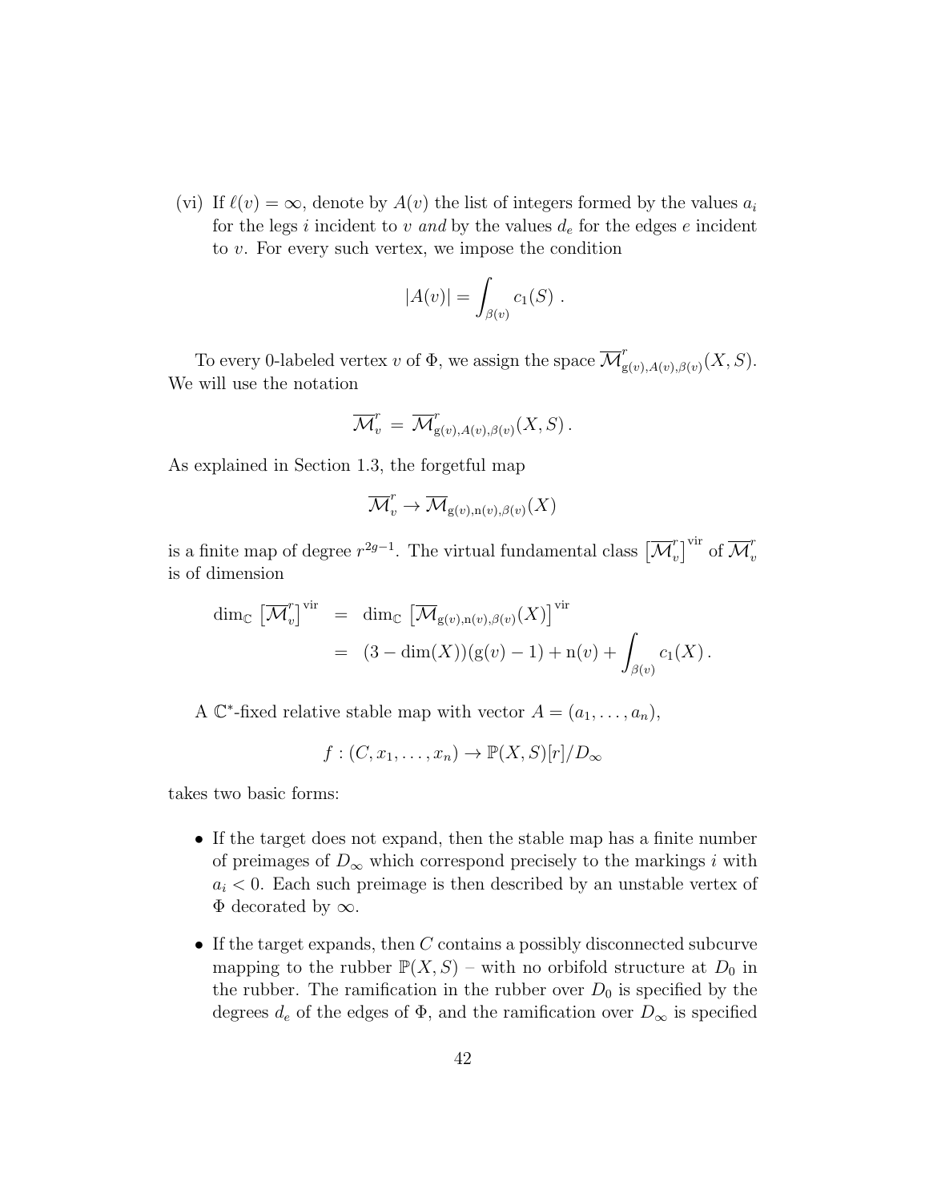(vi) If $\ell(v) = \infty$, denote by $A(v)$ the list of integers formed by the values $a_i$ for the legs $i$ incident to $v$ *and* by the values $d_e$ for the edges $e$ incident to $v$. For every such vertex, we impose the condition

$$|A(v)| = \int_{\beta(v)} c_1(S) \ .$$

To every 0-labeled vertex $v$ of $\Phi$, we assign the space $\overline{\mathcal{M}}^r_{\mathrm{g}(v),A(v),\beta(v)}(X,S)$. We will use the notation

$$\overline{\mathcal{M}}^r_v \ = \ \overline{\mathcal{M}}^r_{\mathrm{g}(v),A(v),\beta(v)}(X,S) \,.$$

As explained in Section 1.3, the forgetful map

$$\overline{\mathcal{M}}^r_v \to \overline{\mathcal{M}}_{\mathrm{g}(v),\mathrm{n}(v),\beta(v)}(X)$$

is a finite map of degree $r^{2g-1}$. The virtual fundamental class $\left[\overline{\mathcal{M}}^r_v\right]^{\mathrm{vir}}$ of $\overline{\mathcal{M}}^r_v$ is of dimension

$$\begin{aligned}
\dim_{\mathbb{C}} \left[\overline{\mathcal{M}}^r_v\right]^{\mathrm{vir}} &= \dim_{\mathbb{C}} \left[\overline{\mathcal{M}}_{\mathrm{g}(v),\mathrm{n}(v),\beta(v)}(X)\right]^{\mathrm{vir}} \\
&= (3 - \dim(X))(\mathrm{g}(v) - 1) + \mathrm{n}(v) + \int_{\beta(v)} c_1(X)\,.
\end{aligned}$$

A $\mathbb{C}^*$-fixed relative stable map with vector $A = (a_1, \ldots, a_n)$,

$$f : (C, x_1, \ldots, x_n) \to \mathbb{P}(X,S)[r]/D_\infty$$

takes two basic forms:

- If the target does not expand, then the stable map has a finite number of preimages of $D_\infty$ which correspond precisely to the markings $i$ with $a_i < 0$. Each such preimage is then described by an unstable vertex of $\Phi$ decorated by $\infty$.
- If the target expands, then $C$ contains a possibly disconnected subcurve mapping to the rubber $\mathbb{P}(X,S)$ – with no orbifold structure at $D_0$ in the rubber. The ramification in the rubber over $D_0$ is specified by the degrees $d_e$ of the edges of $\Phi$, and the ramification over $D_\infty$ is specified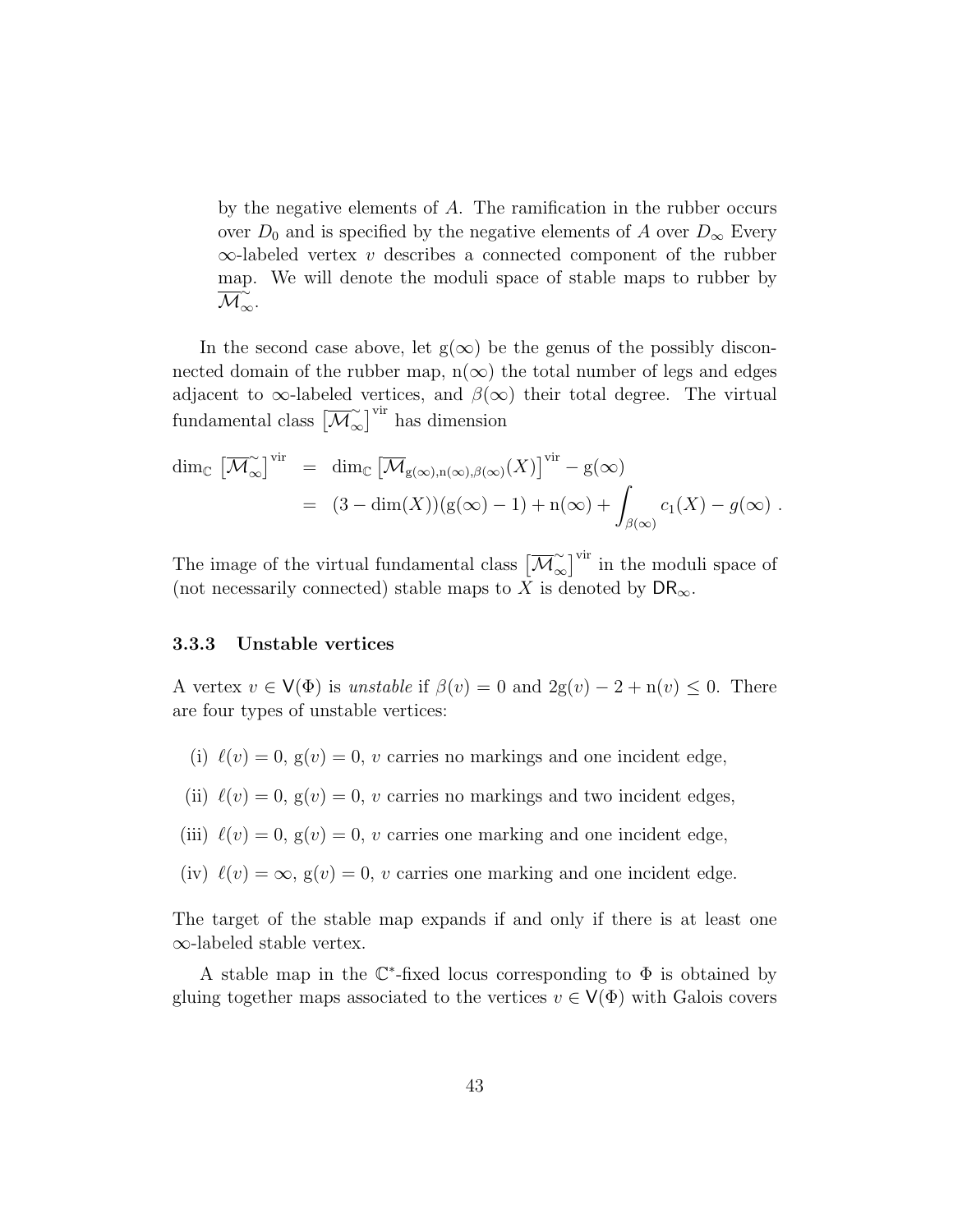by the negative elements of $A$. The ramification in the rubber occurs over $D_0$ and is specified by the negative elements of $A$ over $D_\infty$ Every $\infty$-labeled vertex $v$ describes a connected component of the rubber map. We will denote the moduli space of stable maps to rubber by $\overline{\mathcal{M}}_\infty^\sim$.

In the second case above, let $\mathrm{g}(\infty)$ be the genus of the possibly disconnected domain of the rubber map, $\mathrm{n}(\infty)$ the total number of legs and edges adjacent to $\infty$-labeled vertices, and $\beta(\infty)$ their total degree. The virtual fundamental class $\left[\overline{\mathcal{M}}_\infty^\sim\right]^{\mathrm{vir}}$ has dimension

$$
\begin{aligned}
\dim_{\mathbb{C}} \left[\overline{\mathcal{M}}_\infty^\sim\right]^{\mathrm{vir}} &= \dim_{\mathbb{C}} \left[\overline{\mathcal{M}}_{\mathrm{g}(\infty),\mathrm{n}(\infty),\beta(\infty)}(X)\right]^{\mathrm{vir}} - \mathrm{g}(\infty) \\
&= (3 - \dim(X))(\mathrm{g}(\infty) - 1) + \mathrm{n}(\infty) + \int_{\beta(\infty)} c_1(X) - g(\infty) \ .
\end{aligned}
$$

The image of the virtual fundamental class $\left[\overline{\mathcal{M}}_\infty^\sim\right]^{\mathrm{vir}}$ in the moduli space of (not necessarily connected) stable maps to $X$ is denoted by $\mathsf{DR}_\infty$.

### 3.3.3 Unstable vertices

A vertex $v \in \mathsf{V}(\Phi)$ is *unstable* if $\beta(v) = 0$ and $2\mathrm{g}(v) - 2 + \mathrm{n}(v) \leq 0$. There are four types of unstable vertices:

(i) $\ell(v) = 0$, $\mathrm{g}(v) = 0$, $v$ carries no markings and one incident edge,

(ii) $\ell(v) = 0$, $\mathrm{g}(v) = 0$, $v$ carries no markings and two incident edges,

(iii) $\ell(v) = 0$, $\mathrm{g}(v) = 0$, $v$ carries one marking and one incident edge,

(iv) $\ell(v) = \infty$, $\mathrm{g}(v) = 0$, $v$ carries one marking and one incident edge.

The target of the stable map expands if and only if there is at least one $\infty$-labeled stable vertex.

A stable map in the $\mathbb{C}^*$-fixed locus corresponding to $\Phi$ is obtained by gluing together maps associated to the vertices $v \in \mathsf{V}(\Phi)$ with Galois covers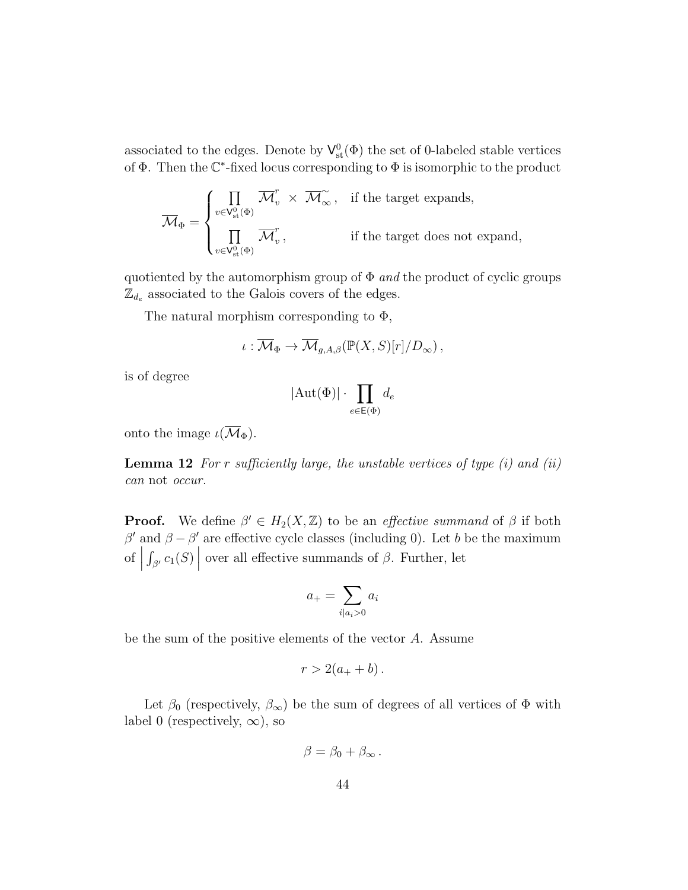associated to the edges. Denote by $\mathsf{V}^0_{\mathrm{st}}(\Phi)$ the set of 0-labeled stable vertices of $\Phi$. Then the $\mathbb{C}^*$-fixed locus corresponding to $\Phi$ is isomorphic to the product

$$
\overline{\mathcal{M}}_\Phi = \begin{cases} \displaystyle\prod_{v \in \mathsf{V}^0_{\mathrm{st}}(\Phi)} \overline{\mathcal{M}}^r_v \times \overline{\mathcal{M}}^\sim_\infty \,, & \text{if the target expands,} \\ \displaystyle\prod_{v \in \mathsf{V}^0_{\mathrm{st}}(\Phi)} \overline{\mathcal{M}}^r_v \,, & \text{if the target does not expand,} \end{cases}
$$

quotiented by the automorphism group of $\Phi$ *and* the product of cyclic groups $\mathbb{Z}_{d_e}$ associated to the Galois covers of the edges.

The natural morphism corresponding to $\Phi$,

$$
\iota : \overline{\mathcal{M}}_\Phi \to \overline{\mathcal{M}}_{g,A,\beta}(\mathbb{P}(X,S)[r]/D_\infty) \,,
$$

is of degree

$$
|\mathrm{Aut}(\Phi)| \cdot \prod_{e \in \mathsf{E}(\Phi)} d_e
$$

onto the image $\iota(\overline{\mathcal{M}}_\Phi)$.

**Lemma 12** *For $r$ sufficiently large, the unstable vertices of type (i) and (ii) can* not *occur.*

**Proof.** We define $\beta' \in H_2(X,\mathbb{Z})$ to be an *effective summand* of $\beta$ if both $\beta'$ and $\beta - \beta'$ are effective cycle classes (including 0). Let $b$ be the maximum of $\left| \int_{\beta'} c_1(S) \right|$ over all effective summands of $\beta$. Further, let

$$
a_+ = \sum_{i | a_i > 0} a_i
$$

be the sum of the positive elements of the vector $A$. Assume

$$
r > 2(a_+ + b) \,.
$$

Let $\beta_0$ (respectively, $\beta_\infty$) be the sum of degrees of all vertices of $\Phi$ with label 0 (respectively, $\infty$), so

$$
\beta = \beta_0 + \beta_\infty \,.
$$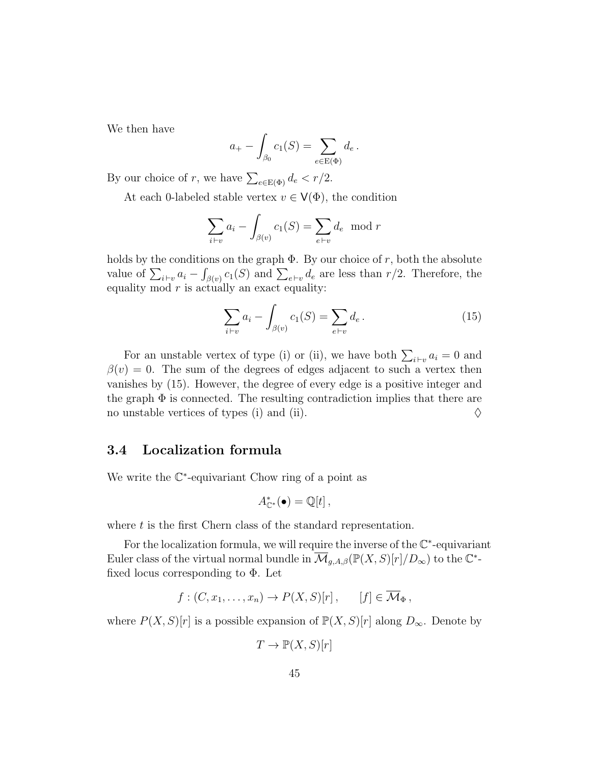We then have

$$a_+ - \int_{\beta_0} c_1(S) = \sum_{e \in \mathrm{E}(\Phi)} d_e \,.$$

By our choice of $r$, we have $\sum_{e \in \mathrm{E}(\Phi)} d_e < r/2$.

At each 0-labeled stable vertex $v \in \mathsf{V}(\Phi)$, the condition

$$\sum_{i \vdash v} a_i - \int_{\beta(v)} c_1(S) = \sum_{e \vdash v} d_e \mod r$$

holds by the conditions on the graph $\Phi$. By our choice of $r$, both the absolute value of $\sum_{i \vdash v} a_i - \int_{\beta(v)} c_1(S)$ and $\sum_{e \vdash v} d_e$ are less than $r/2$. Therefore, the equality mod $r$ is actually an exact equality:

$$\sum_{i \vdash v} a_i - \int_{\beta(v)} c_1(S) = \sum_{e \vdash v} d_e \,. \tag{15}$$

For an unstable vertex of type (i) or (ii), we have both $\sum_{i \vdash v} a_i = 0$ and $\beta(v) = 0$. The sum of the degrees of edges adjacent to such a vertex then vanishes by (15). However, the degree of every edge is a positive integer and the graph $\Phi$ is connected. The resulting contradiction implies that there are no unstable vertices of types (i) and (ii). $\Diamond$

### 3.4 Localization formula

We write the $\mathbb{C}^*$-equivariant Chow ring of a point as

$$A^*_{\mathbb{C}^*}(\bullet) = \mathbb{Q}[t] \,,$$

where $t$ is the first Chern class of the standard representation.

For the localization formula, we will require the inverse of the $\mathbb{C}^*$-equivariant Euler class of the virtual normal bundle in $\overline{\mathcal{M}}_{g,A,\beta}(\mathbb{P}(X,S)[r]/D_\infty)$ to the $\mathbb{C}^*$-fixed locus corresponding to $\Phi$. Let

$$f : (C, x_1, \ldots, x_n) \to P(X,S)[r] \,, \qquad [f] \in \overline{\mathcal{M}}_\Phi \,,$$

where $P(X,S)[r]$ is a possible expansion of $\mathbb{P}(X,S)[r]$ along $D_\infty$. Denote by

$$T \to \mathbb{P}(X,S)[r]$$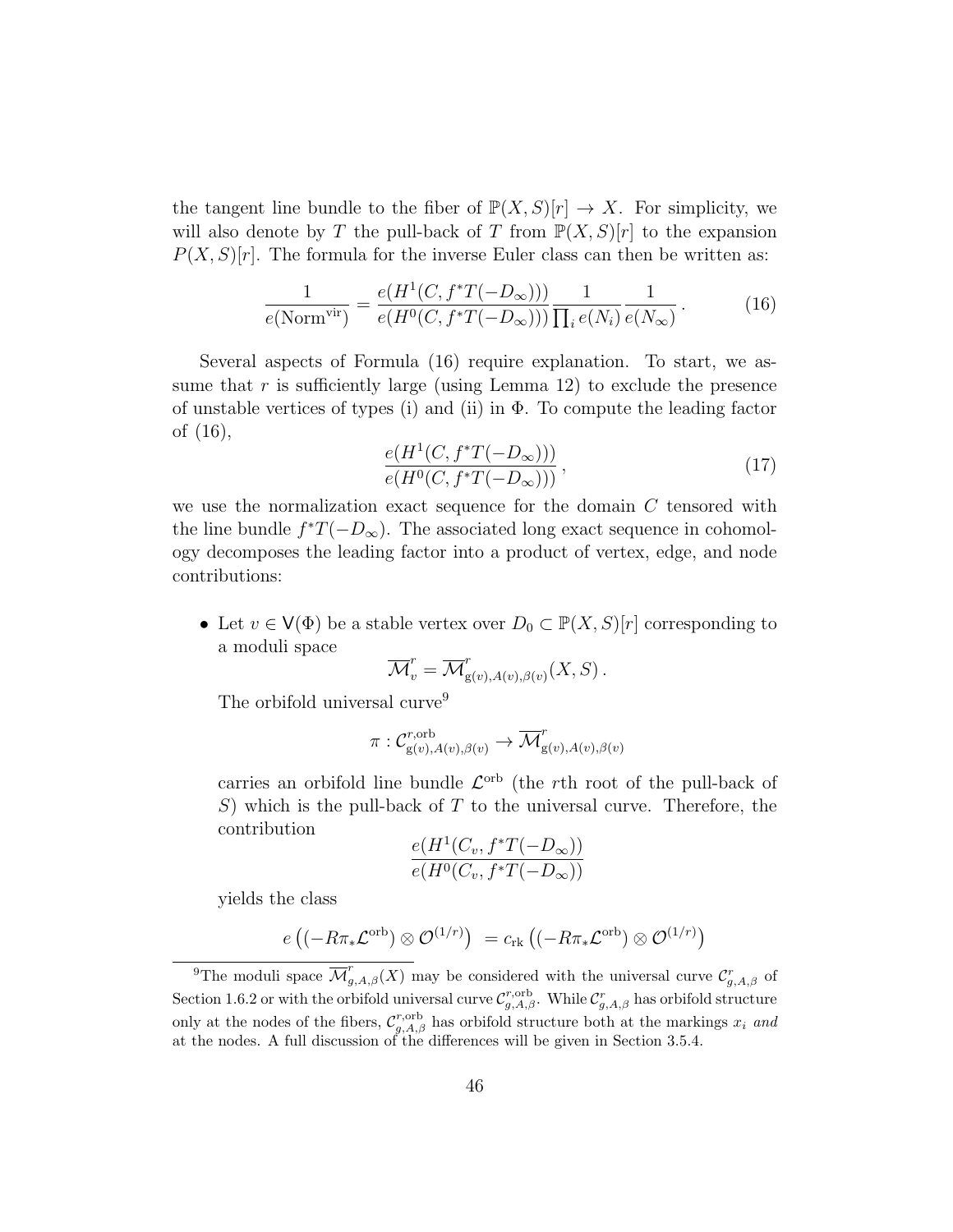the tangent line bundle to the fiber of $\mathbb{P}(X,S)[r] \to X$. For simplicity, we will also denote by $T$ the pull-back of $T$ from $\mathbb{P}(X,S)[r]$ to the expansion $P(X,S)[r]$. The formula for the inverse Euler class can then be written as:

$$\frac{1}{e(\mathrm{Norm}^{\mathrm{vir}})} = \frac{e(H^1(C, f^*T(-D_\infty)))}{e(H^0(C, f^*T(-D_\infty)))} \frac{1}{\prod_i e(N_i)} \frac{1}{e(N_\infty)}\,. \tag{16}$$

Several aspects of Formula (16) require explanation. To start, we assume that $r$ is sufficiently large (using Lemma 12) to exclude the presence of unstable vertices of types (i) and (ii) in $\Phi$. To compute the leading factor of (16),

$$\frac{e(H^1(C, f^*T(-D_\infty)))}{e(H^0(C, f^*T(-D_\infty)))}\,, \tag{17}$$

we use the normalization exact sequence for the domain $C$ tensored with the line bundle $f^*T(-D_\infty)$. The associated long exact sequence in cohomology decomposes the leading factor into a product of vertex, edge, and node contributions:

- Let $v \in \mathsf{V}(\Phi)$ be a stable vertex over $D_0 \subset \mathbb{P}(X,S)[r]$ corresponding to a moduli space

  $$\overline{\mathcal{M}}^r_v = \overline{\mathcal{M}}^r_{\mathrm{g}(v),A(v),\beta(v)}(X,S)\,.$$

  The orbifold universal curve[9]

  $$\pi : \mathcal{C}^{r,\mathrm{orb}}_{\mathrm{g}(v),A(v),\beta(v)} \to \overline{\mathcal{M}}^r_{\mathrm{g}(v),A(v),\beta(v)}$$

  carries an orbifold line bundle $\mathcal{L}^{\mathrm{orb}}$ (the $r$th root of the pull-back of $S$) which is the pull-back of $T$ to the universal curve. Therefore, the contribution

  $$\frac{e(H^1(C_v, f^*T(-D_\infty))}{e(H^0(C_v, f^*T(-D_\infty))}$$

  yields the class

  $$e\left((-R\pi_*\mathcal{L}^{\mathrm{orb}}) \otimes \mathcal{O}^{(1/r)}\right) \;= c_{\mathrm{rk}}\left((-R\pi_*\mathcal{L}^{\mathrm{orb}}) \otimes \mathcal{O}^{(1/r)}\right)$$

[9] The moduli space $\overline{\mathcal{M}}^r_{g,A,\beta}(X)$ may be considered with the universal curve $\mathcal{C}^r_{g,A,\beta}$ of Section 1.6.2 or with the orbifold universal curve $\mathcal{C}^{r,\mathrm{orb}}_{g,A,\beta}$. While $\mathcal{C}^r_{g,A,\beta}$ has orbifold structure only at the nodes of the fibers, $\mathcal{C}^{r,\mathrm{orb}}_{g,A,\beta}$ has orbifold structure both at the markings $x_i$ *and* at the nodes. A full discussion of the differences will be given in Section 3.5.4.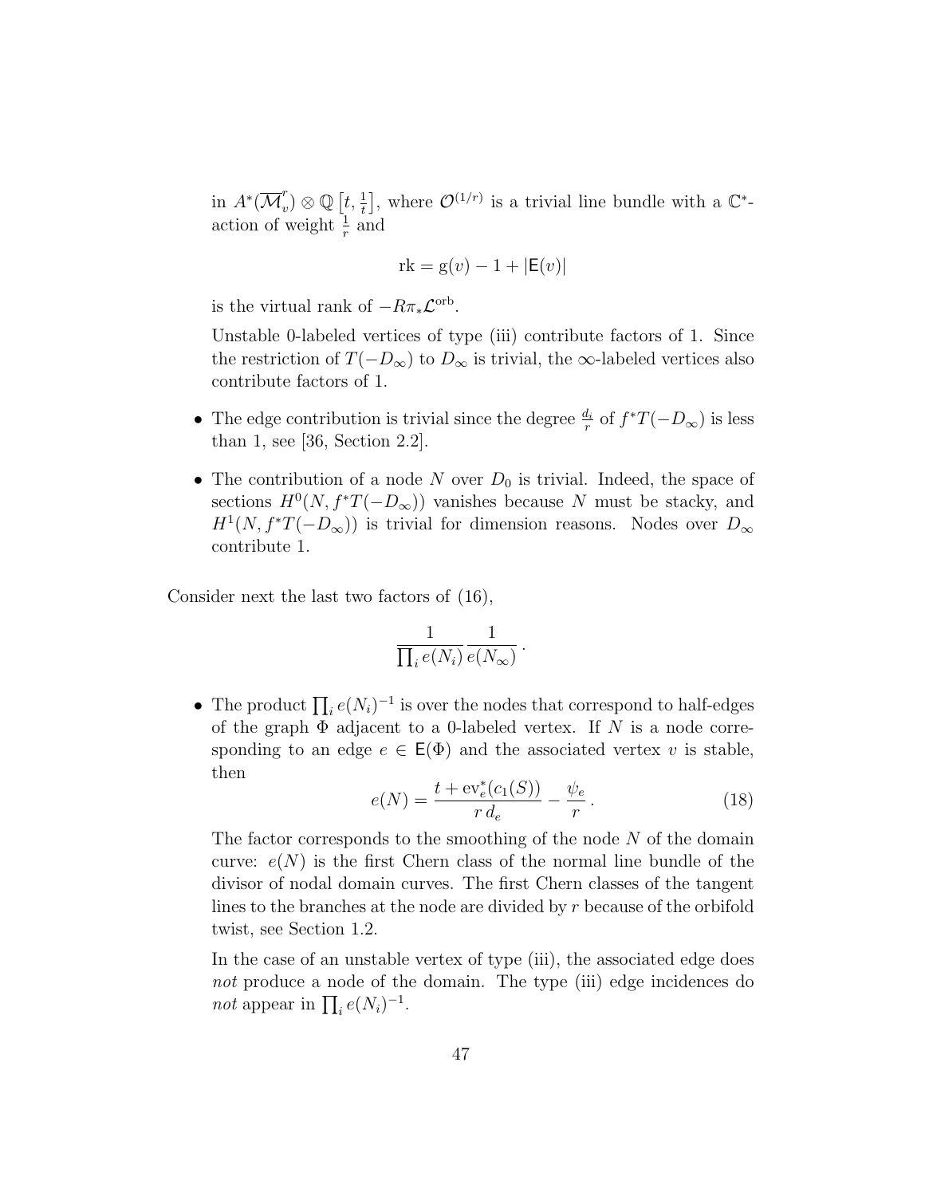in $A^*(\overline{\mathcal{M}}_v^r) \otimes \mathbb{Q}\left[t, \frac{1}{t}\right]$, where $\mathcal{O}^{(1/r)}$ is a trivial line bundle with a $\mathbb{C}^*$-action of weight $\frac{1}{r}$ and

$$\mathrm{rk} = \mathrm{g}(v) - 1 + |\mathsf{E}(v)|$$

is the virtual rank of $-R\pi_*\mathcal{L}^{\mathrm{orb}}$.

Unstable 0-labeled vertices of type (iii) contribute factors of 1. Since the restriction of $T(-D_\infty)$ to $D_\infty$ is trivial, the $\infty$-labeled vertices also contribute factors of 1.

- The edge contribution is trivial since the degree $\frac{d_i}{r}$ of $f^*T(-D_\infty)$ is less than 1, see [36, Section 2.2].
- The contribution of a node $N$ over $D_0$ is trivial. Indeed, the space of sections $H^0(N, f^*T(-D_\infty))$ vanishes because $N$ must be stacky, and $H^1(N, f^*T(-D_\infty))$ is trivial for dimension reasons. Nodes over $D_\infty$ contribute 1.

Consider next the last two factors of (16),

$$\frac{1}{\prod_i e(N_i)} \frac{1}{e(N_\infty)}\,.$$

- The product $\prod_i e(N_i)^{-1}$ is over the nodes that correspond to half-edges of the graph $\Phi$ adjacent to a 0-labeled vertex. If $N$ is a node corresponding to an edge $e \in \mathsf{E}(\Phi)$ and the associated vertex $v$ is stable, then

$$e(N) = \frac{t + \mathrm{ev}_e^*(c_1(S))}{r\, d_e} - \frac{\psi_e}{r}\,. \tag{18}$$

  The factor corresponds to the smoothing of the node $N$ of the domain curve: $e(N)$ is the first Chern class of the normal line bundle of the divisor of nodal domain curves. The first Chern classes of the tangent lines to the branches at the node are divided by $r$ because of the orbifold twist, see Section 1.2.

  In the case of an unstable vertex of type (iii), the associated edge does *not* produce a node of the domain. The type (iii) edge incidences do *not* appear in $\prod_i e(N_i)^{-1}$.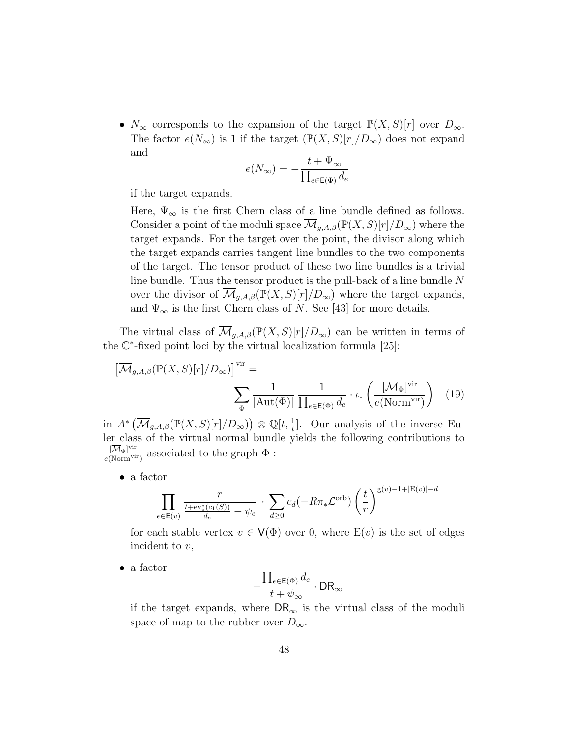- $N_\infty$ corresponds to the expansion of the target $\mathbb{P}(X,S)[r]$ over $D_\infty$. The factor $e(N_\infty)$ is 1 if the target $(\mathbb{P}(X,S)[r]/D_\infty)$ does not expand and

$$e(N_\infty) = -\frac{t + \Psi_\infty}{\prod_{e \in \mathsf{E}(\Phi)} d_e}$$

  if the target expands.

  Here, $\Psi_\infty$ is the first Chern class of a line bundle defined as follows. Consider a point of the moduli space $\overline{\mathcal{M}}_{g,A,\beta}(\mathbb{P}(X,S)[r]/D_\infty)$ where the target expands. For the target over the point, the divisor along which the target expands carries tangent line bundles to the two components of the target. The tensor product of these two line bundles is a trivial line bundle. Thus the tensor product is the pull-back of a line bundle $N$ over the divisor of $\overline{\mathcal{M}}_{g,A,\beta}(\mathbb{P}(X,S)[r]/D_\infty)$ where the target expands, and $\Psi_\infty$ is the first Chern class of $N$. See [43] for more details.

The virtual class of $\overline{\mathcal{M}}_{g,A,\beta}(\mathbb{P}(X,S)[r]/D_\infty)$ can be written in terms of the $\mathbb{C}^*$-fixed point loci by the virtual localization formula [25]:

$$\left[\overline{\mathcal{M}}_{g,A,\beta}(\mathbb{P}(X,S)[r]/D_\infty)\right]^{\mathrm{vir}} = \sum_{\Phi} \frac{1}{|\mathrm{Aut}(\Phi)|} \frac{1}{\prod_{e \in \mathsf{E}(\Phi)} d_e} \cdot \iota_* \left( \frac{[\overline{\mathcal{M}}_\Phi]^{\mathrm{vir}}}{e(\mathrm{Norm}^{\mathrm{vir}})} \right) \quad (19)$$

in $A^*\left(\overline{\mathcal{M}}_{g,A,\beta}(\mathbb{P}(X,S)[r]/D_\infty)\right) \otimes \mathbb{Q}[t, \frac{1}{t}]$. Our analysis of the inverse Euler class of the virtual normal bundle yields the following contributions to $\frac{[\overline{\mathcal{M}}_\Phi]^{\mathrm{vir}}}{e(\mathrm{Norm}^{\mathrm{vir}})}$ associated to the graph $\Phi$ :

- a factor

$$\prod_{e \in \mathsf{E}(v)} \frac{r}{\frac{t + \mathrm{ev}_e^*(c_1(S))}{d_e} - \psi_e} \cdot \sum_{d \geq 0} c_d(-R\pi_* \mathcal{L}^{\mathrm{orb}}) \left(\frac{t}{r}\right)^{\mathrm{g}(v) - 1 + |\mathrm{E}(v)| - d}$$

  for each stable vertex $v \in \mathsf{V}(\Phi)$ over 0, where $\mathrm{E}(v)$ is the set of edges incident to $v$,

- a factor

$$-\frac{\prod_{e \in \mathsf{E}(\Phi)} d_e}{t + \psi_\infty} \cdot \mathsf{DR}_\infty$$

  if the target expands, where $\mathsf{DR}_\infty$ is the virtual class of the moduli space of map to the rubber over $D_\infty$.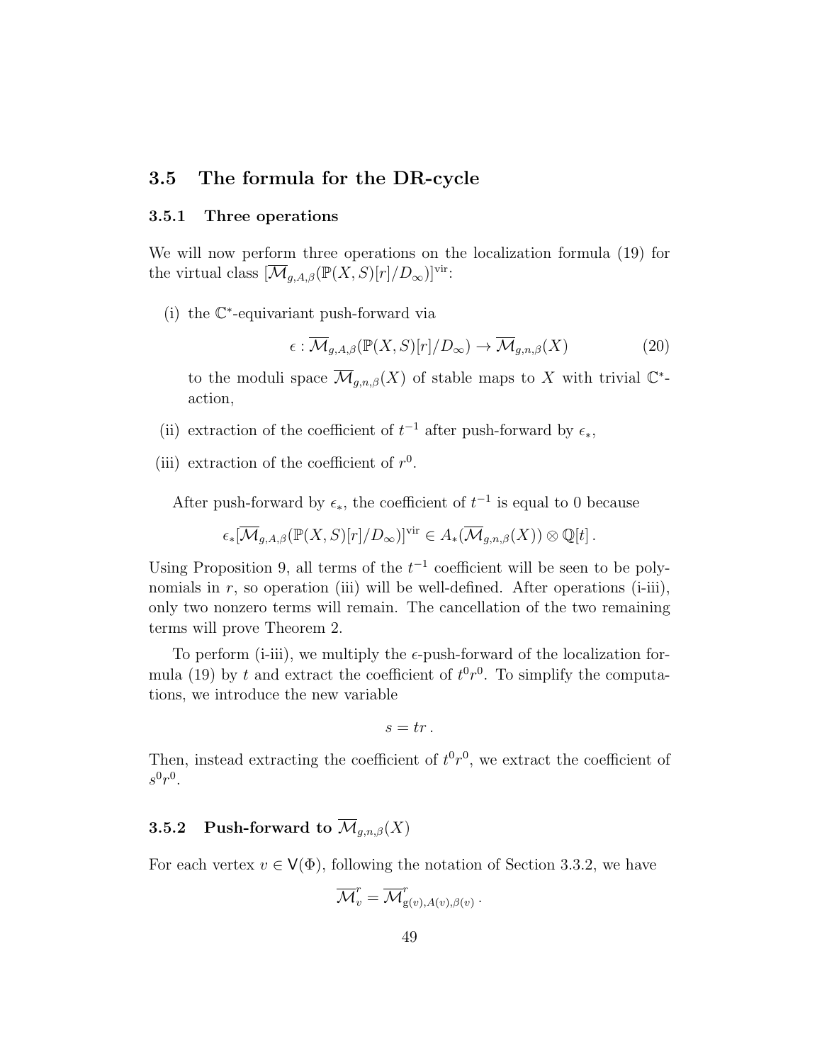## 3.5 The formula for the DR-cycle

### 3.5.1 Three operations

We will now perform three operations on the localization formula (19) for the virtual class $[\overline{\mathcal{M}}_{g,A,\beta}(\mathbb{P}(X,S)[r]/D_\infty)]^{\text{vir}}$:

(i) the $\mathbb{C}^*$-equivariant push-forward via

$$\epsilon : \overline{\mathcal{M}}_{g,A,\beta}(\mathbb{P}(X,S)[r]/D_\infty) \to \overline{\mathcal{M}}_{g,n,\beta}(X) \tag{20}$$

to the moduli space $\overline{\mathcal{M}}_{g,n,\beta}(X)$ of stable maps to $X$ with trivial $\mathbb{C}^*$-action,

(ii) extraction of the coefficient of $t^{-1}$ after push-forward by $\epsilon_*$,

(iii) extraction of the coefficient of $r^0$.

After push-forward by $\epsilon_*$, the coefficient of $t^{-1}$ is equal to 0 because

$$\epsilon_*[\overline{\mathcal{M}}_{g,A,\beta}(\mathbb{P}(X,S)[r]/D_\infty)]^{\text{vir}} \in A_*(\overline{\mathcal{M}}_{g,n,\beta}(X)) \otimes \mathbb{Q}[t]\,.$$

Using Proposition 9, all terms of the $t^{-1}$ coefficient will be seen to be polynomials in $r$, so operation (iii) will be well-defined. After operations (i-iii), only two nonzero terms will remain. The cancellation of the two remaining terms will prove Theorem 2.

To perform (i-iii), we multiply the $\epsilon$-push-forward of the localization formula (19) by $t$ and extract the coefficient of $t^0r^0$. To simplify the computations, we introduce the new variable

$$s = tr\,.$$

Then, instead extracting the coefficient of $t^0r^0$, we extract the coefficient of $s^0r^0$.

### 3.5.2 Push-forward to $\overline{\mathcal{M}}_{g,n,\beta}(X)$

For each vertex $v \in \mathsf{V}(\Phi)$, following the notation of Section 3.3.2, we have

$$\overline{\mathcal{M}}^r_v = \overline{\mathcal{M}}^r_{\mathrm{g}(v),A(v),\beta(v)}\,.$$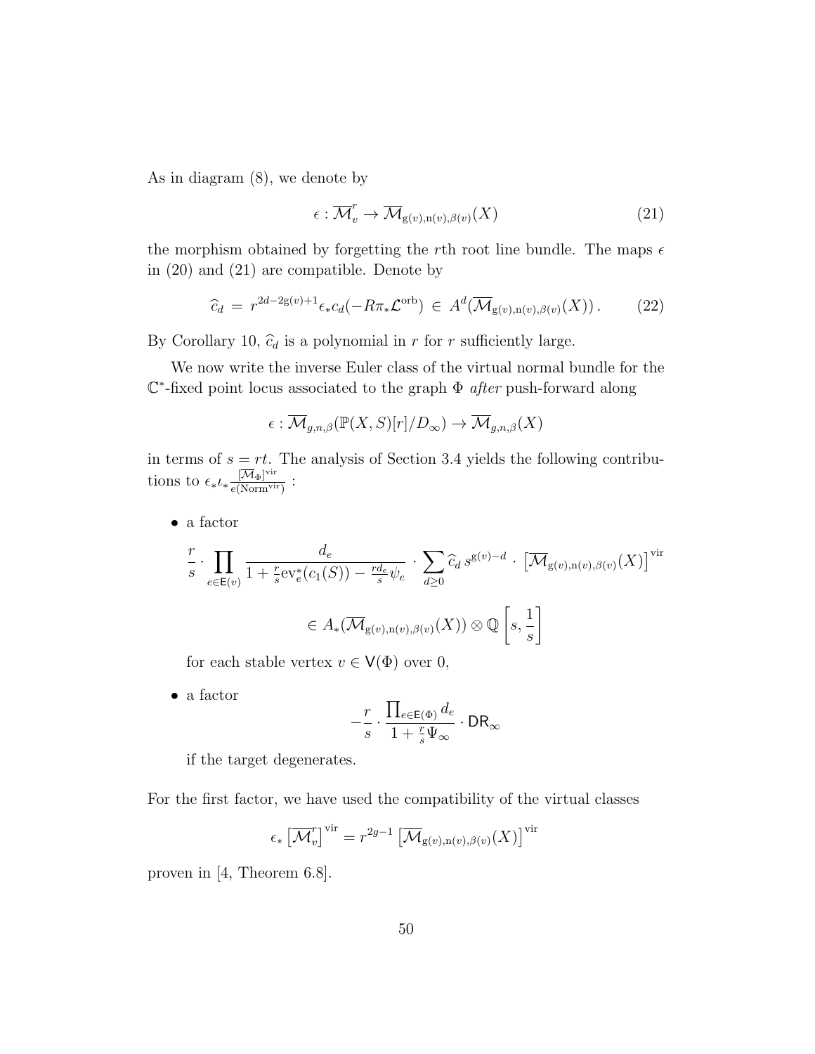As in diagram (8), we denote by

$$\epsilon : \overline{\mathcal{M}}^r_v \to \overline{\mathcal{M}}_{\mathrm{g}(v),\mathrm{n}(v),\beta(v)}(X) \tag{21}$$

the morphism obtained by forgetting the $r$th root line bundle. The maps $\epsilon$ in (20) and (21) are compatible. Denote by

$$\widehat{c}_d \,=\, r^{2d-2\mathrm{g}(v)+1}\epsilon_* c_d(-R\pi_*\mathcal{L}^{\mathrm{orb}}) \,\in\, A^d(\overline{\mathcal{M}}_{\mathrm{g}(v),\mathrm{n}(v),\beta(v)}(X))\,. \tag{22}$$

By Corollary 10, $\widehat{c}_d$ is a polynomial in $r$ for $r$ sufficiently large.

We now write the inverse Euler class of the virtual normal bundle for the $\mathbb{C}^*$-fixed point locus associated to the graph $\Phi$ *after* push-forward along

$$\epsilon : \overline{\mathcal{M}}_{g,n,\beta}(\mathbb{P}(X,S)[r]/D_\infty) \to \overline{\mathcal{M}}_{g,n,\beta}(X)$$

in terms of $s = rt$. The analysis of Section 3.4 yields the following contributions to $\epsilon_*\iota_*\frac{[\overline{\mathcal{M}}_\Phi]^{\mathrm{vir}}}{e(\mathrm{Norm}^{\mathrm{vir}})}$ :

- a factor

$$\frac{r}{s}\cdot \prod_{e\in \mathsf{E}(v)} \frac{d_e}{1+\frac{r}{s}\mathrm{ev}_e^*(c_1(S)) - \frac{rd_e}{s}\psi_e}\cdot \sum_{d\geq 0}\widehat{c}_d\, s^{\mathrm{g}(v)-d}\,\cdot\, \left[\overline{\mathcal{M}}_{\mathrm{g}(v),\mathrm{n}(v),\beta(v)}(X)\right]^{\mathrm{vir}}$$

$$\in A_*(\overline{\mathcal{M}}_{\mathrm{g}(v),\mathrm{n}(v),\beta(v)}(X))\otimes \mathbb{Q}\left[s,\frac{1}{s}\right]$$

  for each stable vertex $v \in \mathsf{V}(\Phi)$ over 0,

- a factor

$$-\frac{r}{s}\cdot \frac{\prod_{e\in\mathsf{E}(\Phi)} d_e}{1+\frac{r}{s}\Psi_\infty}\cdot \mathsf{DR}_\infty$$

  if the target degenerates.

For the first factor, we have used the compatibility of the virtual classes

$$\epsilon_*\left[\overline{\mathcal{M}}^r_v\right]^{\mathrm{vir}} = r^{2g-1}\left[\overline{\mathcal{M}}_{\mathrm{g}(v),\mathrm{n}(v),\beta(v)}(X)\right]^{\mathrm{vir}}$$

proven in [4, Theorem 6.8].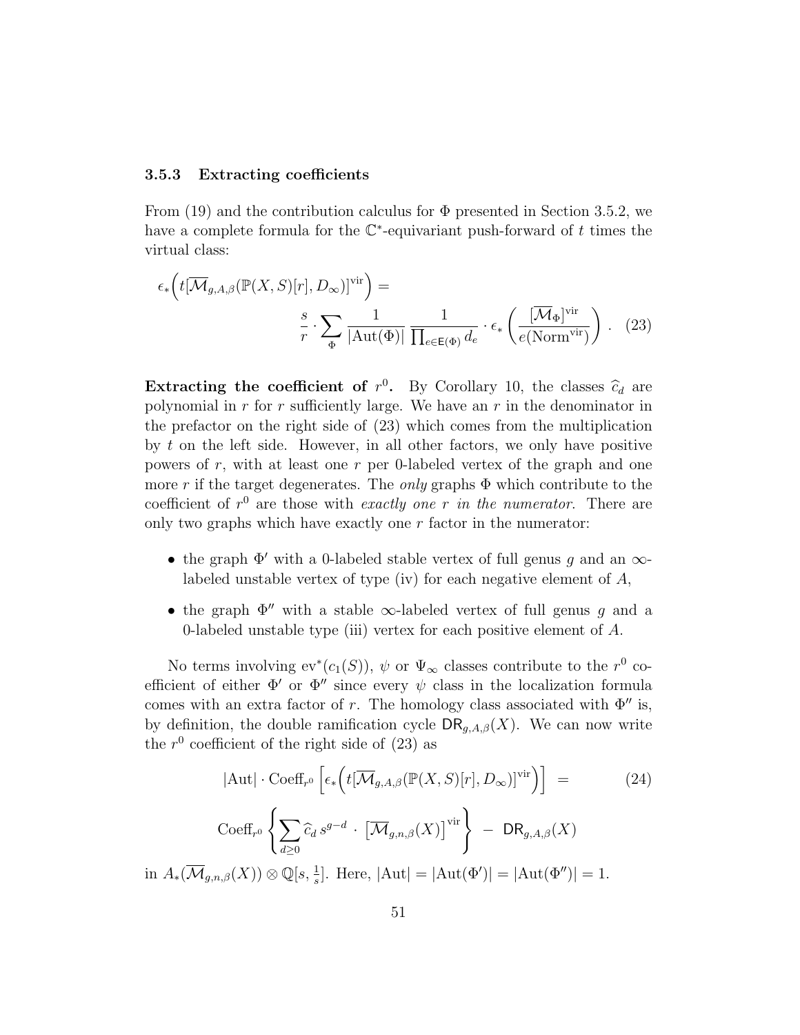### 3.5.3 Extracting coefficients

From (19) and the contribution calculus for $\Phi$ presented in Section 3.5.2, we have a complete formula for the $\mathbb{C}^*$-equivariant push-forward of $t$ times the virtual class:

$$\epsilon_*\Big(t[\overline{\mathcal{M}}_{g,A,\beta}(\mathbb{P}(X,S)[r],D_\infty)]^{\mathrm{vir}}\Big) = \frac{s}{r}\cdot\sum_{\Phi}\frac{1}{|\mathrm{Aut}(\Phi)|}\,\frac{1}{\prod_{e\in \mathsf{E}(\Phi)} d_e}\cdot \epsilon_*\left(\frac{[\overline{\mathcal{M}}_\Phi]^{\mathrm{vir}}}{e(\mathrm{Norm}^{\mathrm{vir}})}\right). \quad (23)$$

**Extracting the coefficient of $r^0$.** By Corollary 10, the classes $\widehat{c}_d$ are polynomial in $r$ for $r$ sufficiently large. We have an $r$ in the denominator in the prefactor on the right side of (23) which comes from the multiplication by $t$ on the left side. However, in all other factors, we only have positive powers of $r$, with at least one $r$ per 0-labeled vertex of the graph and one more $r$ if the target degenerates. The *only* graphs $\Phi$ which contribute to the coefficient of $r^0$ are those with *exactly one $r$ in the numerator*. There are only two graphs which have exactly one $r$ factor in the numerator:

- the graph $\Phi'$ with a 0-labeled stable vertex of full genus $g$ and an $\infty$-labeled unstable vertex of type (iv) for each negative element of $A$,
- the graph $\Phi''$ with a stable $\infty$-labeled vertex of full genus $g$ and a 0-labeled unstable type (iii) vertex for each positive element of $A$.

No terms involving $\mathrm{ev}^*(c_1(S))$, $\psi$ or $\Psi_\infty$ classes contribute to the $r^0$ coefficient of either $\Phi'$ or $\Phi''$ since every $\psi$ class in the localization formula comes with an extra factor of $r$. The homology class associated with $\Phi''$ is, by definition, the double ramification cycle $\mathsf{DR}_{g,A,\beta}(X)$. We can now write the $r^0$ coefficient of the right side of (23) as

$$|\mathrm{Aut}|\cdot \mathrm{Coeff}_{r^0}\left[\epsilon_*\Big(t[\overline{\mathcal{M}}_{g,A,\beta}(\mathbb{P}(X,S)[r],D_\infty)]^{\mathrm{vir}}\Big)\right] = \quad (24)$$

$$\mathrm{Coeff}_{r^0}\left\{\sum_{d\geq 0}\widehat{c}_d\, s^{g-d}\cdot\left[\overline{\mathcal{M}}_{g,n,\beta}(X)\right]^{\mathrm{vir}}\right\} - \mathsf{DR}_{g,A,\beta}(X)$$

in $A_*(\overline{\mathcal{M}}_{g,n,\beta}(X))\otimes\mathbb{Q}[s,\frac{1}{s}]$. Here, $|\mathrm{Aut}| = |\mathrm{Aut}(\Phi')| = |\mathrm{Aut}(\Phi'')| = 1$.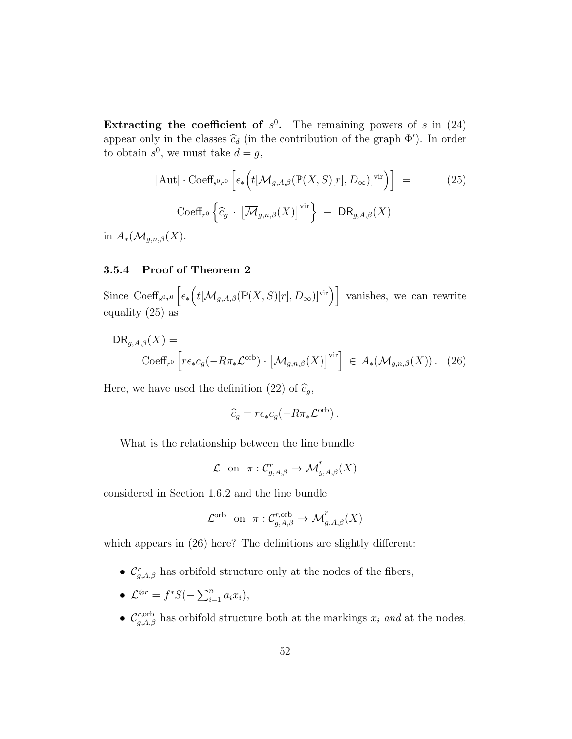**Extracting the coefficient of $s^0$.** The remaining powers of $s$ in (24) appear only in the classes $\widehat{c}_d$ (in the contribution of the graph $\Phi'$). In order to obtain $s^0$, we must take $d = g$,

$$|\mathrm{Aut}| \cdot \mathrm{Coeff}_{s^0 r^0}\left[\epsilon_*\Big(t[\overline{\mathcal{M}}_{g,A,\beta}(\mathbb{P}(X,S)[r], D_\infty)]^{\mathrm{vir}}\Big)\right] \;=\; \mathrm{Coeff}_{r^0}\left\{\widehat{c}_g \,\cdot\, \left[\overline{\mathcal{M}}_{g,n,\beta}(X)\right]^{\mathrm{vir}}\right\} \;-\; \mathsf{DR}_{g,A,\beta}(X) \tag{25}$$

in $A_*(\overline{\mathcal{M}}_{g,n,\beta}(X)$.

### 3.5.4 Proof of Theorem 2

Since $\mathrm{Coeff}_{s^0 r^0}\left[\epsilon_*\Big(t[\overline{\mathcal{M}}_{g,A,\beta}(\mathbb{P}(X,S)[r], D_\infty)]^{\mathrm{vir}}\Big)\right]$ vanishes, we can rewrite equality (25) as

$$\mathsf{DR}_{g,A,\beta}(X) = \mathrm{Coeff}_{r^0}\left[r\epsilon_* c_g(-R\pi_*\mathcal{L}^{\mathrm{orb}}) \cdot \left[\overline{\mathcal{M}}_{g,n,\beta}(X)\right]^{\mathrm{vir}}\right] \;\in\; A_*(\overline{\mathcal{M}}_{g,n,\beta}(X))\,. \tag{26}$$

Here, we have used the definition (22) of $\widehat{c}_g$,

$$\widehat{c}_g = r\epsilon_* c_g(-R\pi_*\mathcal{L}^{\mathrm{orb}})\,.$$

What is the relationship between the line bundle

$$\mathcal{L} \;\text{ on }\; \pi : \mathcal{C}^r_{g,A,\beta} \to \overline{\mathcal{M}}^r_{g,A,\beta}(X)$$

considered in Section 1.6.2 and the line bundle

$$\mathcal{L}^{\mathrm{orb}} \;\text{ on }\; \pi : \mathcal{C}^{r,\mathrm{orb}}_{g,A,\beta} \to \overline{\mathcal{M}}^r_{g,A,\beta}(X)$$

which appears in (26) here? The definitions are slightly different:

- $\mathcal{C}^r_{g,A,\beta}$ has orbifold structure only at the nodes of the fibers,
- $\mathcal{L}^{\otimes r} = f^*S(-\sum_{i=1}^n a_i x_i)$,
- $\mathcal{C}^{r,\mathrm{orb}}_{g,A,\beta}$ has orbifold structure both at the markings $x_i$ *and* at the nodes,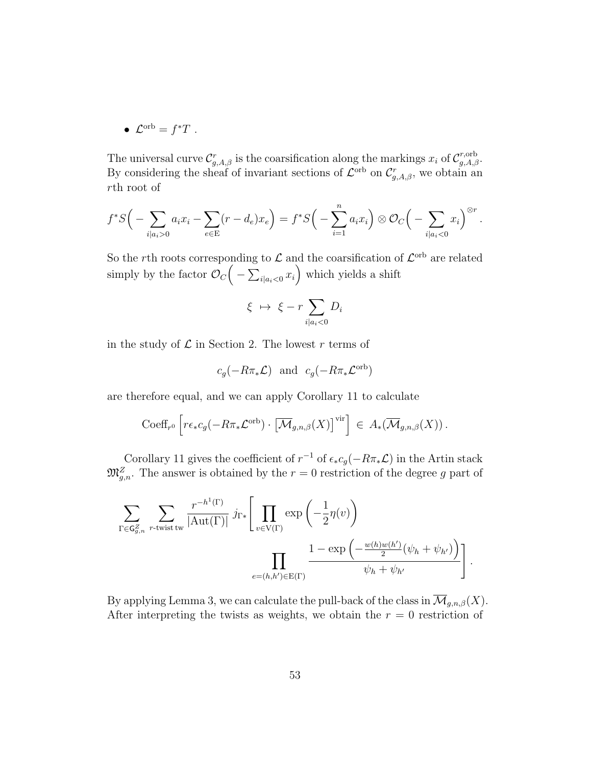- $\mathcal{L}^{\mathrm{orb}} = f^*T$ .

The universal curve $\mathcal{C}^r_{g,A,\beta}$ is the coarsification along the markings $x_i$ of $\mathcal{C}^{r,\mathrm{orb}}_{g,A,\beta}$. By considering the sheaf of invariant sections of $\mathcal{L}^{\mathrm{orb}}$ on $\mathcal{C}^r_{g,A,\beta}$, we obtain an $r$th root of

$$f^*S\Big(-\sum_{i|a_i>0} a_i x_i - \sum_{e\in \mathrm{E}} (r-d_e)x_e\Big) = f^*S\Big(-\sum_{i=1}^n a_i x_i\Big) \otimes \mathcal{O}_C\Big(-\sum_{i|a_i<0} x_i\Big)^{\otimes r}.$$

So the $r$th roots corresponding to $\mathcal{L}$ and the coarsification of $\mathcal{L}^{\mathrm{orb}}$ are related simply by the factor $\mathcal{O}_C\Big(-\sum_{i|a_i<0} x_i\Big)$ which yields a shift

$$\xi \;\mapsto\; \xi - r\sum_{i|a_i<0} D_i$$

in the study of $\mathcal{L}$ in Section 2. The lowest $r$ terms of

$$c_g(-R\pi_*\mathcal{L}) \;\text{ and }\; c_g(-R\pi_*\mathcal{L}^{\mathrm{orb}})$$

are therefore equal, and we can apply Corollary 11 to calculate

$$\mathrm{Coeff}_{r^0}\left[r\epsilon_* c_g(-R\pi_*\mathcal{L}^{\mathrm{orb}}) \cdot \left[\overline{\mathcal{M}}_{g,n,\beta}(X)\right]^{\mathrm{vir}}\right] \in A_*(\overline{\mathcal{M}}_{g,n,\beta}(X)) \,.$$

Corollary 11 gives the coefficient of $r^{-1}$ of $\epsilon_* c_g(-R\pi_*\mathcal{L})$ in the Artin stack $\mathfrak{M}^Z_{g,n}$. The answer is obtained by the $r=0$ restriction of the degree $g$ part of

$$\sum_{\Gamma\in \mathsf{G}^Z_{g,n}} \sum_{r\text{-twist tw}} \frac{r^{-h^1(\Gamma)}}{|\mathrm{Aut}(\Gamma)|}\, j_{\Gamma*}\Bigg[\prod_{v\in \mathrm{V}(\Gamma)} \exp\left(-\frac{1}{2}\eta(v)\right) \prod_{e=(h,h')\in \mathrm{E}(\Gamma)} \frac{1-\exp\left(-\frac{w(h)w(h')}{2}(\psi_h+\psi_{h'})\right)}{\psi_h+\psi_{h'}}\Bigg].$$

By applying Lemma 3, we can calculate the pull-back of the class in $\overline{\mathcal{M}}_{g,n,\beta}(X)$. After interpreting the twists as weights, we obtain the $r=0$ restriction of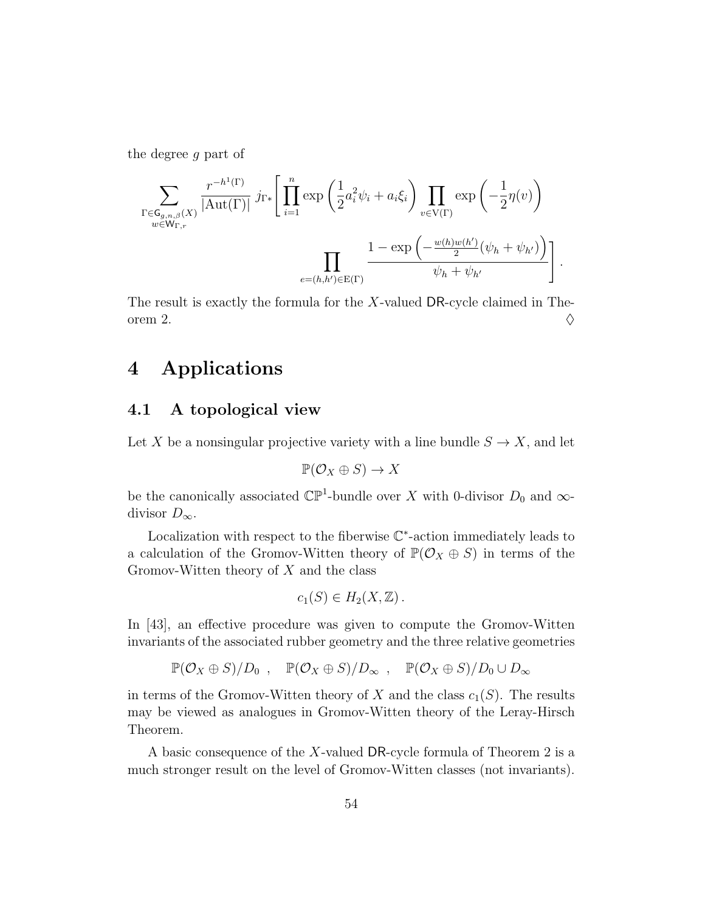the degree $g$ part of

$$\sum_{\substack{\Gamma\in \mathsf{G}_{g,n,\beta}(X)\\ w\in \mathsf{W}_{\Gamma,r}}} \frac{r^{-h^1(\Gamma)}}{|\mathrm{Aut}(\Gamma)|}\, j_{\Gamma*}\Bigg[\prod_{i=1}^n \exp\left(\frac{1}{2}a_i^2\psi_i + a_i\xi_i\right) \prod_{v\in \mathrm{V}(\Gamma)} \exp\left(-\frac{1}{2}\eta(v)\right)$$

$$\prod_{e=(h,h')\in \mathrm{E}(\Gamma)} \frac{1-\exp\left(-\frac{w(h)w(h')}{2}(\psi_h+\psi_{h'})\right)}{\psi_h+\psi_{h'}}\Bigg]\,.$$

The result is exactly the formula for the $X$-valued $\mathsf{DR}$-cycle claimed in Theorem 2. $\Diamond$

# 4 Applications

## 4.1 A topological view

Let $X$ be a nonsingular projective variety with a line bundle $S \to X$, and let

$$\mathbb{P}(\mathcal{O}_X \oplus S) \to X$$

be the canonically associated $\mathbb{CP}^1$-bundle over $X$ with 0-divisor $D_0$ and $\infty$-divisor $D_\infty$.

Localization with respect to the fiberwise $\mathbb{C}^*$-action immediately leads to a calculation of the Gromov-Witten theory of $\mathbb{P}(\mathcal{O}_X \oplus S)$ in terms of the Gromov-Witten theory of $X$ and the class

$$c_1(S) \in H_2(X,\mathbb{Z})\,.$$

In [43], an effective procedure was given to compute the Gromov-Witten invariants of the associated rubber geometry and the three relative geometries

$$\mathbb{P}(\mathcal{O}_X \oplus S)/D_0\ ,\quad \mathbb{P}(\mathcal{O}_X \oplus S)/D_\infty\ ,\quad \mathbb{P}(\mathcal{O}_X \oplus S)/D_0 \cup D_\infty$$

in terms of the Gromov-Witten theory of $X$ and the class $c_1(S)$. The results may be viewed as analogues in Gromov-Witten theory of the Leray-Hirsch Theorem.

A basic consequence of the $X$-valued $\mathsf{DR}$-cycle formula of Theorem 2 is a much stronger result on the level of Gromov-Witten classes (not invariants).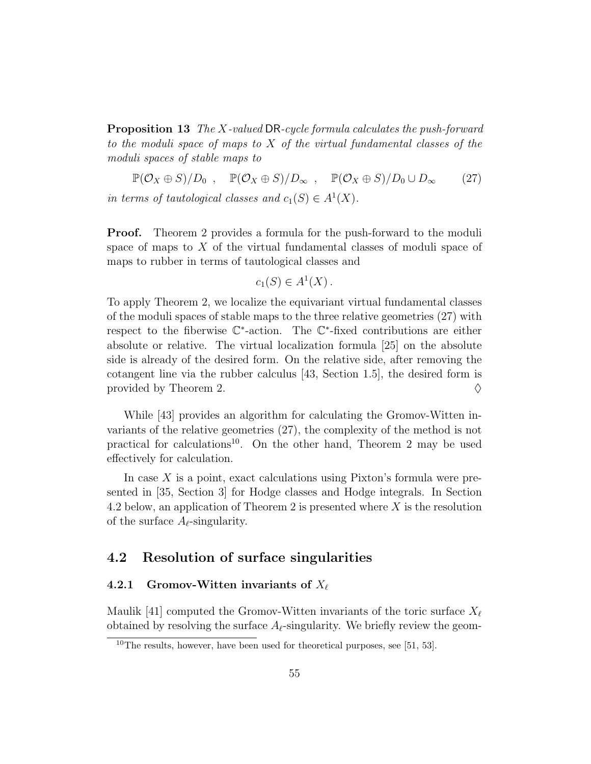**Proposition 13** *The $X$-valued* $\mathsf{DR}$*-cycle formula calculates the push-forward to the moduli space of maps to $X$ of the virtual fundamental classes of the moduli spaces of stable maps to*

$$\mathbb{P}(\mathcal{O}_X \oplus S)/D_0 \ , \quad \mathbb{P}(\mathcal{O}_X \oplus S)/D_\infty \ , \quad \mathbb{P}(\mathcal{O}_X \oplus S)/D_0 \cup D_\infty \tag{27}$$

*in terms of tautological classes and $c_1(S) \in A^1(X)$.*

**Proof.** Theorem 2 provides a formula for the push-forward to the moduli space of maps to $X$ of the virtual fundamental classes of moduli space of maps to rubber in terms of tautological classes and

$$c_1(S) \in A^1(X)\,.$$

To apply Theorem 2, we localize the equivariant virtual fundamental classes of the moduli spaces of stable maps to the three relative geometries (27) with respect to the fiberwise $\mathbb{C}^*$-action. The $\mathbb{C}^*$-fixed contributions are either absolute or relative. The virtual localization formula [25] on the absolute side is already of the desired form. On the relative side, after removing the cotangent line via the rubber calculus [43, Section 1.5], the desired form is provided by Theorem 2. $\Diamond$

While [43] provides an algorithm for calculating the Gromov-Witten invariants of the relative geometries (27), the complexity of the method is not practical for calculations[10]. On the other hand, Theorem 2 may be used effectively for calculation.

In case $X$ is a point, exact calculations using Pixton's formula were presented in [35, Section 3] for Hodge classes and Hodge integrals. In Section 4.2 below, an application of Theorem 2 is presented where $X$ is the resolution of the surface $A_\ell$-singularity.

## 4.2 Resolution of surface singularities

### 4.2.1 Gromov-Witten invariants of $X_\ell$

Maulik [41] computed the Gromov-Witten invariants of the toric surface $X_\ell$ obtained by resolving the surface $A_\ell$-singularity. We briefly review the geom-

[10] The results, however, have been used for theoretical purposes, see [51, 53].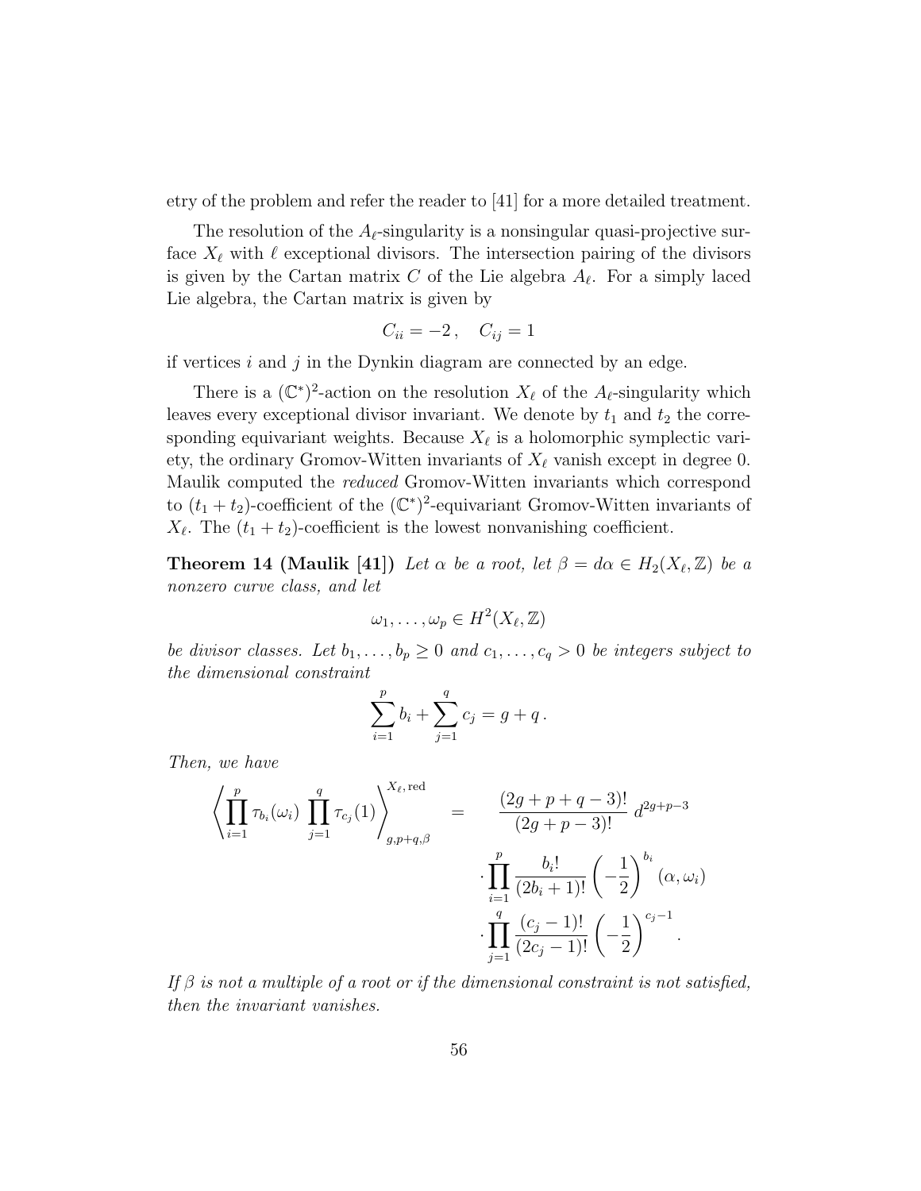etry of the problem and refer the reader to [41] for a more detailed treatment.

The resolution of the $A_\ell$-singularity is a nonsingular quasi-projective surface $X_\ell$ with $\ell$ exceptional divisors. The intersection pairing of the divisors is given by the Cartan matrix $C$ of the Lie algebra $A_\ell$. For a simply laced Lie algebra, the Cartan matrix is given by

$$C_{ii} = -2\,, \quad C_{ij} = 1$$

if vertices $i$ and $j$ in the Dynkin diagram are connected by an edge.

There is a $(\mathbb{C}^*)^2$-action on the resolution $X_\ell$ of the $A_\ell$-singularity which leaves every exceptional divisor invariant. We denote by $t_1$ and $t_2$ the corresponding equivariant weights. Because $X_\ell$ is a holomorphic symplectic variety, the ordinary Gromov-Witten invariants of $X_\ell$ vanish except in degree 0. Maulik computed the *reduced* Gromov-Witten invariants which correspond to $(t_1+t_2)$-coefficient of the $(\mathbb{C}^*)^2$-equivariant Gromov-Witten invariants of $X_\ell$. The $(t_1+t_2)$-coefficient is the lowest nonvanishing coefficient.

**Theorem 14 (Maulik [41])** *Let $\alpha$ be a root, let $\beta = d\alpha \in H_2(X_\ell, \mathbb{Z})$ be a nonzero curve class, and let*

$$\omega_1, \ldots, \omega_p \in H^2(X_\ell, \mathbb{Z})$$

*be divisor classes. Let $b_1, \ldots, b_p \geq 0$ and $c_1, \ldots, c_q > 0$ be integers subject to the dimensional constraint*

$$\sum_{i=1}^{p} b_i + \sum_{j=1}^{q} c_j = g + q\,.$$

*Then, we have*

$$\left\langle \prod_{i=1}^{p} \tau_{b_i}(\omega_i) \prod_{j=1}^{q} \tau_{c_j}(1) \right\rangle_{g,p+q,\beta}^{X_\ell,\,\mathrm{red}} = \frac{(2g+p+q-3)!}{(2g+p-3)!}\, d^{2g+p-3} \cdot \prod_{i=1}^{p} \frac{b_i!}{(2b_i+1)!} \left(-\frac{1}{2}\right)^{b_i} (\alpha, \omega_i) \cdot \prod_{j=1}^{q} \frac{(c_j-1)!}{(2c_j-1)!} \left(-\frac{1}{2}\right)^{c_j-1}.$$

*If $\beta$ is not a multiple of a root or if the dimensional constraint is not satisfied, then the invariant vanishes.*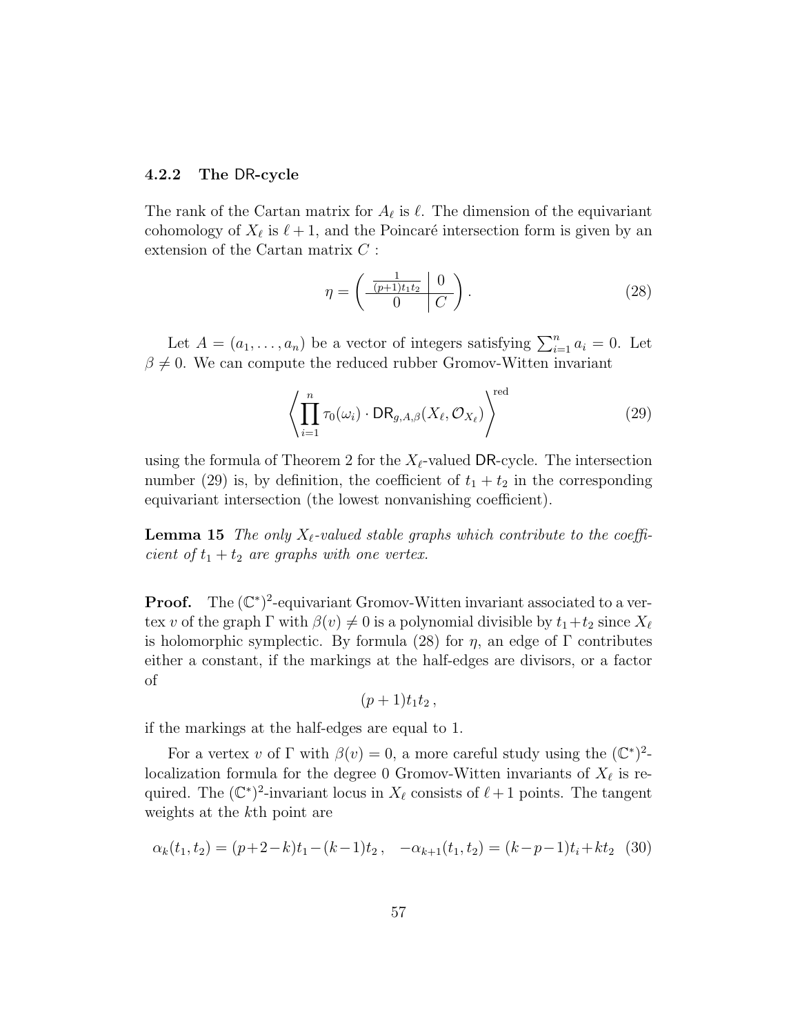### 4.2.2 The $\mathsf{DR}$-cycle

The rank of the Cartan matrix for $A_\ell$ is $\ell$. The dimension of the equivariant cohomology of $X_\ell$ is $\ell+1$, and the Poincaré intersection form is given by an extension of the Cartan matrix $C$ :

$$\eta = \left( \begin{array}{c|c} \frac{1}{(p+1)t_1 t_2} & 0 \\ \hline 0 & C \end{array} \right). \tag{28}$$

Let $A = (a_1, \ldots, a_n)$ be a vector of integers satisfying $\sum_{i=1}^n a_i = 0$. Let $\beta \neq 0$. We can compute the reduced rubber Gromov-Witten invariant

$$\left\langle \prod_{i=1}^n \tau_0(\omega_i) \cdot \mathsf{DR}_{g,A,\beta}(X_\ell, \mathcal{O}_{X_\ell}) \right\rangle^{\text{red}} \tag{29}$$

using the formula of Theorem 2 for the $X_\ell$-valued $\mathsf{DR}$-cycle. The intersection number (29) is, by definition, the coefficient of $t_1+t_2$ in the corresponding equivariant intersection (the lowest nonvanishing coefficient).

**Lemma 15** *The only $X_\ell$-valued stable graphs which contribute to the coefficient of $t_1+t_2$ are graphs with one vertex.*

**Proof.** The $(\mathbb{C}^*)^2$-equivariant Gromov-Witten invariant associated to a vertex $v$ of the graph $\Gamma$ with $\beta(v) \neq 0$ is a polynomial divisible by $t_1+t_2$ since $X_\ell$ is holomorphic symplectic. By formula (28) for $\eta$, an edge of $\Gamma$ contributes either a constant, if the markings at the half-edges are divisors, or a factor of

$$(p+1)t_1 t_2 \,,$$

if the markings at the half-edges are equal to 1.

For a vertex $v$ of $\Gamma$ with $\beta(v) = 0$, a more careful study using the $(\mathbb{C}^*)^2$-localization formula for the degree 0 Gromov-Witten invariants of $X_\ell$ is required. The $(\mathbb{C}^*)^2$-invariant locus in $X_\ell$ consists of $\ell+1$ points. The tangent weights at the $k$th point are

$$\alpha_k(t_1,t_2) = (p+2-k)t_1 - (k-1)t_2 \,, \quad -\alpha_{k+1}(t_1,t_2) = (k-p-1)t_i + kt_2 \tag{30}$$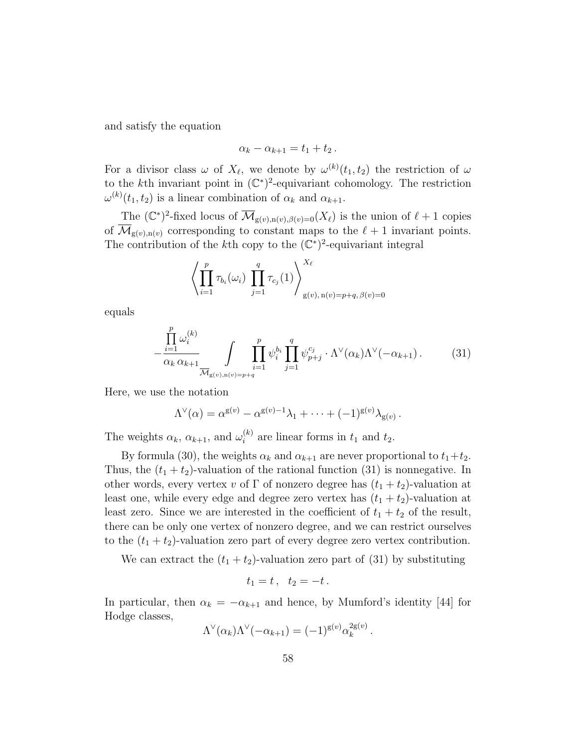and satisfy the equation

$$\alpha_k - \alpha_{k+1} = t_1 + t_2 \,.$$

For a divisor class $\omega$ of $X_\ell$, we denote by $\omega^{(k)}(t_1, t_2)$ the restriction of $\omega$ to the $k$th invariant point in $(\mathbb{C}^*)^2$-equivariant cohomology. The restriction $\omega^{(k)}(t_1, t_2)$ is a linear combination of $\alpha_k$ and $\alpha_{k+1}$.

The $(\mathbb{C}^*)^2$-fixed locus of $\overline{\mathcal{M}}_{\mathrm{g}(v),\mathrm{n}(v),\beta(v)=0}(X_\ell)$ is the union of $\ell+1$ copies of $\overline{\mathcal{M}}_{\mathrm{g}(v),\mathrm{n}(v)}$ corresponding to constant maps to the $\ell+1$ invariant points. The contribution of the $k$th copy to the $(\mathbb{C}^*)^2$-equivariant integral

$$\left\langle \prod_{i=1}^{p} \tau_{b_i}(\omega_i) \, \prod_{j=1}^{q} \tau_{c_j}(1) \right\rangle^{X_\ell}_{\mathrm{g}(v),\,\mathrm{n}(v)=p+q,\,\beta(v)=0}$$

equals

$$-\frac{\prod_{i=1}^{p} \omega_i^{(k)}}{\alpha_k \, \alpha_{k+1}} \int_{\overline{\mathcal{M}}_{\mathrm{g}(v),\mathrm{n}(v)=p+q}} \prod_{i=1}^{p} \psi_i^{b_i} \prod_{j=1}^{q} \psi_{p+j}^{c_j} \cdot \Lambda^\vee(\alpha_k) \Lambda^\vee(-\alpha_{k+1}) \,. \tag{31}$$

Here, we use the notation

$$\Lambda^\vee(\alpha) = \alpha^{\mathrm{g}(v)} - \alpha^{\mathrm{g}(v)-1}\lambda_1 + \cdots + (-1)^{\mathrm{g}(v)} \lambda_{\mathrm{g}(v)} \,.$$

The weights $\alpha_k$, $\alpha_{k+1}$, and $\omega_i^{(k)}$ are linear forms in $t_1$ and $t_2$.

By formula (30), the weights $\alpha_k$ and $\alpha_{k+1}$ are never proportional to $t_1+t_2$. Thus, the $(t_1+t_2)$-valuation of the rational function (31) is nonnegative. In other words, every vertex $v$ of $\Gamma$ of nonzero degree has $(t_1+t_2)$-valuation at least one, while every edge and degree zero vertex has $(t_1+t_2)$-valuation at least zero. Since we are interested in the coefficient of $t_1+t_2$ of the result, there can be only one vertex of nonzero degree, and we can restrict ourselves to the $(t_1+t_2)$-valuation zero part of every degree zero vertex contribution.

We can extract the $(t_1+t_2)$-valuation zero part of (31) by substituting

$$t_1 = t \,, \quad t_2 = -t \,.$$

In particular, then $\alpha_k = -\alpha_{k+1}$ and hence, by Mumford's identity [44] for Hodge classes,

$$\Lambda^\vee(\alpha_k)\Lambda^\vee(-\alpha_{k+1}) = (-1)^{\mathrm{g}(v)} \alpha_k^{2\mathrm{g}(v)} \,.$$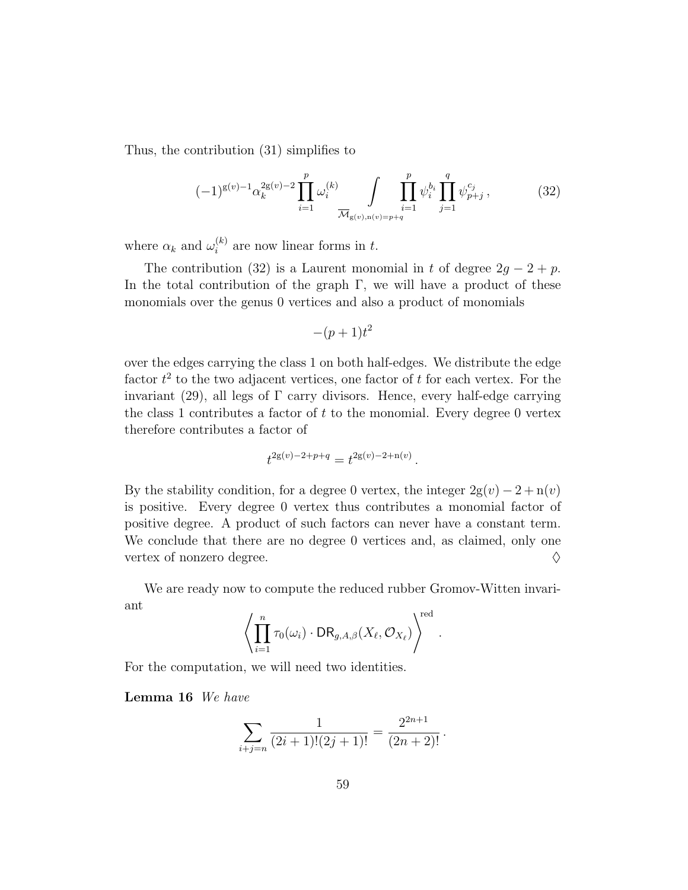Thus, the contribution (31) simplifies to

$$(-1)^{\mathrm{g}(v)-1}\alpha_k^{2\mathrm{g}(v)-2}\prod_{i=1}^{p}\omega_i^{(k)} \int_{\overline{\mathcal{M}}_{\mathrm{g}(v),\mathrm{n}(v)=p+q}} \prod_{i=1}^{p}\psi_i^{b_i}\prod_{j=1}^{q}\psi_{p+j}^{c_j}\,, \tag{32}$$

where $\alpha_k$ and $\omega_i^{(k)}$ are now linear forms in $t$.

The contribution (32) is a Laurent monomial in $t$ of degree $2g-2+p$. In the total contribution of the graph $\Gamma$, we will have a product of these monomials over the genus 0 vertices and also a product of monomials

$$-(p+1)t^2$$

over the edges carrying the class 1 on both half-edges. We distribute the edge factor $t^2$ to the two adjacent vertices, one factor of $t$ for each vertex. For the invariant (29), all legs of $\Gamma$ carry divisors. Hence, every half-edge carrying the class 1 contributes a factor of $t$ to the monomial. Every degree 0 vertex therefore contributes a factor of

$$t^{2\mathrm{g}(v)-2+p+q} = t^{2\mathrm{g}(v)-2+\mathrm{n}(v)}\,.$$

By the stability condition, for a degree 0 vertex, the integer $2\mathrm{g}(v)-2+\mathrm{n}(v)$ is positive. Every degree 0 vertex thus contributes a monomial factor of positive degree. A product of such factors can never have a constant term. We conclude that there are no degree 0 vertices and, as claimed, only one vertex of nonzero degree. $\Diamond$

We are ready now to compute the reduced rubber Gromov-Witten invariant

$$\left\langle \prod_{i=1}^{n}\tau_0(\omega_i)\cdot \mathsf{DR}_{g,A,\beta}(X_\ell,\mathcal{O}_{X_\ell})\right\rangle^{\mathrm{red}}\,.$$

For the computation, we will need two identities.

**Lemma 16** *We have*

$$\sum_{i+j=n}\frac{1}{(2i+1)!(2j+1)!} = \frac{2^{2n+1}}{(2n+2)!}\,.$$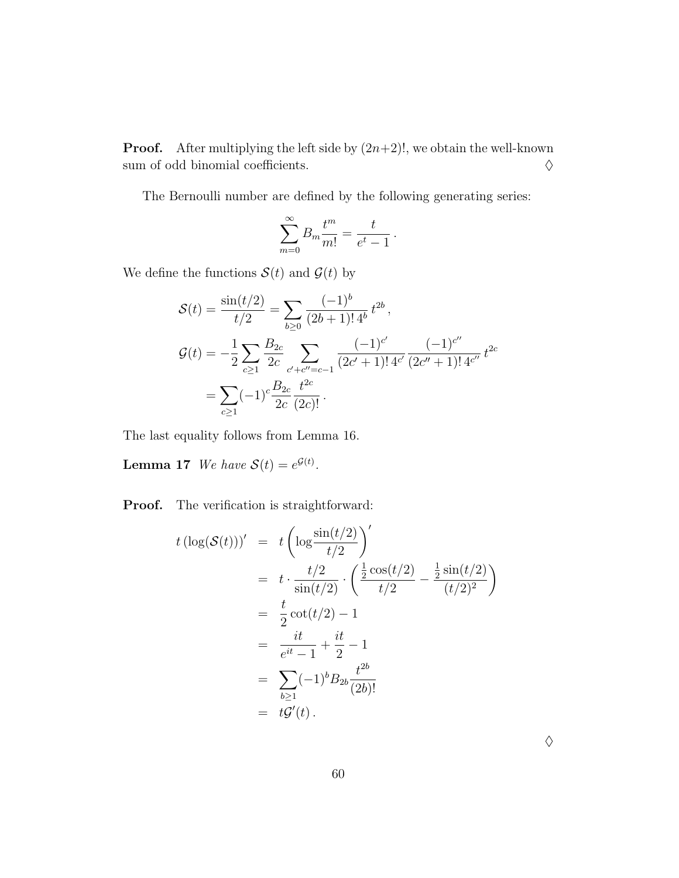**Proof.** After multiplying the left side by $(2n+2)!$, we obtain the well-known sum of odd binomial coefficients. $\diamondsuit$

The Bernoulli number are defined by the following generating series:

$$\sum_{m=0}^{\infty} B_m \frac{t^m}{m!} = \frac{t}{e^t - 1}\,.$$

We define the functions $\mathcal{S}(t)$ and $\mathcal{G}(t)$ by

$$\begin{aligned}
\mathcal{S}(t) &= \frac{\sin(t/2)}{t/2} = \sum_{b \geq 0} \frac{(-1)^b}{(2b+1)!\,4^b}\, t^{2b}\,, \\
\mathcal{G}(t) &= -\frac{1}{2} \sum_{c \geq 1} \frac{B_{2c}}{2c} \sum_{c'+c''=c-1} \frac{(-1)^{c'}}{(2c'+1)!\,4^{c'}} \frac{(-1)^{c''}}{(2c''+1)!\,4^{c''}}\, t^{2c} \\
&= \sum_{c \geq 1} (-1)^c \frac{B_{2c}}{2c} \frac{t^{2c}}{(2c)!}\,.
\end{aligned}$$

The last equality follows from Lemma 16.

**Lemma 17** *We have $\mathcal{S}(t) = e^{\mathcal{G}(t)}$.*

**Proof.** The verification is straightforward:

$$\begin{aligned}
t\,(\log(\mathcal{S}(t)))' &= t\left(\log\frac{\sin(t/2)}{t/2}\right)' \\
&= t \cdot \frac{t/2}{\sin(t/2)} \cdot \left(\frac{\frac{1}{2}\cos(t/2)}{t/2} - \frac{\frac{1}{2}\sin(t/2)}{(t/2)^2}\right) \\
&= \frac{t}{2}\cot(t/2) - 1 \\
&= \frac{it}{e^{it}-1} + \frac{it}{2} - 1 \\
&= \sum_{b \geq 1} (-1)^b B_{2b} \frac{t^{2b}}{(2b)!} \\
&= t\mathcal{G}'(t)\,.
\end{aligned}$$

$\diamondsuit$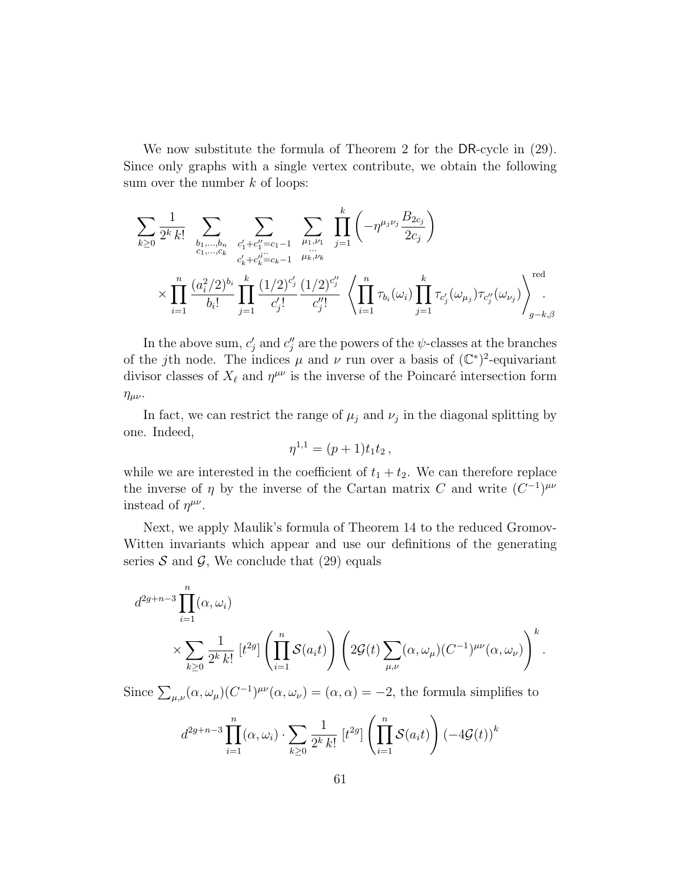We now substitute the formula of Theorem 2 for the $\mathsf{DR}$-cycle in (29). Since only graphs with a single vertex contribute, we obtain the following sum over the number $k$ of loops:

$$
\sum_{k\geq 0} \frac{1}{2^k\, k!} \sum_{\substack{b_1,\ldots,b_n \\ c_1,\ldots,c_k}} \sum_{\substack{c_1'+c_1''=c_1-1 \\ \cdots \\ c_k'+c_k''=c_k-1}} \sum_{\substack{\mu_1,\nu_1 \\ \cdots \\ \mu_k,\nu_k}} \prod_{j=1}^{k} \left( -\eta^{\mu_j\nu_j} \frac{B_{2c_j}}{2c_j} \right)
$$

$$
\times \prod_{i=1}^{n} \frac{(a_i^2/2)^{b_i}}{b_i!} \prod_{j=1}^{k} \frac{(1/2)^{c_j'}}{c_j'!} \frac{(1/2)^{c_j''}}{c_j''!} \left\langle \prod_{i=1}^{n} \tau_{b_i}(\omega_i) \prod_{j=1}^{k} \tau_{c_j'}(\omega_{\mu_j}) \tau_{c_j''}(\omega_{\nu_j}) \right\rangle_{g-k,\beta}^{\mathrm{red}}.
$$

In the above sum, $c_j'$ and $c_j''$ are the powers of the $\psi$-classes at the branches of the $j$th node. The indices $\mu$ and $\nu$ run over a basis of $(\mathbb{C}^*)^2$-equivariant divisor classes of $X_\ell$ and $\eta^{\mu\nu}$ is the inverse of the Poincaré intersection form $\eta_{\mu\nu}$.

In fact, we can restrict the range of $\mu_j$ and $\nu_j$ in the diagonal splitting by one. Indeed,

$$
\eta^{1,1} = (p+1)t_1 t_2\,,
$$

while we are interested in the coefficient of $t_1 + t_2$. We can therefore replace the inverse of $\eta$ by the inverse of the Cartan matrix $C$ and write $(C^{-1})^{\mu\nu}$ instead of $\eta^{\mu\nu}$.

Next, we apply Maulik's formula of Theorem 14 to the reduced Gromov-Witten invariants which appear and use our definitions of the generating series $\mathcal{S}$ and $\mathcal{G}$, We conclude that (29) equals

$$
d^{2g+n-3} \prod_{i=1}^{n} (\alpha, \omega_i)
$$

$$
\times \sum_{k\geq 0} \frac{1}{2^k\, k!} \, [t^{2g}] \left( \prod_{i=1}^{n} \mathcal{S}(a_i t) \right) \left( 2\mathcal{G}(t) \sum_{\mu,\nu} (\alpha, \omega_\mu)(C^{-1})^{\mu\nu}(\alpha, \omega_\nu) \right)^k .
$$

Since $\sum_{\mu,\nu}(\alpha,\omega_\mu)(C^{-1})^{\mu\nu}(\alpha,\omega_\nu) = (\alpha,\alpha) = -2$, the formula simplifies to

$$
d^{2g+n-3} \prod_{i=1}^{n} (\alpha, \omega_i) \cdot \sum_{k\geq 0} \frac{1}{2^k\, k!} \, [t^{2g}] \left( \prod_{i=1}^{n} \mathcal{S}(a_i t) \right) \left( -4\mathcal{G}(t) \right)^k
$$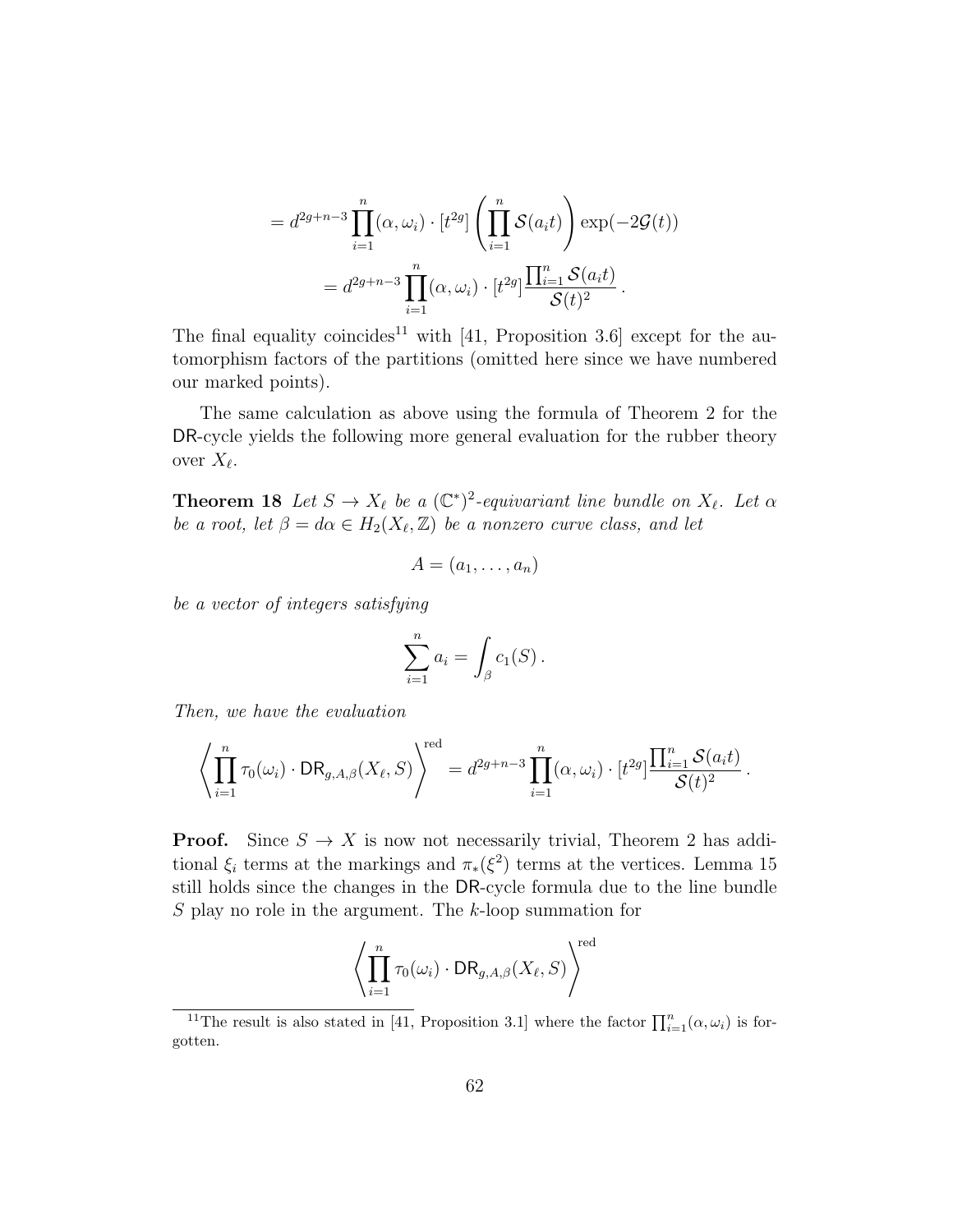$$= d^{2g+n-3} \prod_{i=1}^n (\alpha, \omega_i) \cdot [t^{2g}] \left( \prod_{i=1}^n \mathcal{S}(a_i t) \right) \exp(-2\mathcal{G}(t))$$

$$= d^{2g+n-3} \prod_{i=1}^n (\alpha, \omega_i) \cdot [t^{2g}] \frac{\prod_{i=1}^n \mathcal{S}(a_i t)}{\mathcal{S}(t)^2} \,.$$

The final equality coincides[11] with [41, Proposition 3.6] except for the automorphism factors of the partitions (omitted here since we have numbered our marked points).

The same calculation as above using the formula of Theorem 2 for the $\mathsf{DR}$-cycle yields the following more general evaluation for the rubber theory over $X_\ell$.

**Theorem 18** *Let $S \to X_\ell$ be a $(\mathbb{C}^*)^2$-equivariant line bundle on $X_\ell$. Let $\alpha$ be a root, let $\beta = d\alpha \in H_2(X_\ell, \mathbb{Z})$ be a nonzero curve class, and let*

$$A = (a_1, \ldots, a_n)$$

*be a vector of integers satisfying*

$$\sum_{i=1}^n a_i = \int_\beta c_1(S) \,.$$

*Then, we have the evaluation*

$$\left\langle \prod_{i=1}^n \tau_0(\omega_i) \cdot \mathsf{DR}_{g,A,\beta}(X_\ell, S) \right\rangle^{\mathrm{red}} = d^{2g+n-3} \prod_{i=1}^n (\alpha, \omega_i) \cdot [t^{2g}] \frac{\prod_{i=1}^n \mathcal{S}(a_i t)}{\mathcal{S}(t)^2} \,.$$

**Proof.** Since $S \to X$ is now not necessarily trivial, Theorem 2 has additional $\xi_i$ terms at the markings and $\pi_*(\xi^2)$ terms at the vertices. Lemma 15 still holds since the changes in the $\mathsf{DR}$-cycle formula due to the line bundle $S$ play no role in the argument. The $k$-loop summation for

$$\left\langle \prod_{i=1}^n \tau_0(\omega_i) \cdot \mathsf{DR}_{g,A,\beta}(X_\ell, S) \right\rangle^{\mathrm{red}}$$

[11] The result is also stated in [41, Proposition 3.1] where the factor $\prod_{i=1}^n (\alpha, \omega_i)$ is forgotten.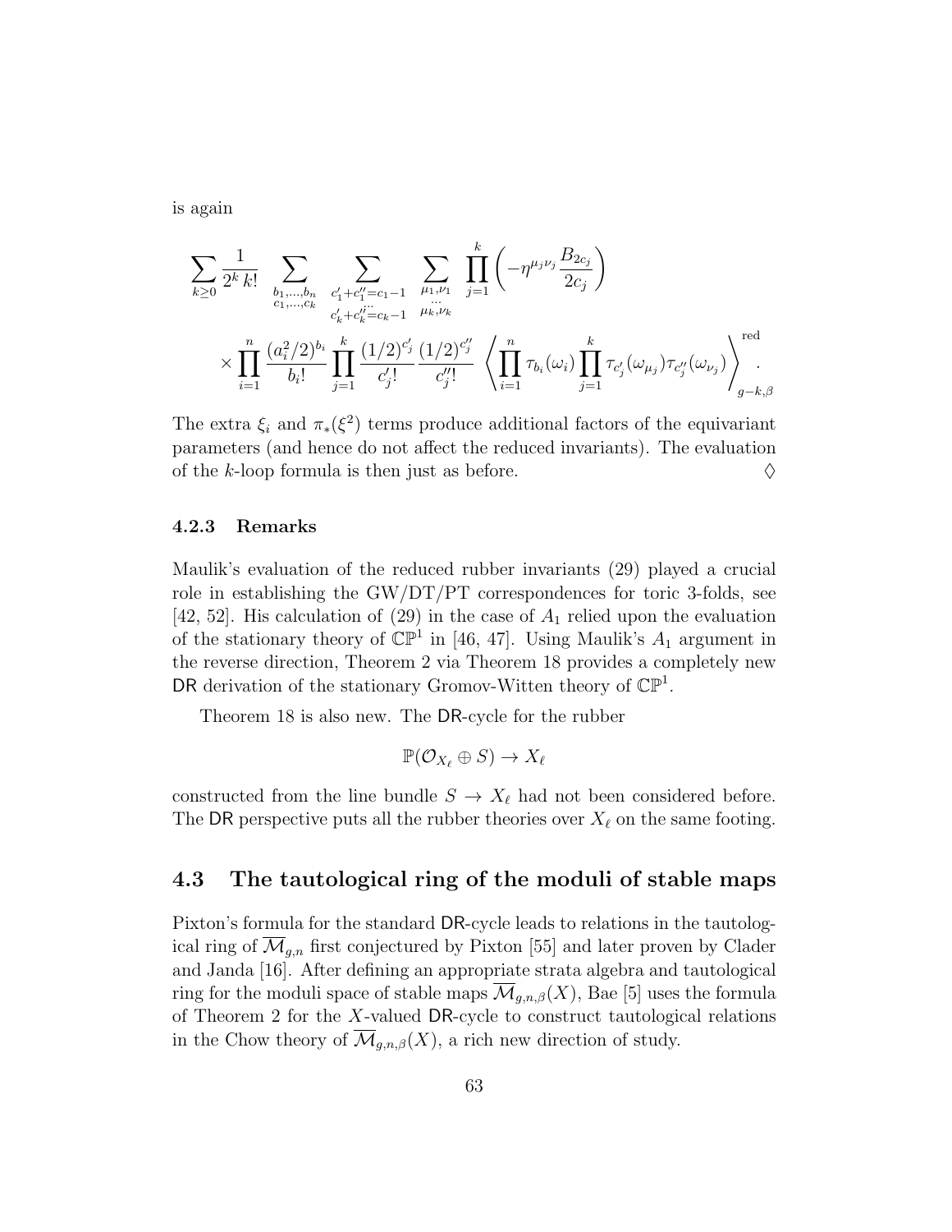is again

$$\sum_{k\geq 0} \frac{1}{2^k\, k!} \sum_{\substack{b_1,\ldots,b_n\\ c_1,\ldots,c_k}} \sum_{\substack{c_1'+c_1''=c_1-1\\ \cdots\\ c_k'+c_k''=c_k-1}} \sum_{\substack{\mu_1,\nu_1\\ \cdots\\ \mu_k,\nu_k}} \prod_{j=1}^{k} \left(-\eta^{\mu_j\nu_j}\frac{B_{2c_j}}{2c_j}\right)$$

$$\times \prod_{i=1}^{n} \frac{(a_i^2/2)^{b_i}}{b_i!} \prod_{j=1}^{k} \frac{(1/2)^{c_j'}}{c_j'!}\frac{(1/2)^{c_j''}}{c_j''!} \left\langle \prod_{i=1}^{n}\tau_{b_i}(\omega_i)\prod_{j=1}^{k}\tau_{c_j'}(\omega_{\mu_j})\tau_{c_j''}(\omega_{\nu_j})\right\rangle_{g-k,\beta}^{\mathrm{red}}.$$

The extra $\xi_i$ and $\pi_*(\xi^2)$ terms produce additional factors of the equivariant parameters (and hence do not affect the reduced invariants). The evaluation of the $k$-loop formula is then just as before. $\Diamond$

#### 4.2.3 Remarks

Maulik's evaluation of the reduced rubber invariants (29) played a crucial role in establishing the GW/DT/PT correspondences for toric 3-folds, see [42, 52]. His calculation of (29) in the case of $A_1$ relied upon the evaluation of the stationary theory of $\mathbb{CP}^1$ in [46, 47]. Using Maulik's $A_1$ argument in the reverse direction, Theorem 2 via Theorem 18 provides a completely new $\mathsf{DR}$ derivation of the stationary Gromov-Witten theory of $\mathbb{CP}^1$.

Theorem 18 is also new. The $\mathsf{DR}$-cycle for the rubber

$$\mathbb{P}(\mathcal{O}_{X_\ell}\oplus S)\to X_\ell$$

constructed from the line bundle $S\to X_\ell$ had not been considered before. The $\mathsf{DR}$ perspective puts all the rubber theories over $X_\ell$ on the same footing.

### 4.3 The tautological ring of the moduli of stable maps

Pixton's formula for the standard $\mathsf{DR}$-cycle leads to relations in the tautological ring of $\overline{\mathcal{M}}_{g,n}$ first conjectured by Pixton [55] and later proven by Clader and Janda [16]. After defining an appropriate strata algebra and tautological ring for the moduli space of stable maps $\overline{\mathcal{M}}_{g,n,\beta}(X)$, Bae [5] uses the formula of Theorem 2 for the $X$-valued $\mathsf{DR}$-cycle to construct tautological relations in the Chow theory of $\overline{\mathcal{M}}_{g,n,\beta}(X)$, a rich new direction of study.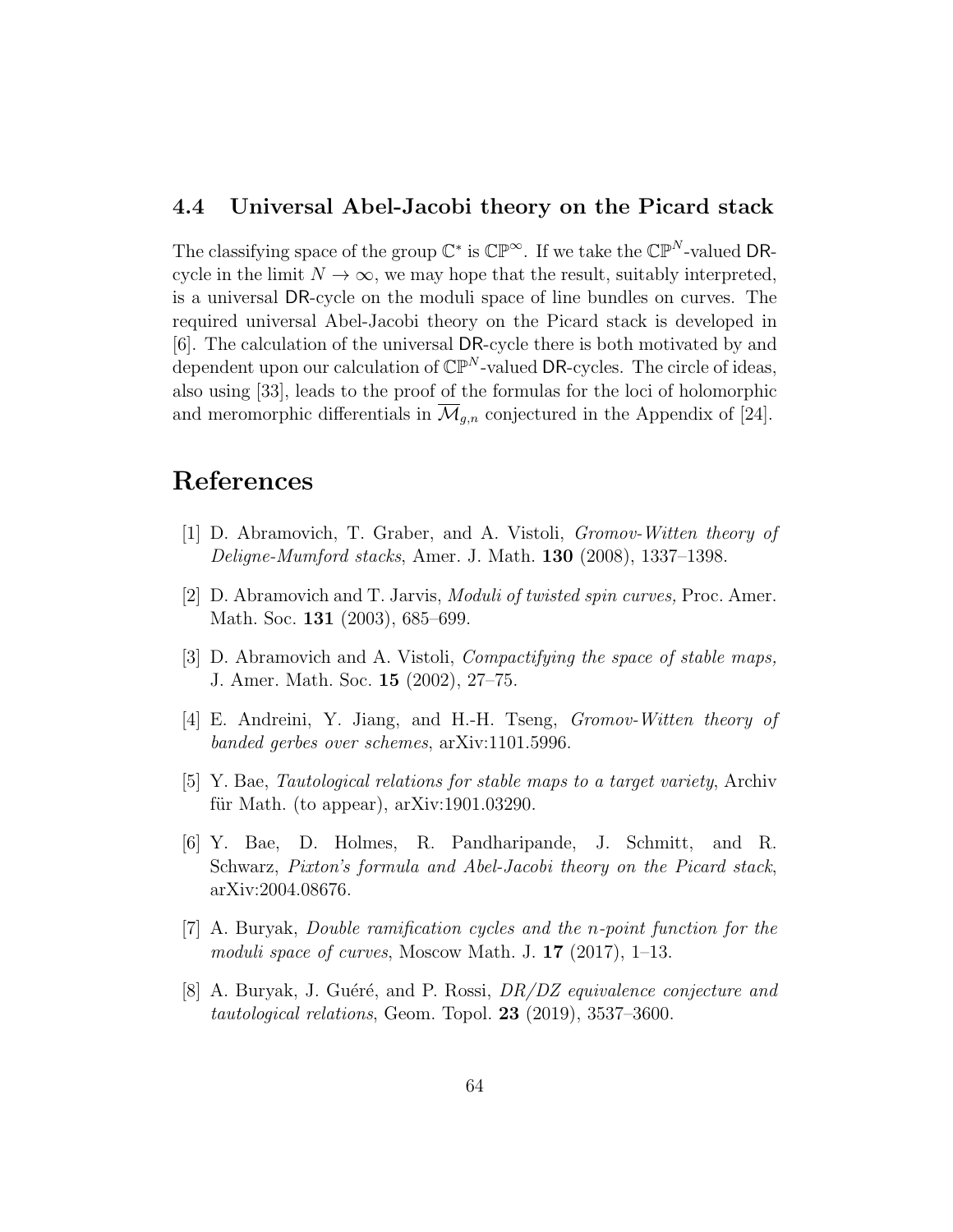### 4.4 Universal Abel-Jacobi theory on the Picard stack

The classifying space of the group $\mathbb{C}^*$ is $\mathbb{CP}^\infty$. If we take the $\mathbb{CP}^N$-valued $\mathsf{DR}$-cycle in the limit $N \to \infty$, we may hope that the result, suitably interpreted, is a universal $\mathsf{DR}$-cycle on the moduli space of line bundles on curves. The required universal Abel-Jacobi theory on the Picard stack is developed in [6]. The calculation of the universal $\mathsf{DR}$-cycle there is both motivated by and dependent upon our calculation of $\mathbb{CP}^N$-valued $\mathsf{DR}$-cycles. The circle of ideas, also using [33], leads to the proof of the formulas for the loci of holomorphic and meromorphic differentials in $\overline{\mathcal{M}}_{g,n}$ conjectured in the Appendix of [24].

# References

[1] D. Abramovich, T. Graber, and A. Vistoli, *Gromov-Witten theory of Deligne-Mumford stacks*, Amer. J. Math. **130** (2008), 1337–1398.

[2] D. Abramovich and T. Jarvis, *Moduli of twisted spin curves,* Proc. Amer. Math. Soc. **131** (2003), 685–699.

[3] D. Abramovich and A. Vistoli, *Compactifying the space of stable maps,* J. Amer. Math. Soc. **15** (2002), 27–75.

[4] E. Andreini, Y. Jiang, and H.-H. Tseng, *Gromov-Witten theory of banded gerbes over schemes*, arXiv:1101.5996.

[5] Y. Bae, *Tautological relations for stable maps to a target variety*, Archiv für Math. (to appear), arXiv:1901.03290.

[6] Y. Bae, D. Holmes, R. Pandharipande, J. Schmitt, and R. Schwarz, *Pixton's formula and Abel-Jacobi theory on the Picard stack*, arXiv:2004.08676.

[7] A. Buryak, *Double ramification cycles and the n-point function for the moduli space of curves*, Moscow Math. J. **17** (2017), 1–13.

[8] A. Buryak, J. Guéré, and P. Rossi, *DR/DZ equivalence conjecture and tautological relations*, Geom. Topol. **23** (2019), 3537–3600.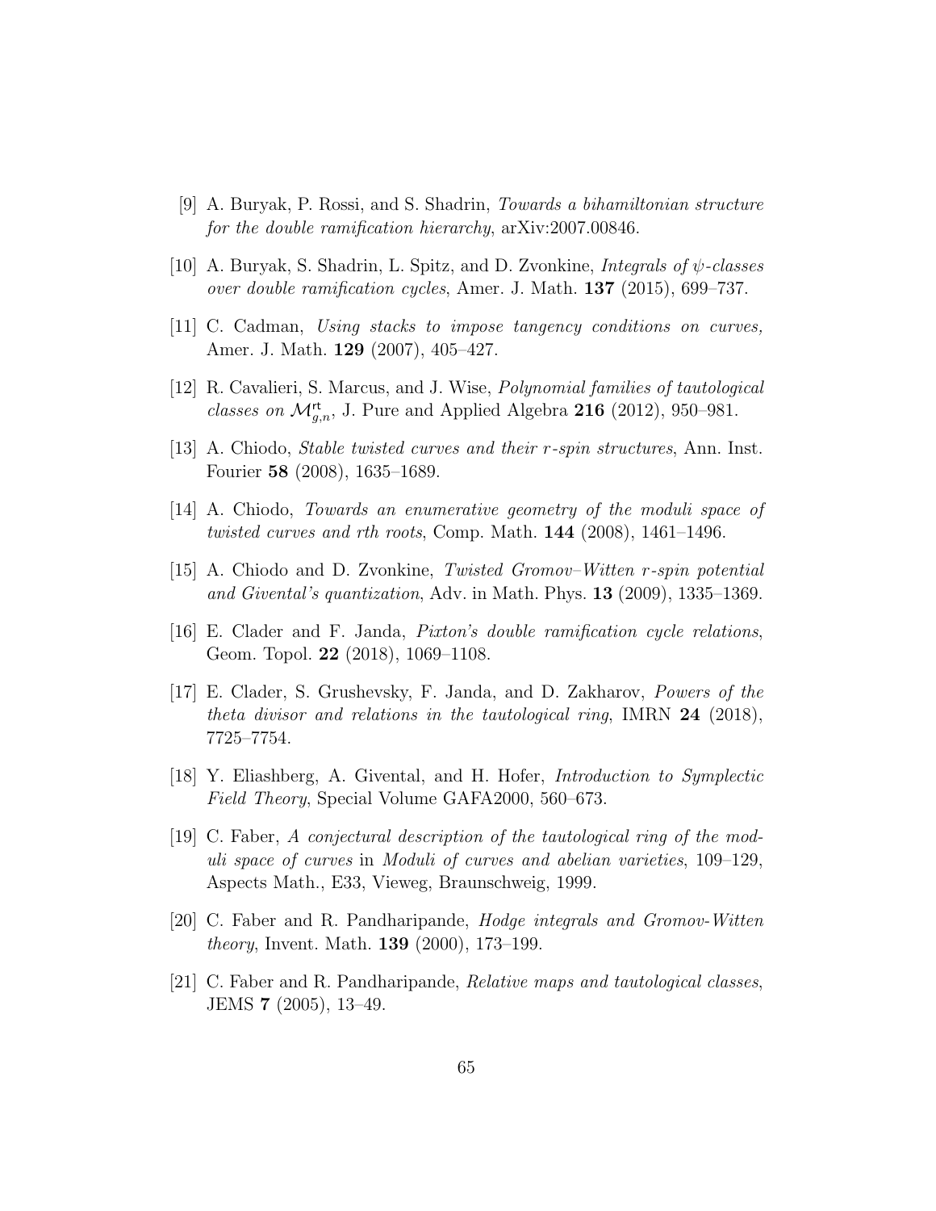[9] A. Buryak, P. Rossi, and S. Shadrin, *Towards a bihamiltonian structure for the double ramification hierarchy*, arXiv:2007.00846.

[10] A. Buryak, S. Shadrin, L. Spitz, and D. Zvonkine, *Integrals of $\psi$-classes over double ramification cycles*, Amer. J. Math. **137** (2015), 699–737.

[11] C. Cadman, *Using stacks to impose tangency conditions on curves,* Amer. J. Math. **129** (2007), 405–427.

[12] R. Cavalieri, S. Marcus, and J. Wise, *Polynomial families of tautological classes on $\mathcal{M}^{\mathrm{rt}}_{g,n}$*, J. Pure and Applied Algebra **216** (2012), 950–981.

[13] A. Chiodo, *Stable twisted curves and their $r$-spin structures*, Ann. Inst. Fourier **58** (2008), 1635–1689.

[14] A. Chiodo, *Towards an enumerative geometry of the moduli space of twisted curves and rth roots*, Comp. Math. **144** (2008), 1461–1496.

[15] A. Chiodo and D. Zvonkine, *Twisted Gromov–Witten $r$-spin potential and Givental's quantization*, Adv. in Math. Phys. **13** (2009), 1335–1369.

[16] E. Clader and F. Janda, *Pixton's double ramification cycle relations*, Geom. Topol. **22** (2018), 1069–1108.

[17] E. Clader, S. Grushevsky, F. Janda, and D. Zakharov, *Powers of the theta divisor and relations in the tautological ring*, IMRN **24** (2018), 7725–7754.

[18] Y. Eliashberg, A. Givental, and H. Hofer, *Introduction to Symplectic Field Theory*, Special Volume GAFA2000, 560–673.

[19] C. Faber, *A conjectural description of the tautological ring of the moduli space of curves* in *Moduli of curves and abelian varieties*, 109–129, Aspects Math., E33, Vieweg, Braunschweig, 1999.

[20] C. Faber and R. Pandharipande, *Hodge integrals and Gromov-Witten theory*, Invent. Math. **139** (2000), 173–199.

[21] C. Faber and R. Pandharipande, *Relative maps and tautological classes*, JEMS **7** (2005), 13–49.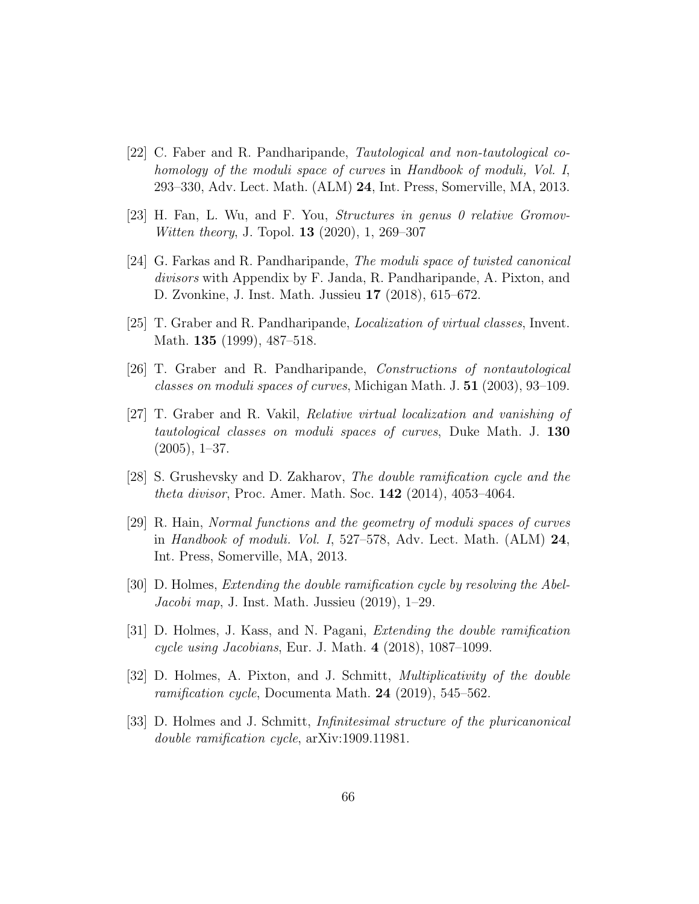[22] C. Faber and R. Pandharipande, *Tautological and non-tautological cohomology of the moduli space of curves* in *Handbook of moduli, Vol. I*, 293–330, Adv. Lect. Math. (ALM) **24**, Int. Press, Somerville, MA, 2013.

[23] H. Fan, L. Wu, and F. You, *Structures in genus 0 relative Gromov-Witten theory,* J. Topol. **13** (2020), 1, 269–307

[24] G. Farkas and R. Pandharipande, *The moduli space of twisted canonical divisors* with Appendix by F. Janda, R. Pandharipande, A. Pixton, and D. Zvonkine, J. Inst. Math. Jussieu **17** (2018), 615–672.

[25] T. Graber and R. Pandharipande, *Localization of virtual classes*, Invent. Math. **135** (1999), 487–518.

[26] T. Graber and R. Pandharipande, *Constructions of nontautological classes on moduli spaces of curves*, Michigan Math. J. **51** (2003), 93–109.

[27] T. Graber and R. Vakil, *Relative virtual localization and vanishing of tautological classes on moduli spaces of curves*, Duke Math. J. **130** (2005), 1–37.

[28] S. Grushevsky and D. Zakharov, *The double ramification cycle and the theta divisor*, Proc. Amer. Math. Soc. **142** (2014), 4053–4064.

[29] R. Hain, *Normal functions and the geometry of moduli spaces of curves* in *Handbook of moduli. Vol. I*, 527–578, Adv. Lect. Math. (ALM) **24**, Int. Press, Somerville, MA, 2013.

[30] D. Holmes, *Extending the double ramification cycle by resolving the Abel-Jacobi map*, J. Inst. Math. Jussieu (2019), 1–29.

[31] D. Holmes, J. Kass, and N. Pagani, *Extending the double ramification cycle using Jacobians*, Eur. J. Math. **4** (2018), 1087–1099.

[32] D. Holmes, A. Pixton, and J. Schmitt, *Multiplicativity of the double ramification cycle*, Documenta Math. **24** (2019), 545–562.

[33] D. Holmes and J. Schmitt, *Infinitesimal structure of the pluricanonical double ramification cycle*, arXiv:1909.11981.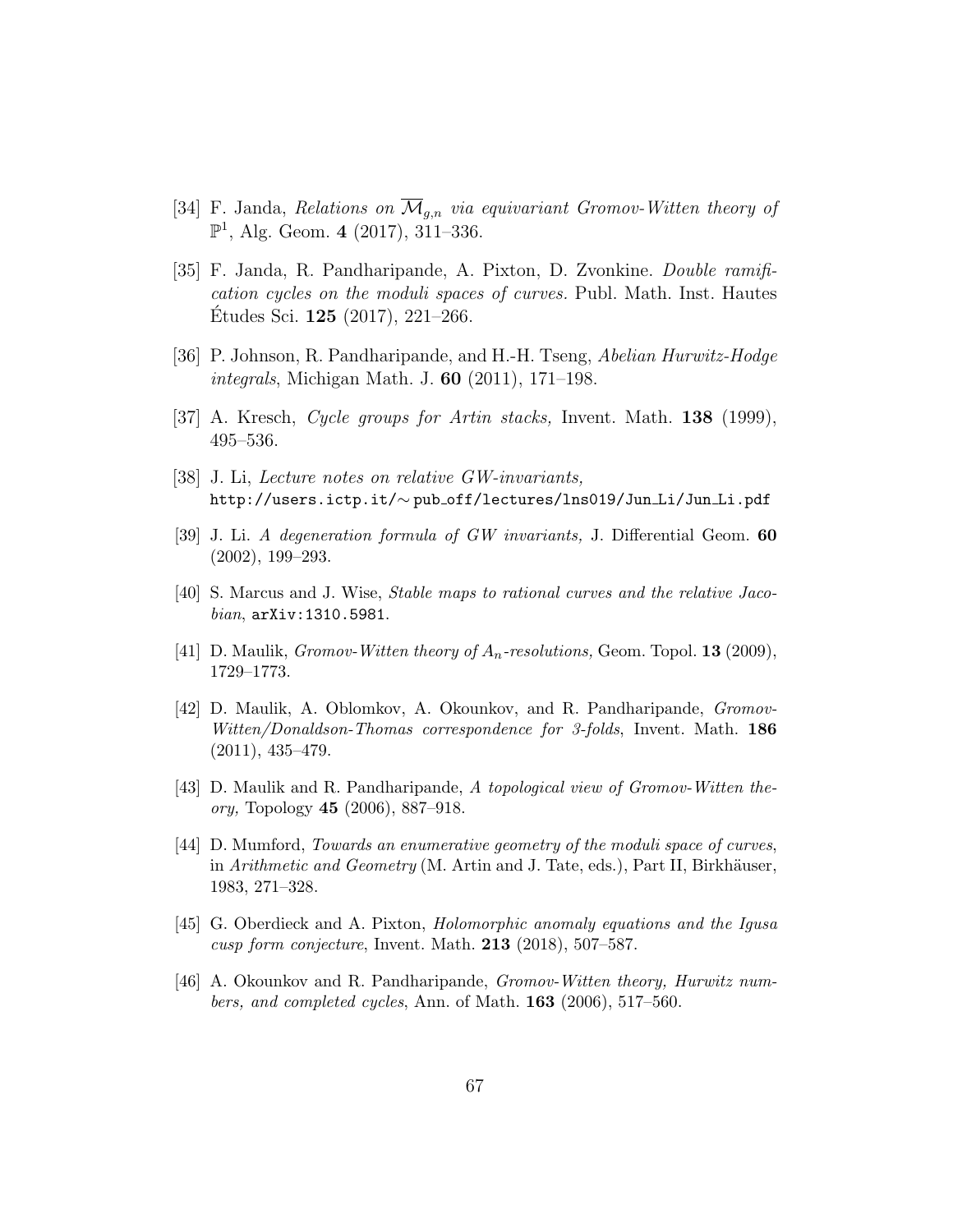[34] F. Janda, *Relations on $\overline{\mathcal{M}}_{g,n}$ via equivariant Gromov-Witten theory of* $\mathbb{P}^1$, Alg. Geom. **4** (2017), 311–336.

[35] F. Janda, R. Pandharipande, A. Pixton, D. Zvonkine. *Double ramification cycles on the moduli spaces of curves.* Publ. Math. Inst. Hautes Études Sci. **125** (2017), 221–266.

[36] P. Johnson, R. Pandharipande, and H.-H. Tseng, *Abelian Hurwitz-Hodge integrals*, Michigan Math. J. **60** (2011), 171–198.

[37] A. Kresch, *Cycle groups for Artin stacks,* Invent. Math. **138** (1999), 495–536.

[38] J. Li, *Lecture notes on relative GW-invariants,* `http://users.ictp.it/~pub_off/lectures/lns019/Jun_Li/Jun_Li.pdf`

[39] J. Li. *A degeneration formula of GW invariants,* J. Differential Geom. **60** (2002), 199–293.

[40] S. Marcus and J. Wise, *Stable maps to rational curves and the relative Jacobian*, `arXiv:1310.5981`.

[41] D. Maulik, *Gromov-Witten theory of $A_n$-resolutions,* Geom. Topol. **13** (2009), 1729–1773.

[42] D. Maulik, A. Oblomkov, A. Okounkov, and R. Pandharipande, *Gromov-Witten/Donaldson-Thomas correspondence for 3-folds*, Invent. Math. **186** (2011), 435–479.

[43] D. Maulik and R. Pandharipande, *A topological view of Gromov-Witten theory,* Topology **45** (2006), 887–918.

[44] D. Mumford, *Towards an enumerative geometry of the moduli space of curves*, in *Arithmetic and Geometry* (M. Artin and J. Tate, eds.), Part II, Birkhäuser, 1983, 271–328.

[45] G. Oberdieck and A. Pixton, *Holomorphic anomaly equations and the Igusa cusp form conjecture*, Invent. Math. **213** (2018), 507–587.

[46] A. Okounkov and R. Pandharipande, *Gromov-Witten theory, Hurwitz numbers, and completed cycles*, Ann. of Math. **163** (2006), 517–560.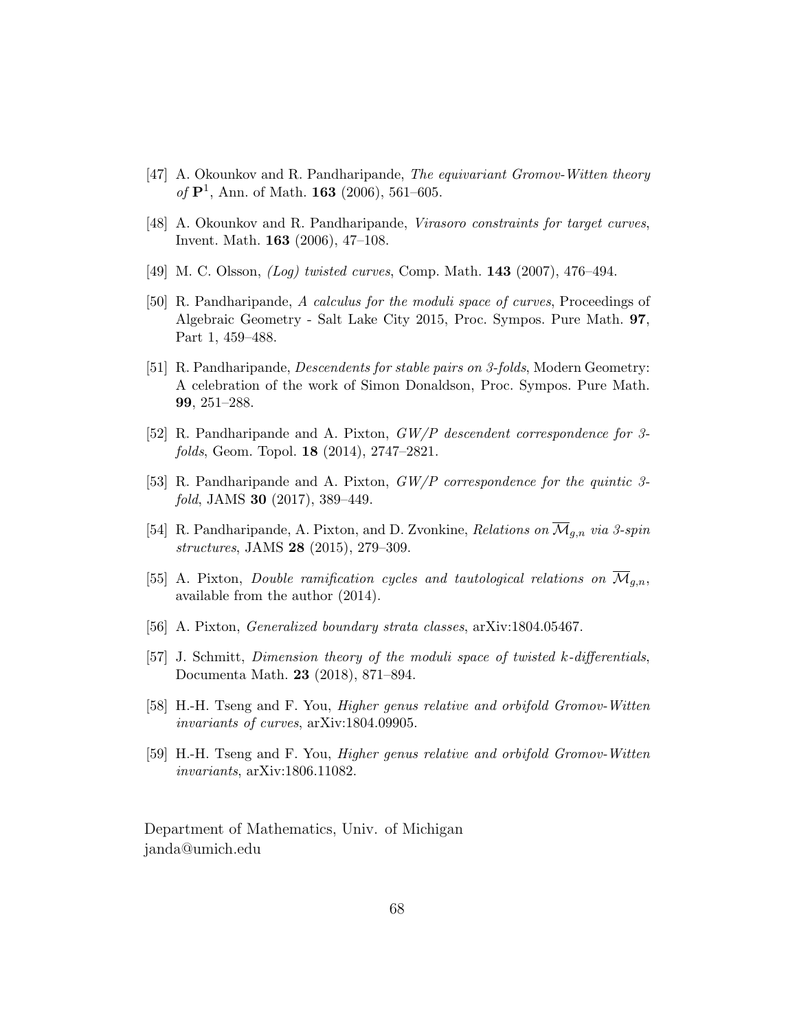[47] A. Okounkov and R. Pandharipande, *The equivariant Gromov-Witten theory of* $\mathbf{P}^1$, Ann. of Math. **163** (2006), 561–605.

[48] A. Okounkov and R. Pandharipande, *Virasoro constraints for target curves*, Invent. Math. **163** (2006), 47–108.

[49] M. C. Olsson, *(Log) twisted curves*, Comp. Math. **143** (2007), 476–494.

[50] R. Pandharipande, *A calculus for the moduli space of curves*, Proceedings of Algebraic Geometry - Salt Lake City 2015, Proc. Sympos. Pure Math. **97**, Part 1, 459–488.

[51] R. Pandharipande, *Descendents for stable pairs on 3-folds*, Modern Geometry: A celebration of the work of Simon Donaldson, Proc. Sympos. Pure Math. **99**, 251–288.

[52] R. Pandharipande and A. Pixton, *GW/P descendent correspondence for 3-folds*, Geom. Topol. **18** (2014), 2747–2821.

[53] R. Pandharipande and A. Pixton, *GW/P correspondence for the quintic 3-fold*, JAMS **30** (2017), 389–449.

[54] R. Pandharipande, A. Pixton, and D. Zvonkine, *Relations on* $\overline{\mathcal{M}}_{g,n}$ *via 3-spin structures*, JAMS **28** (2015), 279–309.

[55] A. Pixton, *Double ramification cycles and tautological relations on* $\overline{\mathcal{M}}_{g,n}$, available from the author (2014).

[56] A. Pixton, *Generalized boundary strata classes*, arXiv:1804.05467.

[57] J. Schmitt, *Dimension theory of the moduli space of twisted k-differentials*, Documenta Math. **23** (2018), 871–894.

[58] H.-H. Tseng and F. You, *Higher genus relative and orbifold Gromov-Witten invariants of curves*, arXiv:1804.09905.

[59] H.-H. Tseng and F. You, *Higher genus relative and orbifold Gromov-Witten invariants*, arXiv:1806.11082.

Department of Mathematics, Univ. of Michigan
janda@umich.edu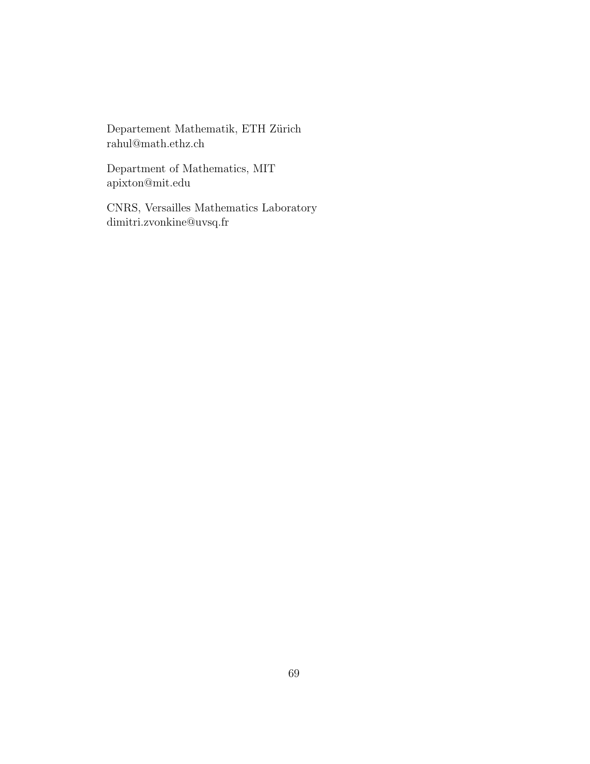Departement Mathematik, ETH Zürich
rahul@math.ethz.ch

Department of Mathematics, MIT
apixton@mit.edu

CNRS, Versailles Mathematics Laboratory
dimitri.zvonkine@uvsq.fr